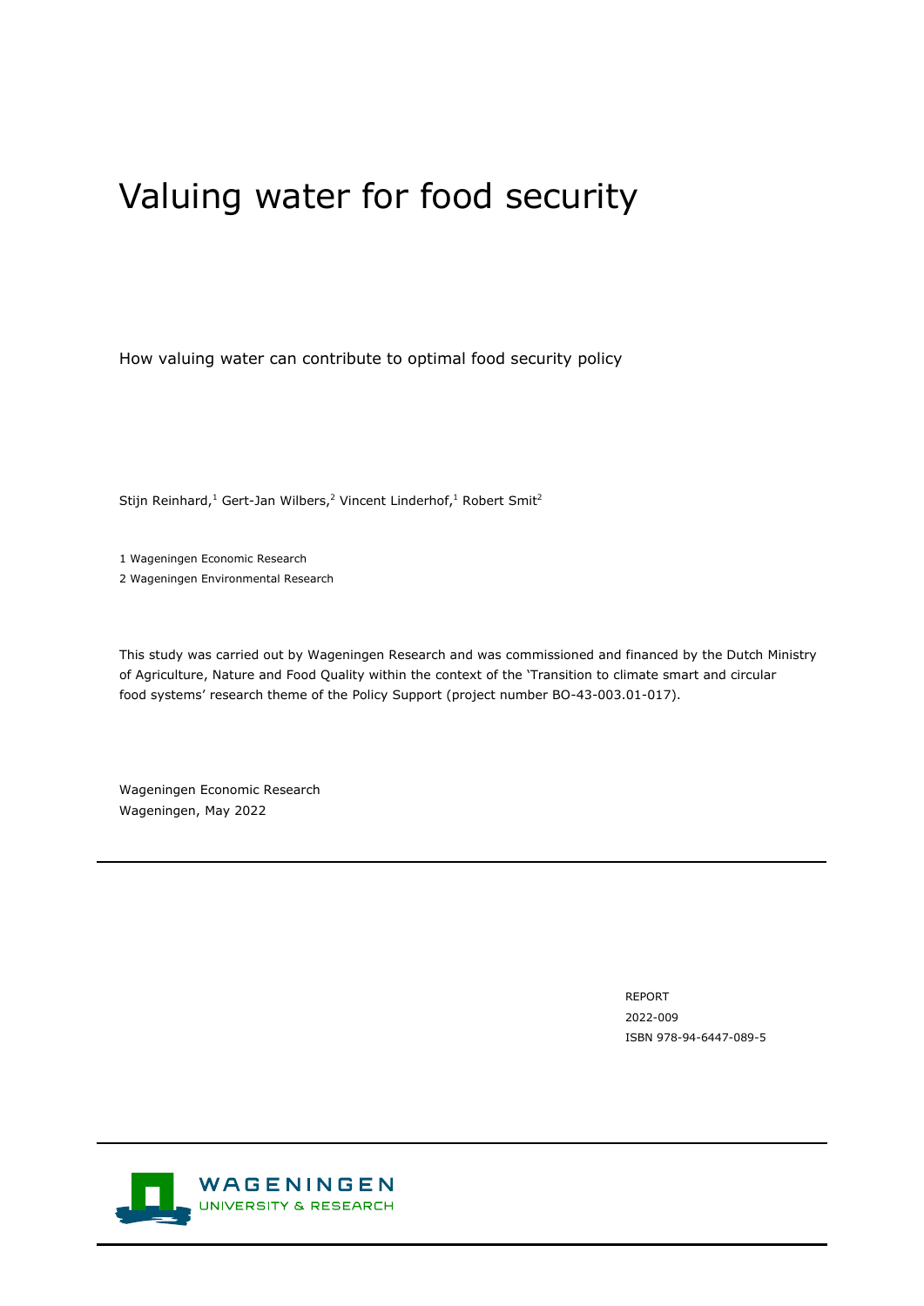# Valuing water for food security

How valuing water can contribute to optimal food security policy

Stijn Reinhard,[1] Gert-Jan Wilbers,[2] Vincent Linderhof,[1] Robert Smit[2]

1 Wageningen Economic Research

2 Wageningen Environmental Research

This study was carried out by Wageningen Research and was commissioned and financed by the Dutch Ministry of Agriculture, Nature and Food Quality within the context of the 'Transition to climate smart and circular food systems' research theme of the Policy Support (project number BO-43-003.01-017).

Wageningen Economic Research
Wageningen, May 2022

REPORT
2022-009
ISBN 978-94-6447-089-5

WAGENINGEN
UNIVERSITY & RESEARCH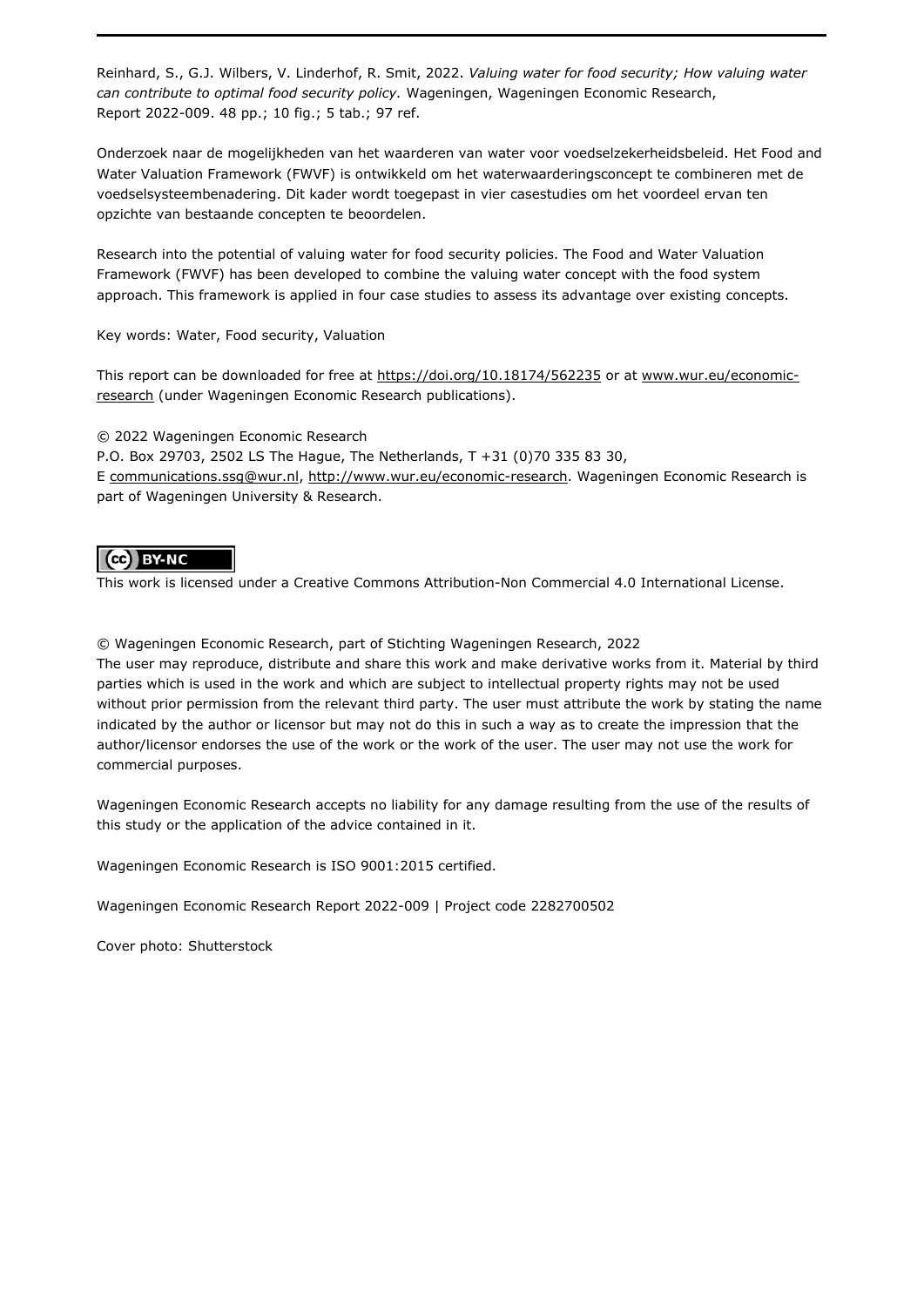Reinhard, S., G.J. Wilbers, V. Linderhof, R. Smit, 2022. *Valuing water for food security; How valuing water can contribute to optimal food security policy.* Wageningen, Wageningen Economic Research, Report 2022-009. 48 pp.; 10 fig.; 5 tab.; 97 ref.

Onderzoek naar de mogelijkheden van het waarderen van water voor voedselzekerheidsbeleid. Het Food and Water Valuation Framework (FWVF) is ontwikkeld om het waterwaarderingsconcept te combineren met de voedselsysteembenadering. Dit kader wordt toegepast in vier casestudies om het voordeel ervan ten opzichte van bestaande concepten te beoordelen.

Research into the potential of valuing water for food security policies. The Food and Water Valuation Framework (FWVF) has been developed to combine the valuing water concept with the food system approach. This framework is applied in four case studies to assess its advantage over existing concepts.

Key words: Water, Food security, Valuation

This report can be downloaded for free at https://doi.org/10.18174/562235 or at www.wur.eu/economic-research (under Wageningen Economic Research publications).

© 2022 Wageningen Economic Research
P.O. Box 29703, 2502 LS The Hague, The Netherlands, T +31 (0)70 335 83 30,
E communications.ssg@wur.nl, http://www.wur.eu/economic-research. Wageningen Economic Research is part of Wageningen University & Research.

(cc) BY-NC

This work is licensed under a Creative Commons Attribution-Non Commercial 4.0 International License.

© Wageningen Economic Research, part of Stichting Wageningen Research, 2022
The user may reproduce, distribute and share this work and make derivative works from it. Material by third parties which is used in the work and which are subject to intellectual property rights may not be used without prior permission from the relevant third party. The user must attribute the work by stating the name indicated by the author or licensor but may not do this in such a way as to create the impression that the author/licensor endorses the use of the work or the work of the user. The user may not use the work for commercial purposes.

Wageningen Economic Research accepts no liability for any damage resulting from the use of the results of this study or the application of the advice contained in it.

Wageningen Economic Research is ISO 9001:2015 certified.

Wageningen Economic Research Report 2022-009 | Project code 2282700502

Cover photo: Shutterstock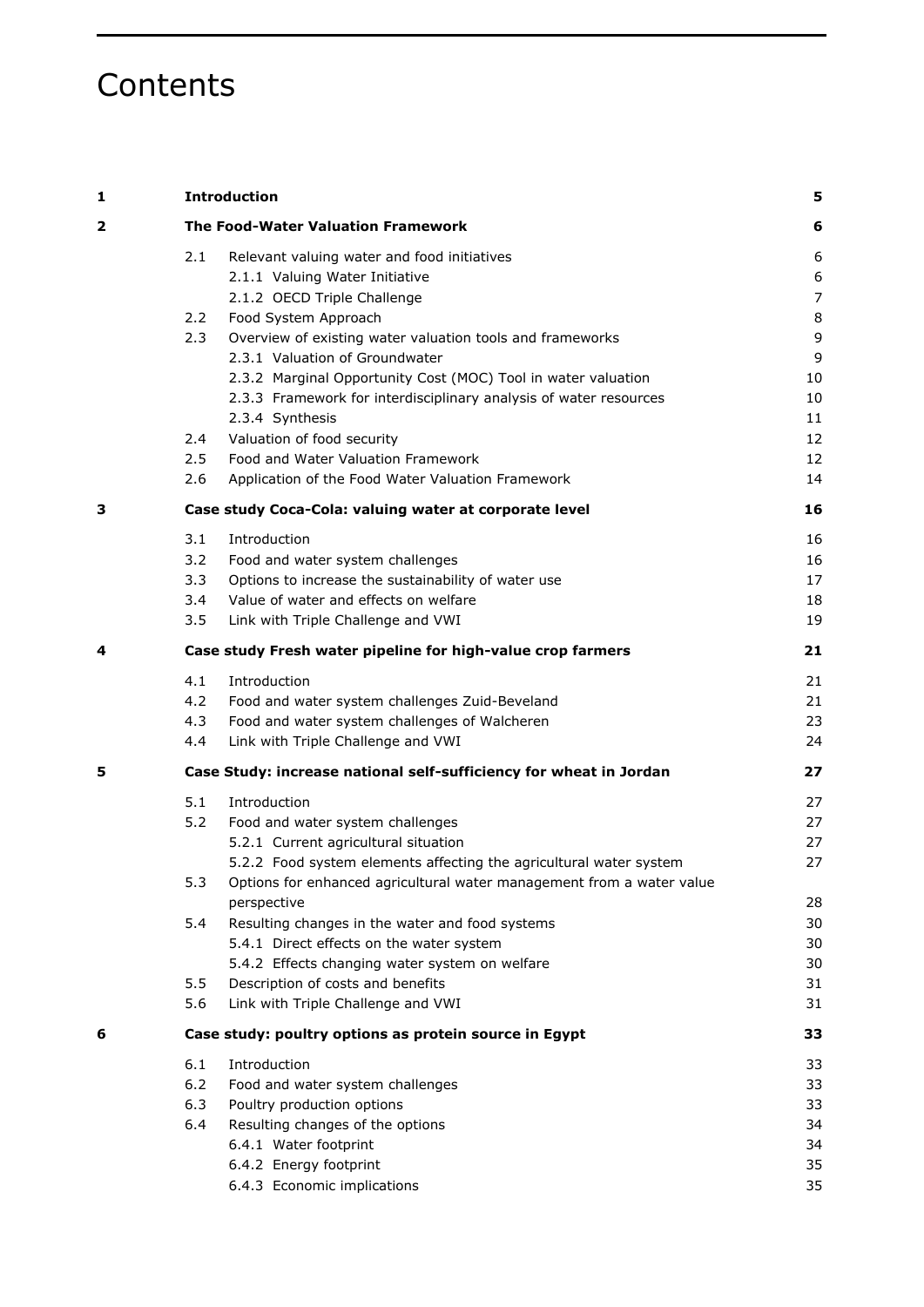# Contents

| | | | |
|---|---|---|---|
| **1** | **Introduction** | | **5** |
| **2** | **The Food-Water Valuation Framework** | | **6** |
| | 2.1 | Relevant valuing water and food initiatives | 6 |
| | | 2.1.1 Valuing Water Initiative | 6 |
| | | 2.1.2 OECD Triple Challenge | 7 |
| | 2.2 | Food System Approach | 8 |
| | 2.3 | Overview of existing water valuation tools and frameworks | 9 |
| | | 2.3.1 Valuation of Groundwater | 9 |
| | | 2.3.2 Marginal Opportunity Cost (MOC) Tool in water valuation | 10 |
| | | 2.3.3 Framework for interdisciplinary analysis of water resources | 10 |
| | | 2.3.4 Synthesis | 11 |
| | 2.4 | Valuation of food security | 12 |
| | 2.5 | Food and Water Valuation Framework | 12 |
| | 2.6 | Application of the Food Water Valuation Framework | 14 |
| **3** | **Case study Coca-Cola: valuing water at corporate level** | | **16** |
| | 3.1 | Introduction | 16 |
| | 3.2 | Food and water system challenges | 16 |
| | 3.3 | Options to increase the sustainability of water use | 17 |
| | 3.4 | Value of water and effects on welfare | 18 |
| | 3.5 | Link with Triple Challenge and VWI | 19 |
| **4** | **Case study Fresh water pipeline for high-value crop farmers** | | **21** |
| | 4.1 | Introduction | 21 |
| | 4.2 | Food and water system challenges Zuid-Beveland | 21 |
| | 4.3 | Food and water system challenges of Walcheren | 23 |
| | 4.4 | Link with Triple Challenge and VWI | 24 |
| **5** | **Case Study: increase national self-sufficiency for wheat in Jordan** | | **27** |
| | 5.1 | Introduction | 27 |
| | 5.2 | Food and water system challenges | 27 |
| | | 5.2.1 Current agricultural situation | 27 |
| | | 5.2.2 Food system elements affecting the agricultural water system | 27 |
| | 5.3 | Options for enhanced agricultural water management from a water value perspective | 28 |
| | 5.4 | Resulting changes in the water and food systems | 30 |
| | | 5.4.1 Direct effects on the water system | 30 |
| | | 5.4.2 Effects changing water system on welfare | 30 |
| | 5.5 | Description of costs and benefits | 31 |
| | 5.6 | Link with Triple Challenge and VWI | 31 |
| **6** | **Case study: poultry options as protein source in Egypt** | | **33** |
| | 6.1 | Introduction | 33 |
| | 6.2 | Food and water system challenges | 33 |
| | 6.3 | Poultry production options | 33 |
| | 6.4 | Resulting changes of the options | 34 |
| | | 6.4.1 Water footprint | 34 |
| | | 6.4.2 Energy footprint | 35 |
| | | 6.4.3 Economic implications | 35 |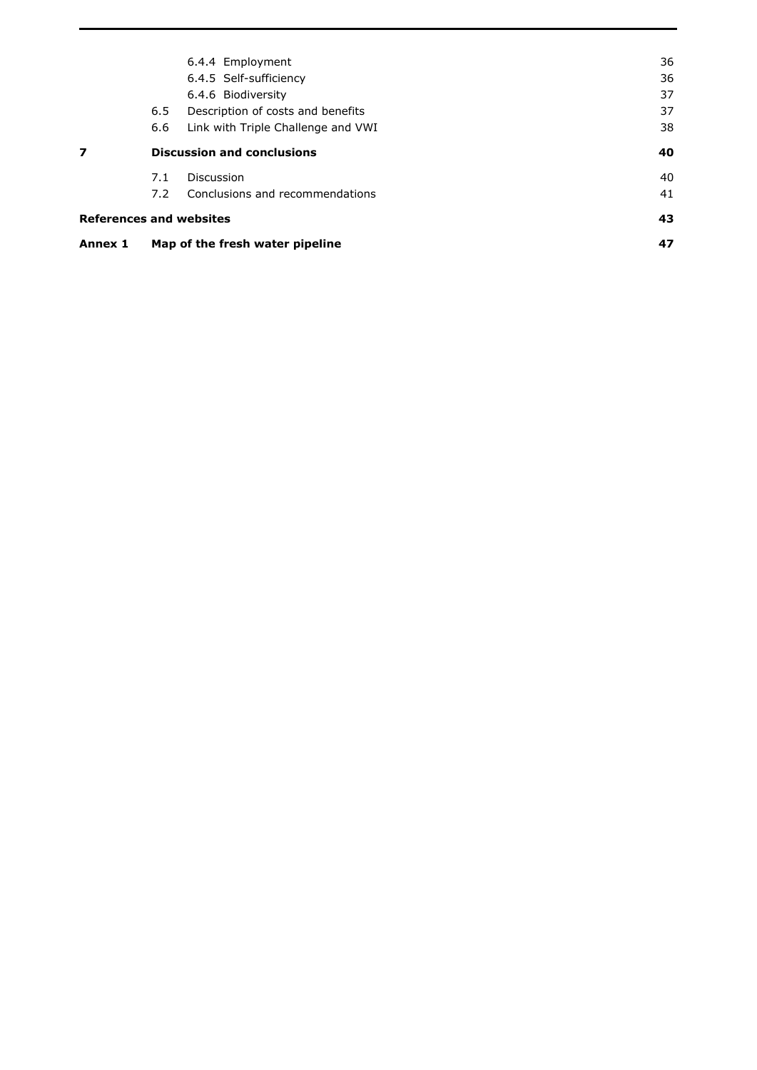| | | | |
|---|---|---|---|
| | | 6.4.4 Employment | 36 |
| | | 6.4.5 Self-sufficiency | 36 |
| | | 6.4.6 Biodiversity | 37 |
| | 6.5 | Description of costs and benefits | 37 |
| | 6.6 | Link with Triple Challenge and VWI | 38 |
| **7** | | **Discussion and conclusions** | **40** |
| | 7.1 | Discussion | 40 |
| | 7.2 | Conclusions and recommendations | 41 |
| **References and websites** | | | **43** |
| **Annex 1** | | **Map of the fresh water pipeline** | **47** |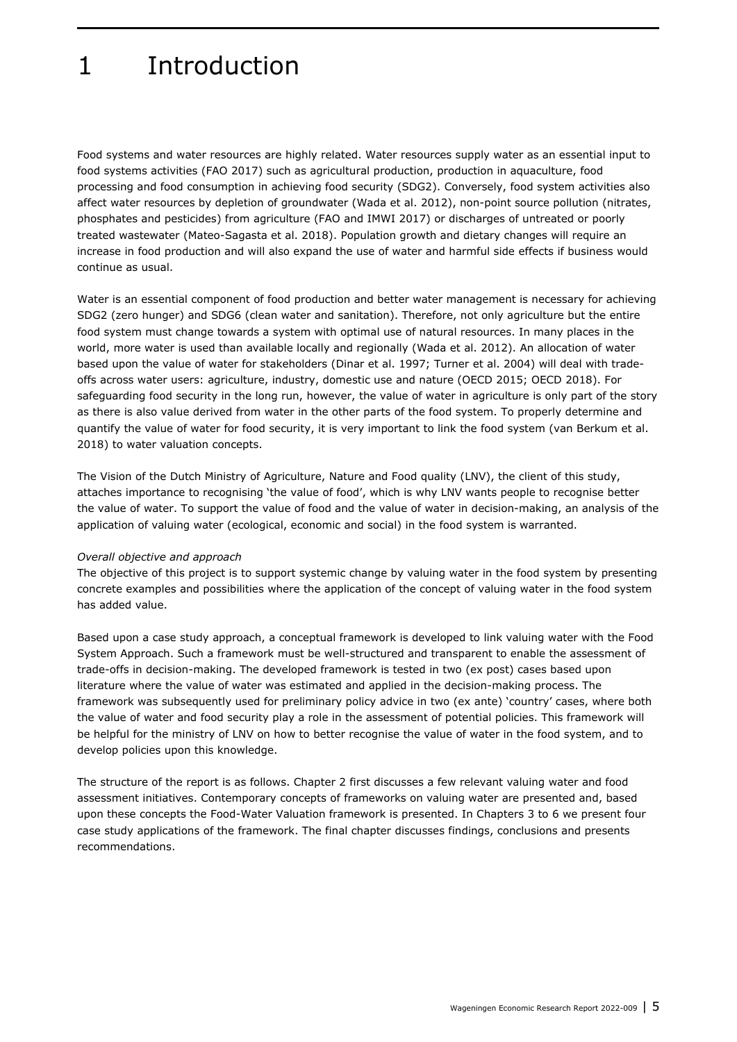# 1 Introduction

Food systems and water resources are highly related. Water resources supply water as an essential input to food systems activities (FAO 2017) such as agricultural production, production in aquaculture, food processing and food consumption in achieving food security (SDG2). Conversely, food system activities also affect water resources by depletion of groundwater (Wada et al. 2012), non-point source pollution (nitrates, phosphates and pesticides) from agriculture (FAO and IMWI 2017) or discharges of untreated or poorly treated wastewater (Mateo-Sagasta et al. 2018). Population growth and dietary changes will require an increase in food production and will also expand the use of water and harmful side effects if business would continue as usual.

Water is an essential component of food production and better water management is necessary for achieving SDG2 (zero hunger) and SDG6 (clean water and sanitation). Therefore, not only agriculture but the entire food system must change towards a system with optimal use of natural resources. In many places in the world, more water is used than available locally and regionally (Wada et al. 2012). An allocation of water based upon the value of water for stakeholders (Dinar et al. 1997; Turner et al. 2004) will deal with trade-offs across water users: agriculture, industry, domestic use and nature (OECD 2015; OECD 2018). For safeguarding food security in the long run, however, the value of water in agriculture is only part of the story as there is also value derived from water in the other parts of the food system. To properly determine and quantify the value of water for food security, it is very important to link the food system (van Berkum et al. 2018) to water valuation concepts.

The Vision of the Dutch Ministry of Agriculture, Nature and Food quality (LNV), the client of this study, attaches importance to recognising 'the value of food', which is why LNV wants people to recognise better the value of water. To support the value of food and the value of water in decision-making, an analysis of the application of valuing water (ecological, economic and social) in the food system is warranted.

*Overall objective and approach*

The objective of this project is to support systemic change by valuing water in the food system by presenting concrete examples and possibilities where the application of the concept of valuing water in the food system has added value.

Based upon a case study approach, a conceptual framework is developed to link valuing water with the Food System Approach. Such a framework must be well-structured and transparent to enable the assessment of trade-offs in decision-making. The developed framework is tested in two (ex post) cases based upon literature where the value of water was estimated and applied in the decision-making process. The framework was subsequently used for preliminary policy advice in two (ex ante) 'country' cases, where both the value of water and food security play a role in the assessment of potential policies. This framework will be helpful for the ministry of LNV on how to better recognise the value of water in the food system, and to develop policies upon this knowledge.

The structure of the report is as follows. Chapter 2 first discusses a few relevant valuing water and food assessment initiatives. Contemporary concepts of frameworks on valuing water are presented and, based upon these concepts the Food-Water Valuation framework is presented. In Chapters 3 to 6 we present four case study applications of the framework. The final chapter discusses findings, conclusions and presents recommendations.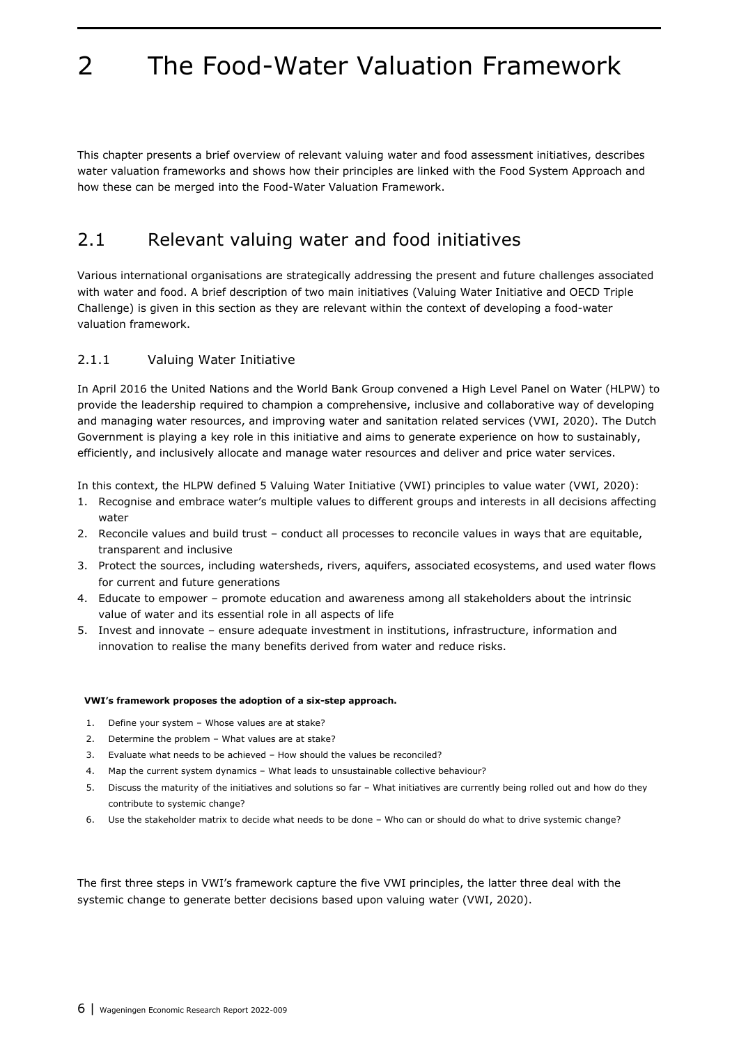# 2 The Food-Water Valuation Framework

This chapter presents a brief overview of relevant valuing water and food assessment initiatives, describes water valuation frameworks and shows how their principles are linked with the Food System Approach and how these can be merged into the Food-Water Valuation Framework.

## 2.1 Relevant valuing water and food initiatives

Various international organisations are strategically addressing the present and future challenges associated with water and food. A brief description of two main initiatives (Valuing Water Initiative and OECD Triple Challenge) is given in this section as they are relevant within the context of developing a food-water valuation framework.

### 2.1.1 Valuing Water Initiative

In April 2016 the United Nations and the World Bank Group convened a High Level Panel on Water (HLPW) to provide the leadership required to champion a comprehensive, inclusive and collaborative way of developing and managing water resources, and improving water and sanitation related services (VWI, 2020). The Dutch Government is playing a key role in this initiative and aims to generate experience on how to sustainably, efficiently, and inclusively allocate and manage water resources and deliver and price water services.

In this context, the HLPW defined 5 Valuing Water Initiative (VWI) principles to value water (VWI, 2020):

1. Recognise and embrace water's multiple values to different groups and interests in all decisions affecting water
2. Reconcile values and build trust – conduct all processes to reconcile values in ways that are equitable, transparent and inclusive
3. Protect the sources, including watersheds, rivers, aquifers, associated ecosystems, and used water flows for current and future generations
4. Educate to empower – promote education and awareness among all stakeholders about the intrinsic value of water and its essential role in all aspects of life
5. Invest and innovate – ensure adequate investment in institutions, infrastructure, information and innovation to realise the many benefits derived from water and reduce risks.

**VWI's framework proposes the adoption of a six-step approach.**

1. Define your system – Whose values are at stake?
2. Determine the problem – What values are at stake?
3. Evaluate what needs to be achieved – How should the values be reconciled?
4. Map the current system dynamics – What leads to unsustainable collective behaviour?
5. Discuss the maturity of the initiatives and solutions so far – What initiatives are currently being rolled out and how do they contribute to systemic change?
6. Use the stakeholder matrix to decide what needs to be done – Who can or should do what to drive systemic change?

The first three steps in VWI's framework capture the five VWI principles, the latter three deal with the systemic change to generate better decisions based upon valuing water (VWI, 2020).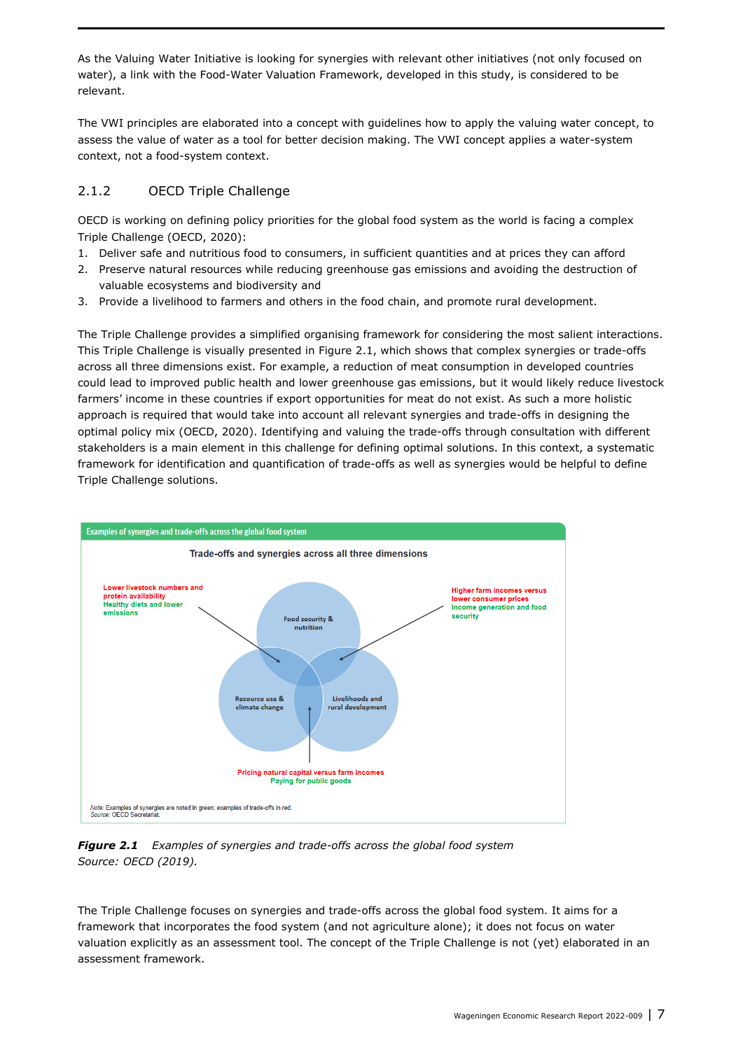As the Valuing Water Initiative is looking for synergies with relevant other initiatives (not only focused on water), a link with the Food-Water Valuation Framework, developed in this study, is considered to be relevant.

The VWI principles are elaborated into a concept with guidelines how to apply the valuing water concept, to assess the value of water as a tool for better decision making. The VWI concept applies a water-system context, not a food-system context.

### 2.1.2 OECD Triple Challenge

OECD is working on defining policy priorities for the global food system as the world is facing a complex Triple Challenge (OECD, 2020):

1. Deliver safe and nutritious food to consumers, in sufficient quantities and at prices they can afford
2. Preserve natural resources while reducing greenhouse gas emissions and avoiding the destruction of valuable ecosystems and biodiversity and
3. Provide a livelihood to farmers and others in the food chain, and promote rural development.

The Triple Challenge provides a simplified organising framework for considering the most salient interactions. This Triple Challenge is visually presented in Figure 2.1, which shows that complex synergies or trade-offs across all three dimensions exist. For example, a reduction of meat consumption in developed countries could lead to improved public health and lower greenhouse gas emissions, but it would likely reduce livestock farmers' income in these countries if export opportunities for meat do not exist. As such a more holistic approach is required that would take into account all relevant synergies and trade-offs in designing the optimal policy mix (OECD, 2020). Identifying and valuing the trade-offs through consultation with different stakeholders is a main element in this challenge for defining optimal solutions. In this context, a systematic framework for identification and quantification of trade-offs as well as synergies would be helpful to define Triple Challenge solutions.

Examples of synergies and trade-offs across the global food system

Trade-offs and synergies across all three dimensions

Lower livestock numbers and protein availability
Healthy diets and lower emissions

Higher farm incomes versus lower consumer prices
Income generation and food security

Food security & nutrition

Resource use & climate change

Livelihoods and rural development

Pricing natural capital versus farm incomes
Paying for public goods

Note: Examples of synergies are noted in green; examples of trade-offs in red.
Source: OECD Secretariat.

***Figure 2.1*** *Examples of synergies and trade-offs across the global food system*
*Source: OECD (2019).*

The Triple Challenge focuses on synergies and trade-offs across the global food system. It aims for a framework that incorporates the food system (and not agriculture alone); it does not focus on water valuation explicitly as an assessment tool. The concept of the Triple Challenge is not (yet) elaborated in an assessment framework.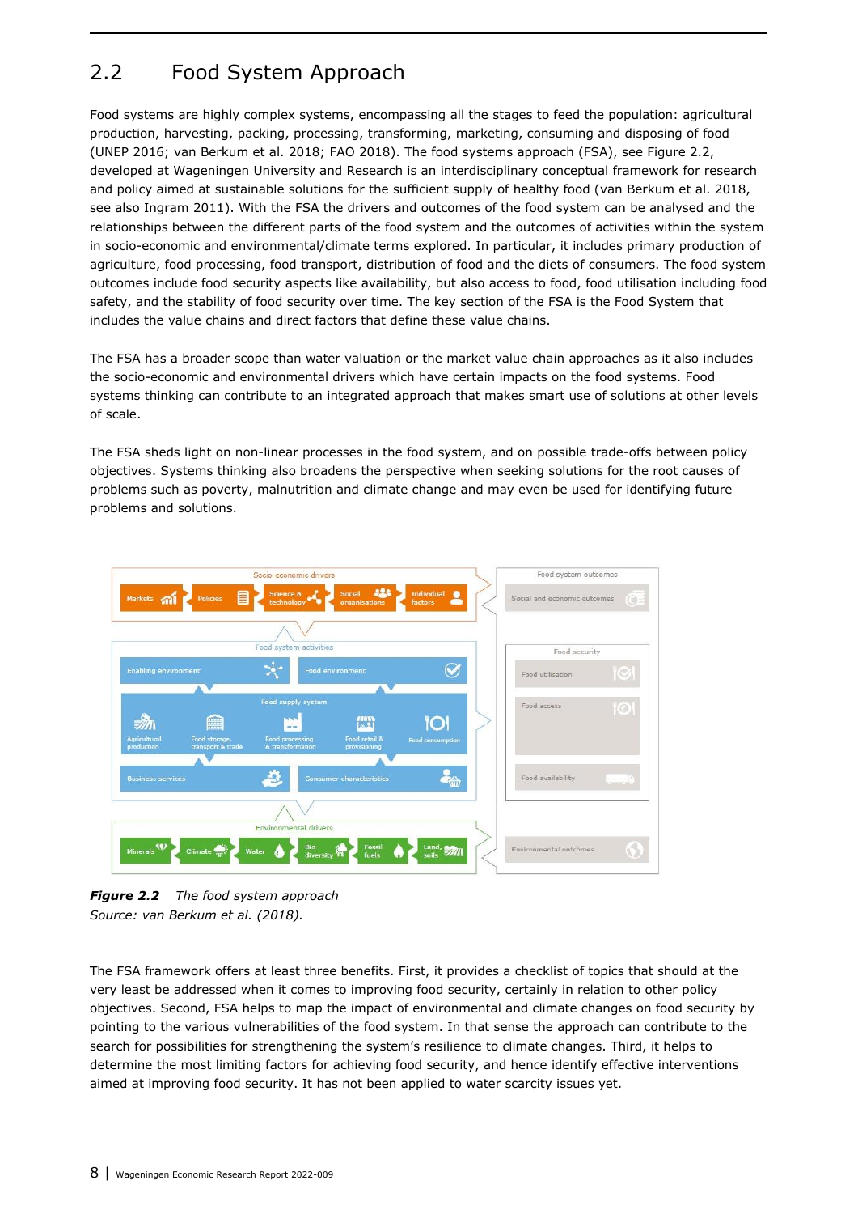## 2.2 Food System Approach

Food systems are highly complex systems, encompassing all the stages to feed the population: agricultural production, harvesting, packing, processing, transforming, marketing, consuming and disposing of food (UNEP 2016; van Berkum et al. 2018; FAO 2018). The food systems approach (FSA), see Figure 2.2, developed at Wageningen University and Research is an interdisciplinary conceptual framework for research and policy aimed at sustainable solutions for the sufficient supply of healthy food (van Berkum et al. 2018, see also Ingram 2011). With the FSA the drivers and outcomes of the food system can be analysed and the relationships between the different parts of the food system and the outcomes of activities within the system in socio-economic and environmental/climate terms explored. In particular, it includes primary production of agriculture, food processing, food transport, distribution of food and the diets of consumers. The food system outcomes include food security aspects like availability, but also access to food, food utilisation including food safety, and the stability of food security over time. The key section of the FSA is the Food System that includes the value chains and direct factors that define these value chains.

The FSA has a broader scope than water valuation or the market value chain approaches as it also includes the socio-economic and environmental drivers which have certain impacts on the food systems. Food systems thinking can contribute to an integrated approach that makes smart use of solutions at other levels of scale.

The FSA sheds light on non-linear processes in the food system, and on possible trade-offs between policy objectives. Systems thinking also broadens the perspective when seeking solutions for the root causes of problems such as poverty, malnutrition and climate change and may even be used for identifying future problems and solutions.

Socio-economic drivers
Markets
Policies
Science & technology
Social organisations
Individual factors

Food system activities
Enabling environment
Food environment
Food supply system
Agricultural production
Food storage, transport & trade
Food processing & transformation
Food retail & provisioning
Food consumption
Business services
Consumer characteristics

Environmental drivers
Minerals
Climate
Water
Bio-diversity
Fossil fuels
Land, soils

Food system outcomes
Social and economic outcomes
Food security
Food utilisation
Food access
Food availability
Environmental outcomes

***Figure 2.2*** *The food system approach*
*Source: van Berkum et al. (2018).*

The FSA framework offers at least three benefits. First, it provides a checklist of topics that should at the very least be addressed when it comes to improving food security, certainly in relation to other policy objectives. Second, FSA helps to map the impact of environmental and climate changes on food security by pointing to the various vulnerabilities of the food system. In that sense the approach can contribute to the search for possibilities for strengthening the system's resilience to climate changes. Third, it helps to determine the most limiting factors for achieving food security, and hence identify effective interventions aimed at improving food security. It has not been applied to water scarcity issues yet.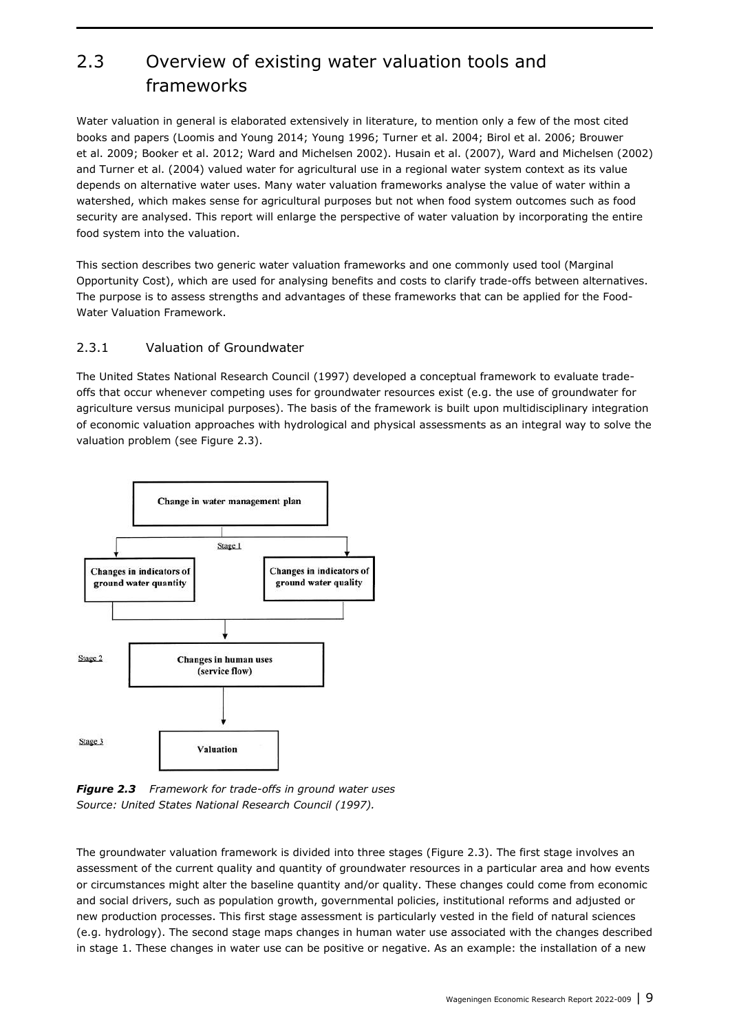## 2.3 Overview of existing water valuation tools and frameworks

Water valuation in general is elaborated extensively in literature, to mention only a few of the most cited books and papers (Loomis and Young 2014; Young 1996; Turner et al. 2004; Birol et al. 2006; Brouwer et al. 2009; Booker et al. 2012; Ward and Michelsen 2002). Husain et al. (2007), Ward and Michelsen (2002) and Turner et al. (2004) valued water for agricultural use in a regional water system context as its value depends on alternative water uses. Many water valuation frameworks analyse the value of water within a watershed, which makes sense for agricultural purposes but not when food system outcomes such as food security are analysed. This report will enlarge the perspective of water valuation by incorporating the entire food system into the valuation.

This section describes two generic water valuation frameworks and one commonly used tool (Marginal Opportunity Cost), which are used for analysing benefits and costs to clarify trade-offs between alternatives. The purpose is to assess strengths and advantages of these frameworks that can be applied for the Food-Water Valuation Framework.

### 2.3.1 Valuation of Groundwater

The United States National Research Council (1997) developed a conceptual framework to evaluate trade-offs that occur whenever competing uses for groundwater resources exist (e.g. the use of groundwater for agriculture versus municipal purposes). The basis of the framework is built upon multidisciplinary integration of economic valuation approaches with hydrological and physical assessments as an integral way to solve the valuation problem (see Figure 2.3).

Change in water management plan

Stage 1

Changes in indicators of ground water quantity

Changes in indicators of ground water quality

Stage 2

Changes in human uses (service flow)

Stage 3

Valuation

***Figure 2.3*** *Framework for trade-offs in ground water uses*
*Source: United States National Research Council (1997).*

The groundwater valuation framework is divided into three stages (Figure 2.3). The first stage involves an assessment of the current quality and quantity of groundwater resources in a particular area and how events or circumstances might alter the baseline quantity and/or quality. These changes could come from economic and social drivers, such as population growth, governmental policies, institutional reforms and adjusted or new production processes. This first stage assessment is particularly vested in the field of natural sciences (e.g. hydrology). The second stage maps changes in human water use associated with the changes described in stage 1. These changes in water use can be positive or negative. As an example: the installation of a new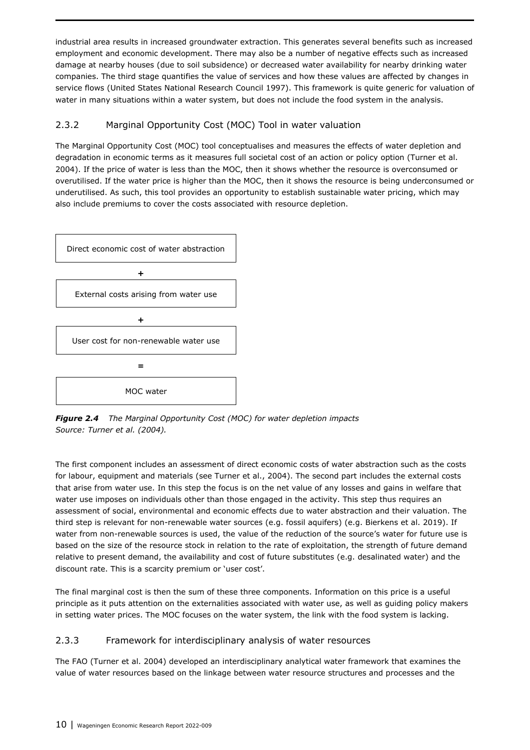industrial area results in increased groundwater extraction. This generates several benefits such as increased employment and economic development. There may also be a number of negative effects such as increased damage at nearby houses (due to soil subsidence) or decreased water availability for nearby drinking water companies. The third stage quantifies the value of services and how these values are affected by changes in service flows (United States National Research Council 1997). This framework is quite generic for valuation of water in many situations within a water system, but does not include the food system in the analysis.

### 2.3.2 Marginal Opportunity Cost (MOC) Tool in water valuation

The Marginal Opportunity Cost (MOC) tool conceptualises and measures the effects of water depletion and degradation in economic terms as it measures full societal cost of an action or policy option (Turner et al. 2004). If the price of water is less than the MOC, then it shows whether the resource is overconsumed or overutilised. If the water price is higher than the MOC, then it shows the resource is being underconsumed or underutilised. As such, this tool provides an opportunity to establish sustainable water pricing, which may also include premiums to cover the costs associated with resource depletion.

Direct economic cost of water abstraction

+

External costs arising from water use

+

User cost for non-renewable water use

=

MOC water

***Figure 2.4*** *The Marginal Opportunity Cost (MOC) for water depletion impacts*
*Source: Turner et al. (2004).*

The first component includes an assessment of direct economic costs of water abstraction such as the costs for labour, equipment and materials (see Turner et al., 2004). The second part includes the external costs that arise from water use. In this step the focus is on the net value of any losses and gains in welfare that water use imposes on individuals other than those engaged in the activity. This step thus requires an assessment of social, environmental and economic effects due to water abstraction and their valuation. The third step is relevant for non-renewable water sources (e.g. fossil aquifers) (e.g. Bierkens et al. 2019). If water from non-renewable sources is used, the value of the reduction of the source's water for future use is based on the size of the resource stock in relation to the rate of exploitation, the strength of future demand relative to present demand, the availability and cost of future substitutes (e.g. desalinated water) and the discount rate. This is a scarcity premium or 'user cost'.

The final marginal cost is then the sum of these three components. Information on this price is a useful principle as it puts attention on the externalities associated with water use, as well as guiding policy makers in setting water prices. The MOC focuses on the water system, the link with the food system is lacking.

### 2.3.3 Framework for interdisciplinary analysis of water resources

The FAO (Turner et al. 2004) developed an interdisciplinary analytical water framework that examines the value of water resources based on the linkage between water resource structures and processes and the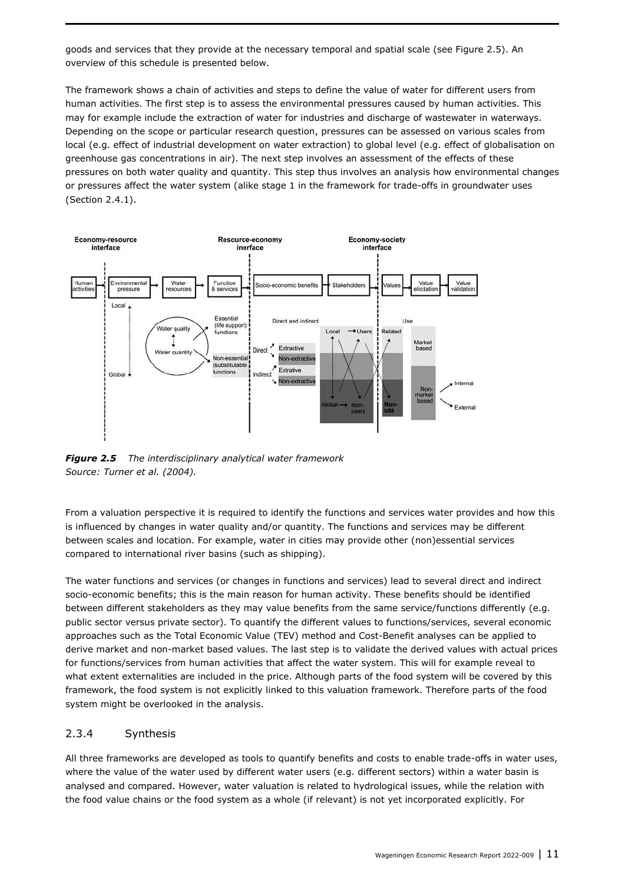goods and services that they provide at the necessary temporal and spatial scale (see Figure 2.5). An overview of this schedule is presented below.

The framework shows a chain of activities and steps to define the value of water for different users from human activities. The first step is to assess the environmental pressures caused by human activities. This may for example include the extraction of water for industries and discharge of wastewater in waterways. Depending on the scope or particular research question, pressures can be assessed on various scales from local (e.g. effect of industrial development on water extraction) to global level (e.g. effect of globalisation on greenhouse gas concentrations in air). The next step involves an assessment of the effects of these pressures on both water quality and quantity. This step thus involves an analysis how environmental changes or pressures affect the water system (alike stage 1 in the framework for trade-offs in groundwater uses (Section 2.4.1).

Economy-resource interface
Resource-economy inerface
Economy-society interface
Human activities
Environmental pressure
Water resources
Function & services
Socio-economic benefits
Stakeholders
Values
Value elicitation
Value validation
Local
Global
Water quality
Water quantity
Essential (life support) functions
Non-essential (substitutable) functions
Direct and indirect
Direct
Extractive
Non-extractive
Indirect
Extrative
Non-extractive
Local
Users
Global
Non-users
Use
Related
Non-use
Market based
Non-market based
Internal
External

***Figure 2.5*** *The interdisciplinary analytical water framework*
*Source: Turner et al. (2004).*

From a valuation perspective it is required to identify the functions and services water provides and how this is influenced by changes in water quality and/or quantity. The functions and services may be different between scales and location. For example, water in cities may provide other (non)essential services compared to international river basins (such as shipping).

The water functions and services (or changes in functions and services) lead to several direct and indirect socio-economic benefits; this is the main reason for human activity. These benefits should be identified between different stakeholders as they may value benefits from the same service/functions differently (e.g. public sector versus private sector). To quantify the different values to functions/services, several economic approaches such as the Total Economic Value (TEV) method and Cost-Benefit analyses can be applied to derive market and non-market based values. The last step is to validate the derived values with actual prices for functions/services from human activities that affect the water system. This will for example reveal to what extent externalities are included in the price. Although parts of the food system will be covered by this framework, the food system is not explicitly linked to this valuation framework. Therefore parts of the food system might be overlooked in the analysis.

### 2.3.4 Synthesis

All three frameworks are developed as tools to quantify benefits and costs to enable trade-offs in water uses, where the value of the water used by different water users (e.g. different sectors) within a water basin is analysed and compared. However, water valuation is related to hydrological issues, while the relation with the food value chains or the food system as a whole (if relevant) is not yet incorporated explicitly. For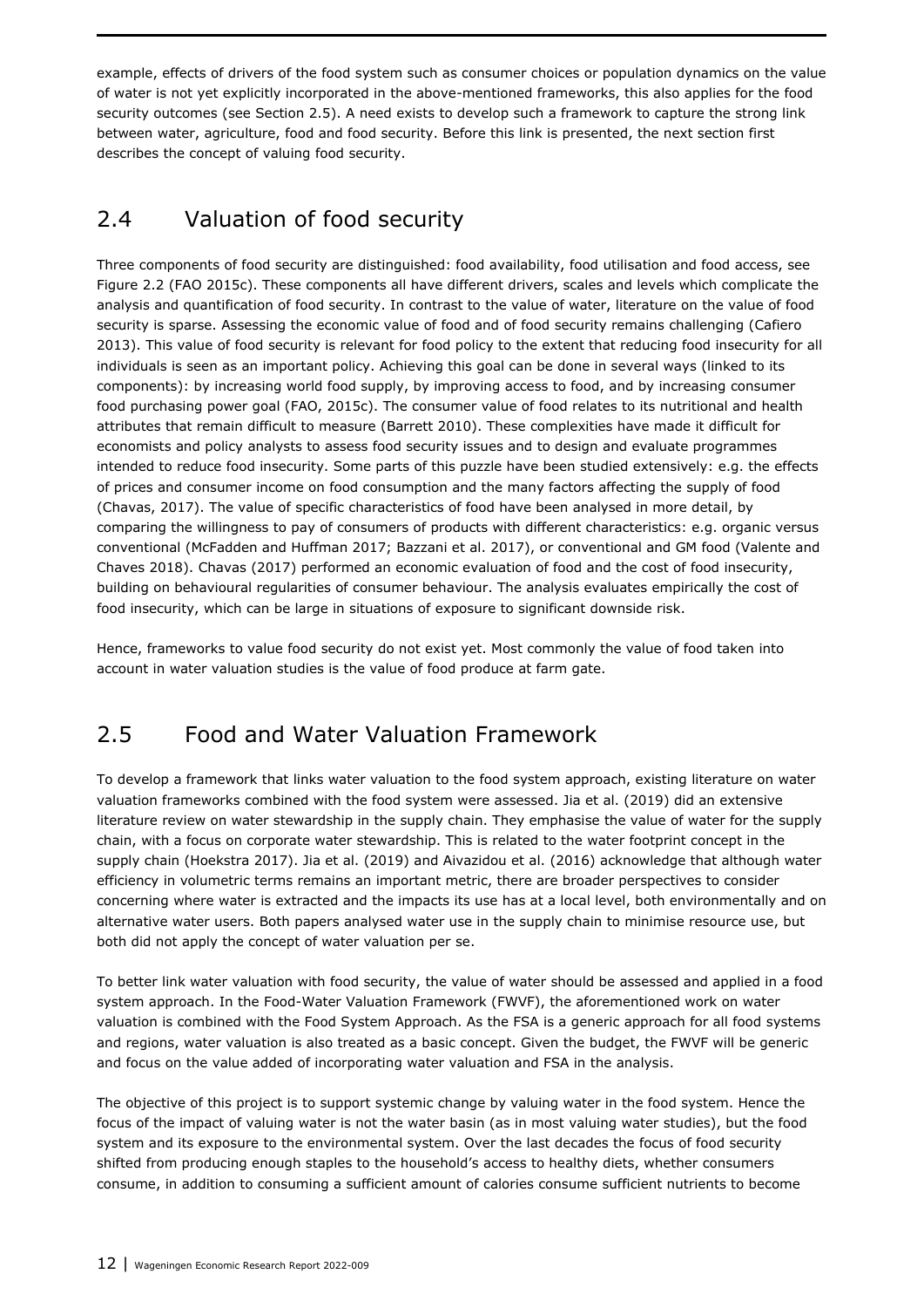example, effects of drivers of the food system such as consumer choices or population dynamics on the value of water is not yet explicitly incorporated in the above-mentioned frameworks, this also applies for the food security outcomes (see Section 2.5). A need exists to develop such a framework to capture the strong link between water, agriculture, food and food security. Before this link is presented, the next section first describes the concept of valuing food security.

## 2.4 Valuation of food security

Three components of food security are distinguished: food availability, food utilisation and food access, see Figure 2.2 (FAO 2015c). These components all have different drivers, scales and levels which complicate the analysis and quantification of food security. In contrast to the value of water, literature on the value of food security is sparse. Assessing the economic value of food and of food security remains challenging (Cafiero 2013). This value of food security is relevant for food policy to the extent that reducing food insecurity for all individuals is seen as an important policy. Achieving this goal can be done in several ways (linked to its components): by increasing world food supply, by improving access to food, and by increasing consumer food purchasing power goal (FAO, 2015c). The consumer value of food relates to its nutritional and health attributes that remain difficult to measure (Barrett 2010). These complexities have made it difficult for economists and policy analysts to assess food security issues and to design and evaluate programmes intended to reduce food insecurity. Some parts of this puzzle have been studied extensively: e.g. the effects of prices and consumer income on food consumption and the many factors affecting the supply of food (Chavas, 2017). The value of specific characteristics of food have been analysed in more detail, by comparing the willingness to pay of consumers of products with different characteristics: e.g. organic versus conventional (McFadden and Huffman 2017; Bazzani et al. 2017), or conventional and GM food (Valente and Chaves 2018). Chavas (2017) performed an economic evaluation of food and the cost of food insecurity, building on behavioural regularities of consumer behaviour. The analysis evaluates empirically the cost of food insecurity, which can be large in situations of exposure to significant downside risk.

Hence, frameworks to value food security do not exist yet. Most commonly the value of food taken into account in water valuation studies is the value of food produce at farm gate.

## 2.5 Food and Water Valuation Framework

To develop a framework that links water valuation to the food system approach, existing literature on water valuation frameworks combined with the food system were assessed. Jia et al. (2019) did an extensive literature review on water stewardship in the supply chain. They emphasise the value of water for the supply chain, with a focus on corporate water stewardship. This is related to the water footprint concept in the supply chain (Hoekstra 2017). Jia et al. (2019) and Aivazidou et al. (2016) acknowledge that although water efficiency in volumetric terms remains an important metric, there are broader perspectives to consider concerning where water is extracted and the impacts its use has at a local level, both environmentally and on alternative water users. Both papers analysed water use in the supply chain to minimise resource use, but both did not apply the concept of water valuation per se.

To better link water valuation with food security, the value of water should be assessed and applied in a food system approach. In the Food-Water Valuation Framework (FWVF), the aforementioned work on water valuation is combined with the Food System Approach. As the FSA is a generic approach for all food systems and regions, water valuation is also treated as a basic concept. Given the budget, the FWVF will be generic and focus on the value added of incorporating water valuation and FSA in the analysis.

The objective of this project is to support systemic change by valuing water in the food system. Hence the focus of the impact of valuing water is not the water basin (as in most valuing water studies), but the food system and its exposure to the environmental system. Over the last decades the focus of food security shifted from producing enough staples to the household's access to healthy diets, whether consumers consume, in addition to consuming a sufficient amount of calories consume sufficient nutrients to become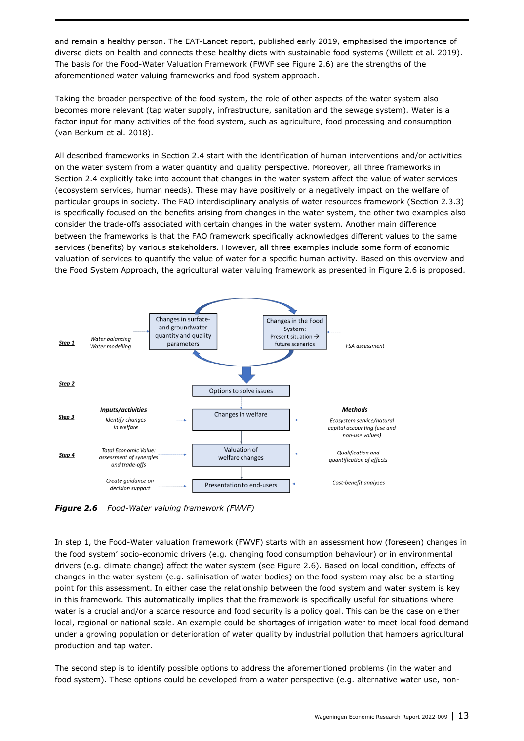and remain a healthy person. The EAT-Lancet report, published early 2019, emphasised the importance of diverse diets on health and connects these healthy diets with sustainable food systems (Willett et al. 2019). The basis for the Food-Water Valuation Framework (FWVF see Figure 2.6) are the strengths of the aforementioned water valuing frameworks and food system approach.

Taking the broader perspective of the food system, the role of other aspects of the water system also becomes more relevant (tap water supply, infrastructure, sanitation and the sewage system). Water is a factor input for many activities of the food system, such as agriculture, food processing and consumption (van Berkum et al. 2018).

All described frameworks in Section 2.4 start with the identification of human interventions and/or activities on the water system from a water quantity and quality perspective. Moreover, all three frameworks in Section 2.4 explicitly take into account that changes in the water system affect the value of water services (ecosystem services, human needs). These may have positively or a negatively impact on the welfare of particular groups in society. The FAO interdisciplinary analysis of water resources framework (Section 2.3.3) is specifically focused on the benefits arising from changes in the water system, the other two examples also consider the trade-offs associated with certain changes in the water system. Another main difference between the frameworks is that the FAO framework specifically acknowledges different values to the same services (benefits) by various stakeholders. However, all three examples include some form of economic valuation of services to quantify the value of water for a specific human activity. Based on this overview and the Food System Approach, the agricultural water valuing framework as presented in Figure 2.6 is proposed.

Step 1
Water balancing
Water modelling
Changes in surface- and groundwater quantity and quality parameters
Changes in the Food System: Present situation → future scenarios
FSA assessment
Step 2
Options to solve issues
Step 3
Inputs/activities
Identify changes in welfare
Changes in welfare
Methods
Ecosystem service/natural capital accounting (use and non-use values)
Step 4
Total Economic Value: assessment of synergies and trade-offs
Valuation of welfare changes
Qualification and quantification of effects
Create guidance on decision support
Presentation to end-users
Cost-benefit analyses

***Figure 2.6*** *Food-Water valuing framework (FWVF)*

In step 1, the Food-Water valuation framework (FWVF) starts with an assessment how (foreseen) changes in the food system' socio-economic drivers (e.g. changing food consumption behaviour) or in environmental drivers (e.g. climate change) affect the water system (see Figure 2.6). Based on local condition, effects of changes in the water system (e.g. salinisation of water bodies) on the food system may also be a starting point for this assessment. In either case the relationship between the food system and water system is key in this framework. This automatically implies that the framework is specifically useful for situations where water is a crucial and/or a scarce resource and food security is a policy goal. This can be the case on either local, regional or national scale. An example could be shortages of irrigation water to meet local food demand under a growing population or deterioration of water quality by industrial pollution that hampers agricultural production and tap water.

The second step is to identify possible options to address the aforementioned problems (in the water and food system). These options could be developed from a water perspective (e.g. alternative water use, non-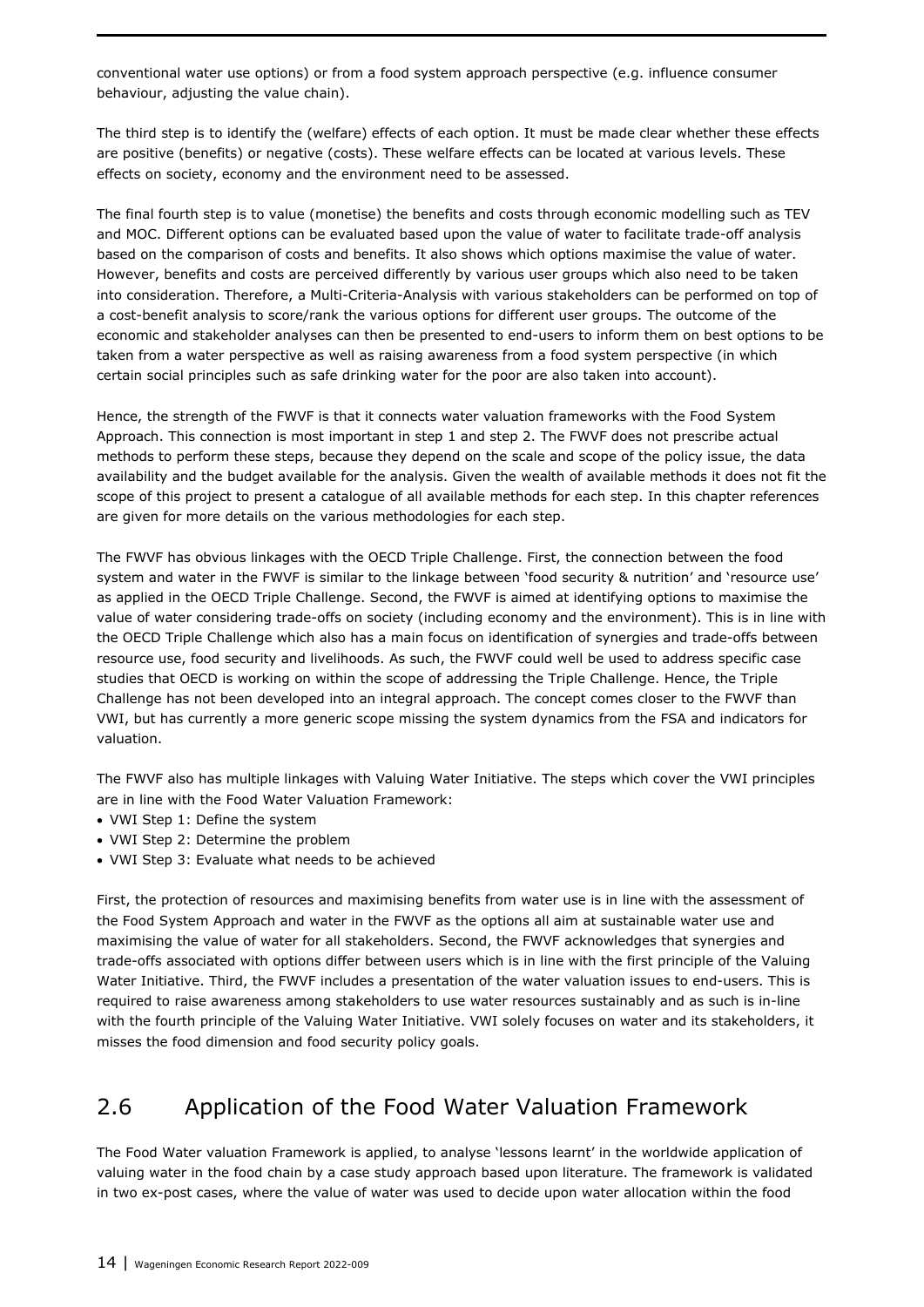conventional water use options) or from a food system approach perspective (e.g. influence consumer behaviour, adjusting the value chain).

The third step is to identify the (welfare) effects of each option. It must be made clear whether these effects are positive (benefits) or negative (costs). These welfare effects can be located at various levels. These effects on society, economy and the environment need to be assessed.

The final fourth step is to value (monetise) the benefits and costs through economic modelling such as TEV and MOC. Different options can be evaluated based upon the value of water to facilitate trade-off analysis based on the comparison of costs and benefits. It also shows which options maximise the value of water. However, benefits and costs are perceived differently by various user groups which also need to be taken into consideration. Therefore, a Multi-Criteria-Analysis with various stakeholders can be performed on top of a cost-benefit analysis to score/rank the various options for different user groups. The outcome of the economic and stakeholder analyses can then be presented to end-users to inform them on best options to be taken from a water perspective as well as raising awareness from a food system perspective (in which certain social principles such as safe drinking water for the poor are also taken into account).

Hence, the strength of the FWVF is that it connects water valuation frameworks with the Food System Approach. This connection is most important in step 1 and step 2. The FWVF does not prescribe actual methods to perform these steps, because they depend on the scale and scope of the policy issue, the data availability and the budget available for the analysis. Given the wealth of available methods it does not fit the scope of this project to present a catalogue of all available methods for each step. In this chapter references are given for more details on the various methodologies for each step.

The FWVF has obvious linkages with the OECD Triple Challenge. First, the connection between the food system and water in the FWVF is similar to the linkage between 'food security & nutrition' and 'resource use' as applied in the OECD Triple Challenge. Second, the FWVF is aimed at identifying options to maximise the value of water considering trade-offs on society (including economy and the environment). This is in line with the OECD Triple Challenge which also has a main focus on identification of synergies and trade-offs between resource use, food security and livelihoods. As such, the FWVF could well be used to address specific case studies that OECD is working on within the scope of addressing the Triple Challenge. Hence, the Triple Challenge has not been developed into an integral approach. The concept comes closer to the FWVF than VWI, but has currently a more generic scope missing the system dynamics from the FSA and indicators for valuation.

The FWVF also has multiple linkages with Valuing Water Initiative. The steps which cover the VWI principles are in line with the Food Water Valuation Framework:

- VWI Step 1: Define the system
- VWI Step 2: Determine the problem
- VWI Step 3: Evaluate what needs to be achieved

First, the protection of resources and maximising benefits from water use is in line with the assessment of the Food System Approach and water in the FWVF as the options all aim at sustainable water use and maximising the value of water for all stakeholders. Second, the FWVF acknowledges that synergies and trade-offs associated with options differ between users which is in line with the first principle of the Valuing Water Initiative. Third, the FWVF includes a presentation of the water valuation issues to end-users. This is required to raise awareness among stakeholders to use water resources sustainably and as such is in-line with the fourth principle of the Valuing Water Initiative. VWI solely focuses on water and its stakeholders, it misses the food dimension and food security policy goals.

## 2.6 Application of the Food Water Valuation Framework

The Food Water valuation Framework is applied, to analyse 'lessons learnt' in the worldwide application of valuing water in the food chain by a case study approach based upon literature. The framework is validated in two ex-post cases, where the value of water was used to decide upon water allocation within the food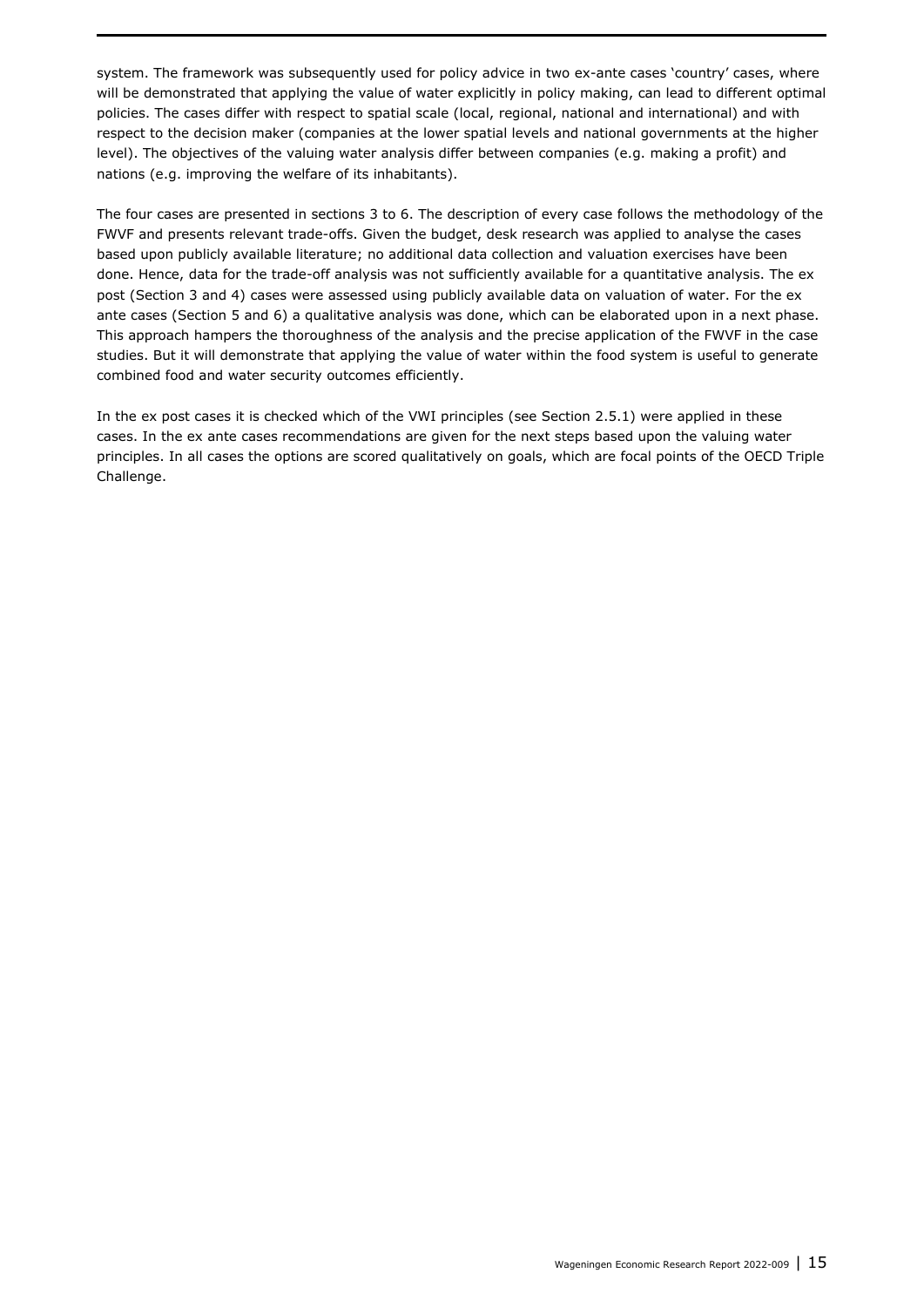system. The framework was subsequently used for policy advice in two ex-ante cases 'country' cases, where will be demonstrated that applying the value of water explicitly in policy making, can lead to different optimal policies. The cases differ with respect to spatial scale (local, regional, national and international) and with respect to the decision maker (companies at the lower spatial levels and national governments at the higher level). The objectives of the valuing water analysis differ between companies (e.g. making a profit) and nations (e.g. improving the welfare of its inhabitants).

The four cases are presented in sections 3 to 6. The description of every case follows the methodology of the FWVF and presents relevant trade-offs. Given the budget, desk research was applied to analyse the cases based upon publicly available literature; no additional data collection and valuation exercises have been done. Hence, data for the trade-off analysis was not sufficiently available for a quantitative analysis. The ex post (Section 3 and 4) cases were assessed using publicly available data on valuation of water. For the ex ante cases (Section 5 and 6) a qualitative analysis was done, which can be elaborated upon in a next phase. This approach hampers the thoroughness of the analysis and the precise application of the FWVF in the case studies. But it will demonstrate that applying the value of water within the food system is useful to generate combined food and water security outcomes efficiently.

In the ex post cases it is checked which of the VWI principles (see Section 2.5.1) were applied in these cases. In the ex ante cases recommendations are given for the next steps based upon the valuing water principles. In all cases the options are scored qualitatively on goals, which are focal points of the OECD Triple Challenge.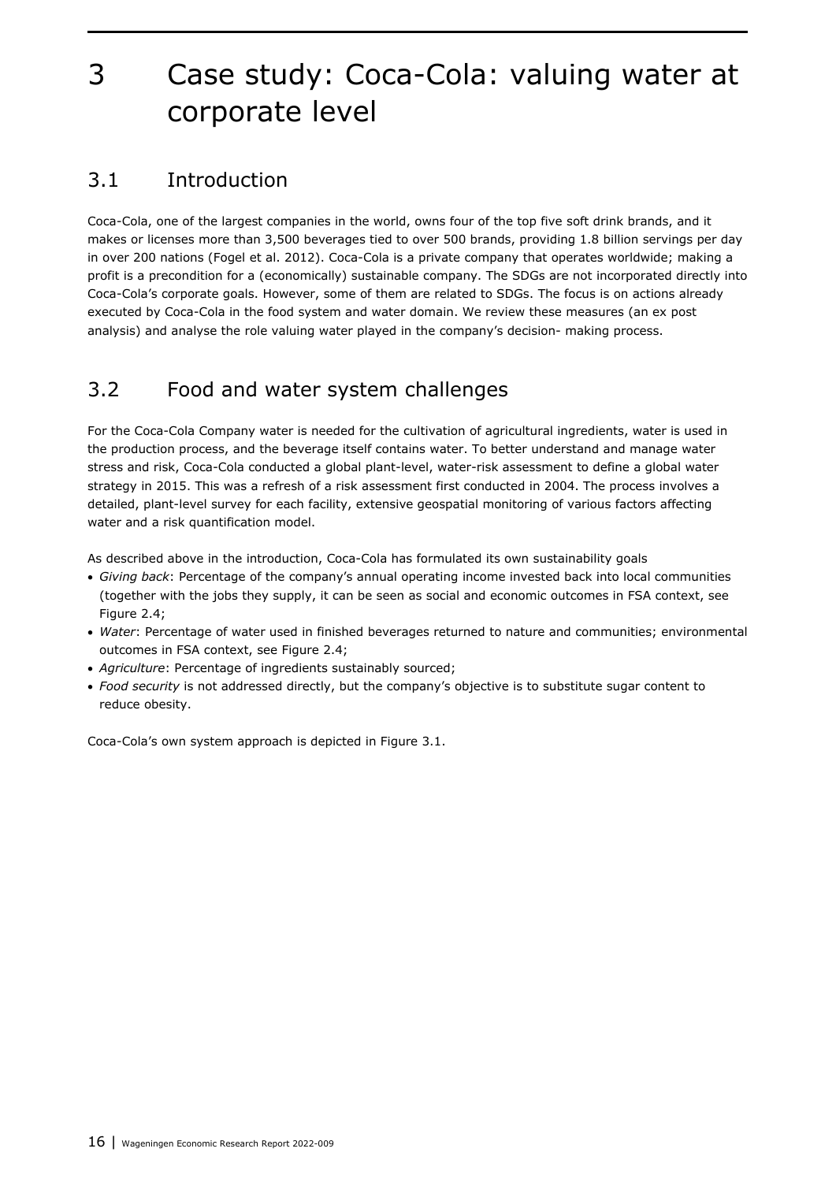# 3 Case study: Coca-Cola: valuing water at corporate level

## 3.1 Introduction

Coca-Cola, one of the largest companies in the world, owns four of the top five soft drink brands, and it makes or licenses more than 3,500 beverages tied to over 500 brands, providing 1.8 billion servings per day in over 200 nations (Fogel et al. 2012). Coca-Cola is a private company that operates worldwide; making a profit is a precondition for a (economically) sustainable company. The SDGs are not incorporated directly into Coca-Cola's corporate goals. However, some of them are related to SDGs. The focus is on actions already executed by Coca-Cola in the food system and water domain. We review these measures (an ex post analysis) and analyse the role valuing water played in the company's decision- making process.

## 3.2 Food and water system challenges

For the Coca-Cola Company water is needed for the cultivation of agricultural ingredients, water is used in the production process, and the beverage itself contains water. To better understand and manage water stress and risk, Coca-Cola conducted a global plant-level, water-risk assessment to define a global water strategy in 2015. This was a refresh of a risk assessment first conducted in 2004. The process involves a detailed, plant-level survey for each facility, extensive geospatial monitoring of various factors affecting water and a risk quantification model.

As described above in the introduction, Coca-Cola has formulated its own sustainability goals

- *Giving back*: Percentage of the company's annual operating income invested back into local communities (together with the jobs they supply, it can be seen as social and economic outcomes in FSA context, see Figure 2.4;
- *Water*: Percentage of water used in finished beverages returned to nature and communities; environmental outcomes in FSA context, see Figure 2.4;
- *Agriculture*: Percentage of ingredients sustainably sourced;
- *Food security* is not addressed directly, but the company's objective is to substitute sugar content to reduce obesity.

Coca-Cola's own system approach is depicted in Figure 3.1.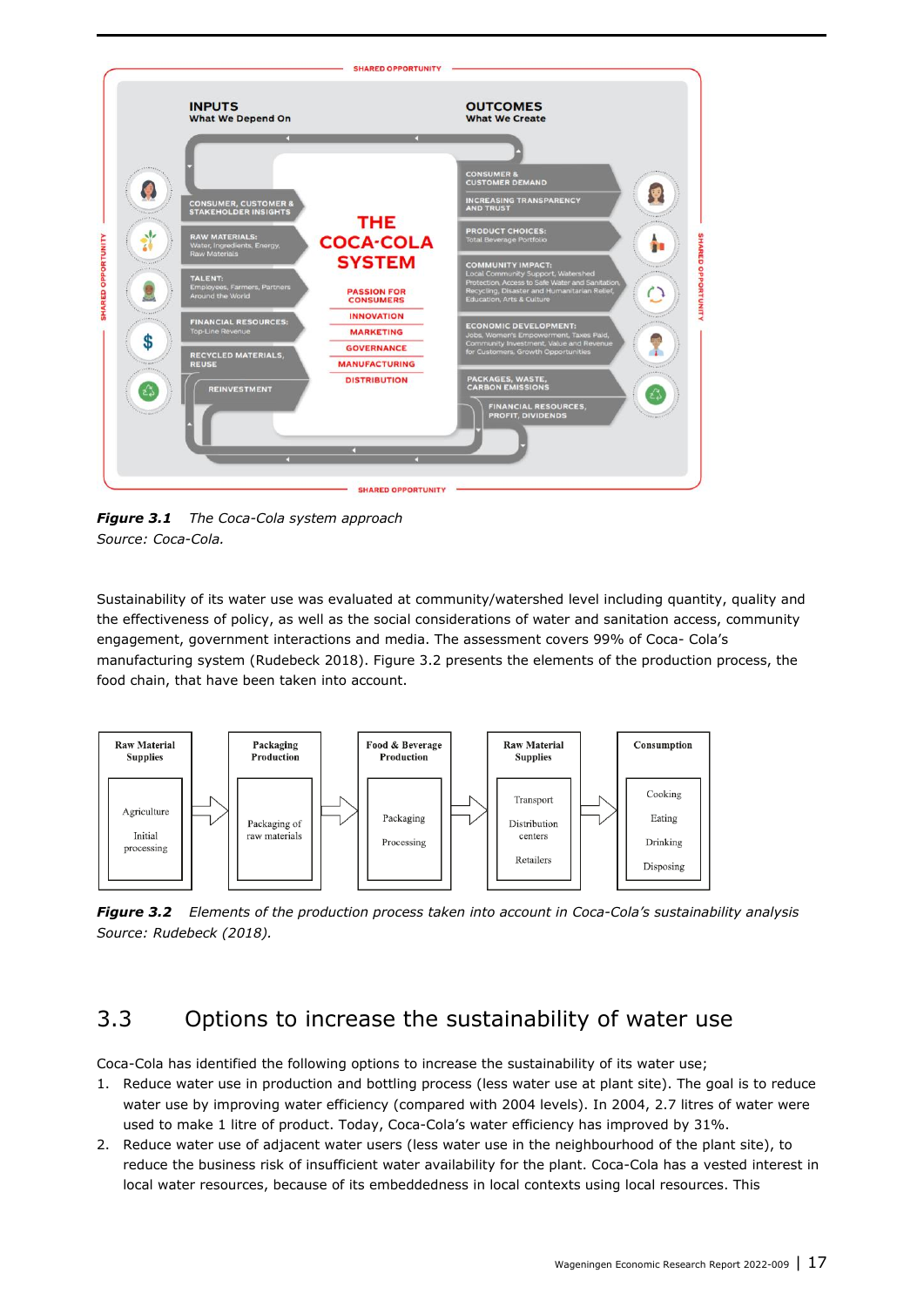SHARED OPPORTUNITY

INPUTS
What We Depend On

OUTCOMES
What We Create

CONSUMER, CUSTOMER & STAKEHOLDER INSIGHTS

RAW MATERIALS: Water, Ingredients, Energy, Raw Materials

TALENT: Employees, Farmers, Partners Around the World

FINANCIAL RESOURCES: Top-Line Revenue

RECYCLED MATERIALS, REUSE

REINVESTMENT

THE COCA-COLA SYSTEM

PASSION FOR CONSUMERS

INNOVATION

MARKETING

GOVERNANCE

MANUFACTURING

DISTRIBUTION

CONSUMER & CUSTOMER DEMAND

INCREASING TRANSPARENCY AND TRUST

PRODUCT CHOICES: Total Beverage Portfolio

COMMUNITY IMPACT: Local Community Support, Watershed Protection, Access to Safe Water and Sanitation, Recycling, Disaster and Humanitarian Relief, Education, Arts & Culture

ECONOMIC DEVELOPMENT: Jobs, Women's Empowerment, Taxes Paid, Community Investment, Value and Revenue for Customers, Growth Opportunities

PACKAGES, WASTE, CARBON EMISSIONS

FINANCIAL RESOURCES, PROFIT, DIVIDENDS

SHARED OPPORTUNITY

***Figure 3.1*** *The Coca-Cola system approach*
*Source: Coca-Cola.*

Sustainability of its water use was evaluated at community/watershed level including quantity, quality and the effectiveness of policy, as well as the social considerations of water and sanitation access, community engagement, government interactions and media. The assessment covers 99% of Coca- Cola's manufacturing system (Rudebeck 2018). Figure 3.2 presents the elements of the production process, the food chain, that have been taken into account.

Raw Material Supplies: Agriculture, Initial processing

Packaging Production: Packaging of raw materials

Food & Beverage Production: Packaging, Processing

Raw Material Supplies: Transport, Distribution centers, Retailers

Consumption: Cooking, Eating, Drinking, Disposing

***Figure 3.2*** *Elements of the production process taken into account in Coca-Cola's sustainability analysis*
*Source: Rudebeck (2018).*

## 3.3 Options to increase the sustainability of water use

Coca-Cola has identified the following options to increase the sustainability of its water use;

1. Reduce water use in production and bottling process (less water use at plant site). The goal is to reduce water use by improving water efficiency (compared with 2004 levels). In 2004, 2.7 litres of water were used to make 1 litre of product. Today, Coca-Cola's water efficiency has improved by 31%.
2. Reduce water use of adjacent water users (less water use in the neighbourhood of the plant site), to reduce the business risk of insufficient water availability for the plant. Coca-Cola has a vested interest in local water resources, because of its embeddedness in local contexts using local resources. This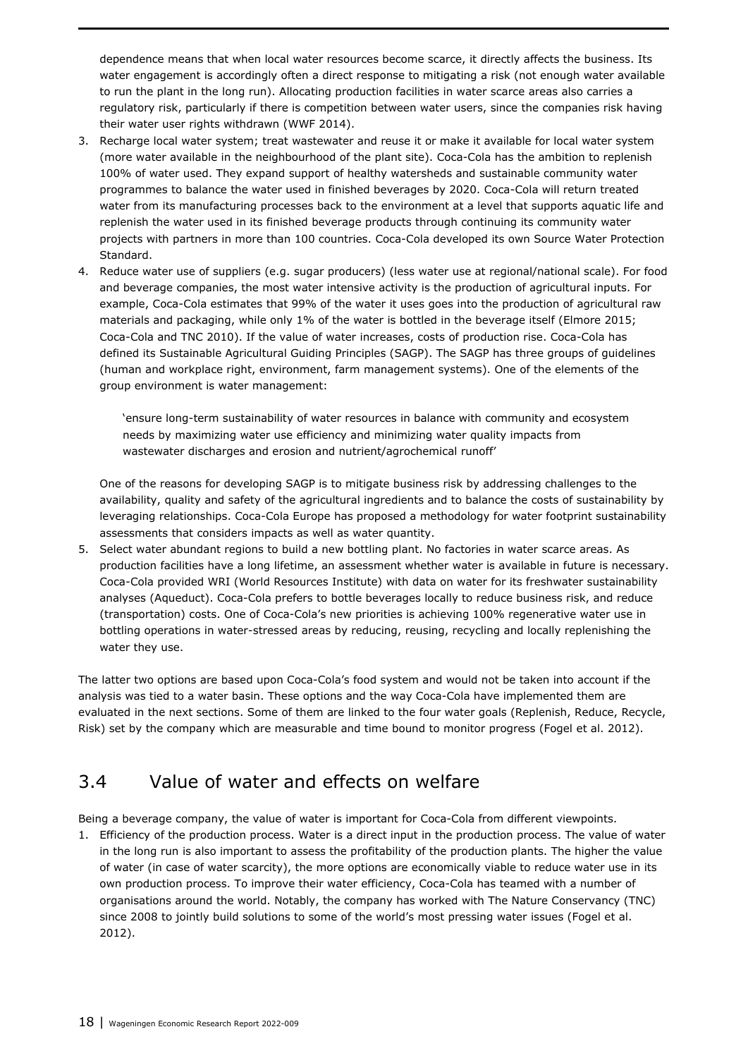dependence means that when local water resources become scarce, it directly affects the business. Its water engagement is accordingly often a direct response to mitigating a risk (not enough water available to run the plant in the long run). Allocating production facilities in water scarce areas also carries a regulatory risk, particularly if there is competition between water users, since the companies risk having their water user rights withdrawn (WWF 2014).

3. Recharge local water system; treat wastewater and reuse it or make it available for local water system (more water available in the neighbourhood of the plant site). Coca-Cola has the ambition to replenish 100% of water used. They expand support of healthy watersheds and sustainable community water programmes to balance the water used in finished beverages by 2020. Coca-Cola will return treated water from its manufacturing processes back to the environment at a level that supports aquatic life and replenish the water used in its finished beverage products through continuing its community water projects with partners in more than 100 countries. Coca-Cola developed its own Source Water Protection Standard.
4. Reduce water use of suppliers (e.g. sugar producers) (less water use at regional/national scale). For food and beverage companies, the most water intensive activity is the production of agricultural inputs. For example, Coca-Cola estimates that 99% of the water it uses goes into the production of agricultural raw materials and packaging, while only 1% of the water is bottled in the beverage itself (Elmore 2015; Coca-Cola and TNC 2010). If the value of water increases, costs of production rise. Coca-Cola has defined its Sustainable Agricultural Guiding Principles (SAGP). The SAGP has three groups of guidelines (human and workplace right, environment, farm management systems). One of the elements of the group environment is water management:

   > 'ensure long-term sustainability of water resources in balance with community and ecosystem needs by maximizing water use efficiency and minimizing water quality impacts from wastewater discharges and erosion and nutrient/agrochemical runoff'

   One of the reasons for developing SAGP is to mitigate business risk by addressing challenges to the availability, quality and safety of the agricultural ingredients and to balance the costs of sustainability by leveraging relationships. Coca-Cola Europe has proposed a methodology for water footprint sustainability assessments that considers impacts as well as water quantity.
5. Select water abundant regions to build a new bottling plant. No factories in water scarce areas. As production facilities have a long lifetime, an assessment whether water is available in future is necessary. Coca-Cola provided WRI (World Resources Institute) with data on water for its freshwater sustainability analyses (Aqueduct). Coca-Cola prefers to bottle beverages locally to reduce business risk, and reduce (transportation) costs. One of Coca-Cola's new priorities is achieving 100% regenerative water use in bottling operations in water-stressed areas by reducing, reusing, recycling and locally replenishing the water they use.

The latter two options are based upon Coca-Cola's food system and would not be taken into account if the analysis was tied to a water basin. These options and the way Coca-Cola have implemented them are evaluated in the next sections. Some of them are linked to the four water goals (Replenish, Reduce, Recycle, Risk) set by the company which are measurable and time bound to monitor progress (Fogel et al. 2012).

## 3.4 Value of water and effects on welfare

Being a beverage company, the value of water is important for Coca-Cola from different viewpoints.

1. Efficiency of the production process. Water is a direct input in the production process. The value of water in the long run is also important to assess the profitability of the production plants. The higher the value of water (in case of water scarcity), the more options are economically viable to reduce water use in its own production process. To improve their water efficiency, Coca-Cola has teamed with a number of organisations around the world. Notably, the company has worked with The Nature Conservancy (TNC) since 2008 to jointly build solutions to some of the world's most pressing water issues (Fogel et al. 2012).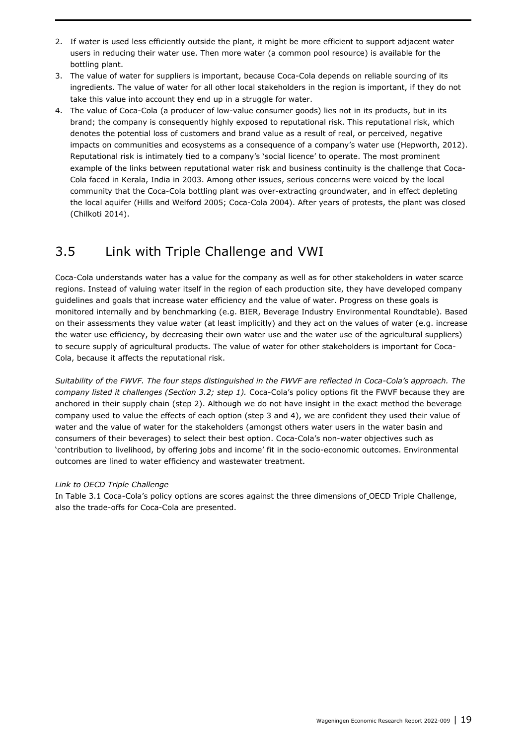2. If water is used less efficiently outside the plant, it might be more efficient to support adjacent water users in reducing their water use. Then more water (a common pool resource) is available for the bottling plant.
3. The value of water for suppliers is important, because Coca-Cola depends on reliable sourcing of its ingredients. The value of water for all other local stakeholders in the region is important, if they do not take this value into account they end up in a struggle for water.
4. The value of Coca-Cola (a producer of low-value consumer goods) lies not in its products, but in its brand; the company is consequently highly exposed to reputational risk. This reputational risk, which denotes the potential loss of customers and brand value as a result of real, or perceived, negative impacts on communities and ecosystems as a consequence of a company's water use (Hepworth, 2012). Reputational risk is intimately tied to a company's 'social licence' to operate. The most prominent example of the links between reputational water risk and business continuity is the challenge that Coca-Cola faced in Kerala, India in 2003. Among other issues, serious concerns were voiced by the local community that the Coca-Cola bottling plant was over-extracting groundwater, and in effect depleting the local aquifer (Hills and Welford 2005; Coca-Cola 2004). After years of protests, the plant was closed (Chilkoti 2014).

## 3.5 Link with Triple Challenge and VWI

Coca-Cola understands water has a value for the company as well as for other stakeholders in water scarce regions. Instead of valuing water itself in the region of each production site, they have developed company guidelines and goals that increase water efficiency and the value of water. Progress on these goals is monitored internally and by benchmarking (e.g. BIER, Beverage Industry Environmental Roundtable). Based on their assessments they value water (at least implicitly) and they act on the values of water (e.g. increase the water use efficiency, by decreasing their own water use and the water use of the agricultural suppliers) to secure supply of agricultural products. The value of water for other stakeholders is important for Coca-Cola, because it affects the reputational risk.

*Suitability of the FWVF. The four steps distinguished in the FWVF are reflected in Coca-Cola's approach. The company listed it challenges (Section 3.2; step 1).* Coca-Cola's policy options fit the FWVF because they are anchored in their supply chain (step 2). Although we do not have insight in the exact method the beverage company used to value the effects of each option (step 3 and 4), we are confident they used their value of water and the value of water for the stakeholders (amongst others water users in the water basin and consumers of their beverages) to select their best option. Coca-Cola's non-water objectives such as 'contribution to livelihood, by offering jobs and income' fit in the socio-economic outcomes. Environmental outcomes are lined to water efficiency and wastewater treatment.

*Link to OECD Triple Challenge*

In Table 3.1 Coca-Cola's policy options are scores against the three dimensions of OECD Triple Challenge, also the trade-offs for Coca-Cola are presented.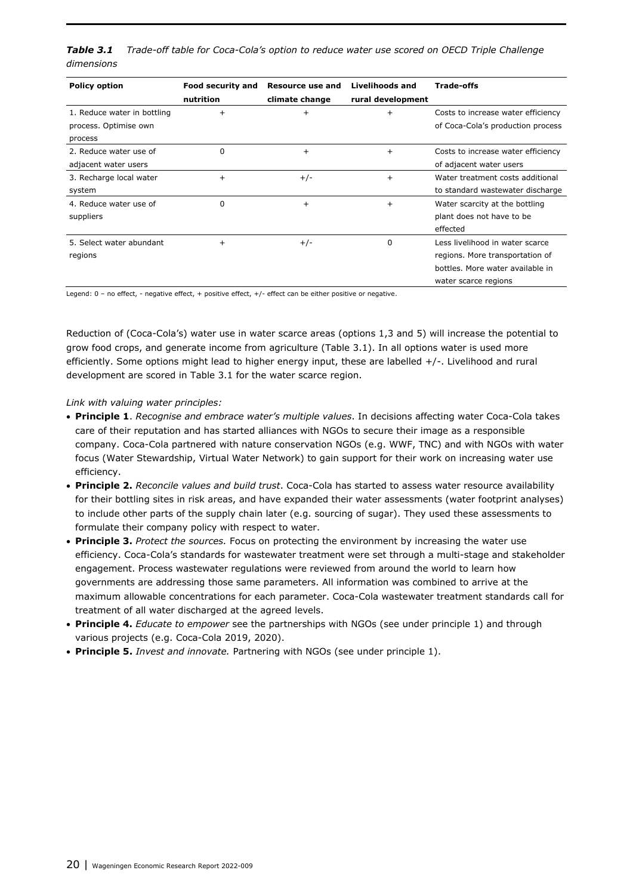***Table 3.1*** *Trade-off table for Coca-Cola's option to reduce water use scored on OECD Triple Challenge dimensions*

| Policy option | Food security and nutrition | Resource use and climate change | Livelihoods and rural development | Trade-offs |
|---|---|---|---|---|
| 1. Reduce water in bottling process. Optimise own process | + | + | + | Costs to increase water efficiency of Coca-Cola's production process |
| 2. Reduce water use of adjacent water users | 0 | + | + | Costs to increase water efficiency of adjacent water users |
| 3. Recharge local water system | + | +/- | + | Water treatment costs additional to standard wastewater discharge |
| 4. Reduce water use of suppliers | 0 | + | + | Water scarcity at the bottling plant does not have to be effected |
| 5. Select water abundant regions | + | +/- | 0 | Less livelihood in water scarce regions. More transportation of bottles. More water available in water scarce regions |

Legend: 0 – no effect, - negative effect, + positive effect, +/- effect can be either positive or negative.

Reduction of (Coca-Cola's) water use in water scarce areas (options 1,3 and 5) will increase the potential to grow food crops, and generate income from agriculture (Table 3.1). In all options water is used more efficiently. Some options might lead to higher energy input, these are labelled +/-. Livelihood and rural development are scored in Table 3.1 for the water scarce region.

*Link with valuing water principles:*

- **Principle 1**. *Recognise and embrace water's multiple values*. In decisions affecting water Coca-Cola takes care of their reputation and has started alliances with NGOs to secure their image as a responsible company. Coca-Cola partnered with nature conservation NGOs (e.g. WWF, TNC) and with NGOs with water focus (Water Stewardship, Virtual Water Network) to gain support for their work on increasing water use efficiency.
- **Principle 2.** *Reconcile values and build trust*. Coca-Cola has started to assess water resource availability for their bottling sites in risk areas, and have expanded their water assessments (water footprint analyses) to include other parts of the supply chain later (e.g. sourcing of sugar). They used these assessments to formulate their company policy with respect to water.
- **Principle 3.** *Protect the sources.* Focus on protecting the environment by increasing the water use efficiency. Coca-Cola's standards for wastewater treatment were set through a multi-stage and stakeholder engagement. Process wastewater regulations were reviewed from around the world to learn how governments are addressing those same parameters. All information was combined to arrive at the maximum allowable concentrations for each parameter. Coca-Cola wastewater treatment standards call for treatment of all water discharged at the agreed levels.
- **Principle 4.** *Educate to empower* see the partnerships with NGOs (see under principle 1) and through various projects (e.g. Coca-Cola 2019, 2020).
- **Principle 5.** *Invest and innovate.* Partnering with NGOs (see under principle 1).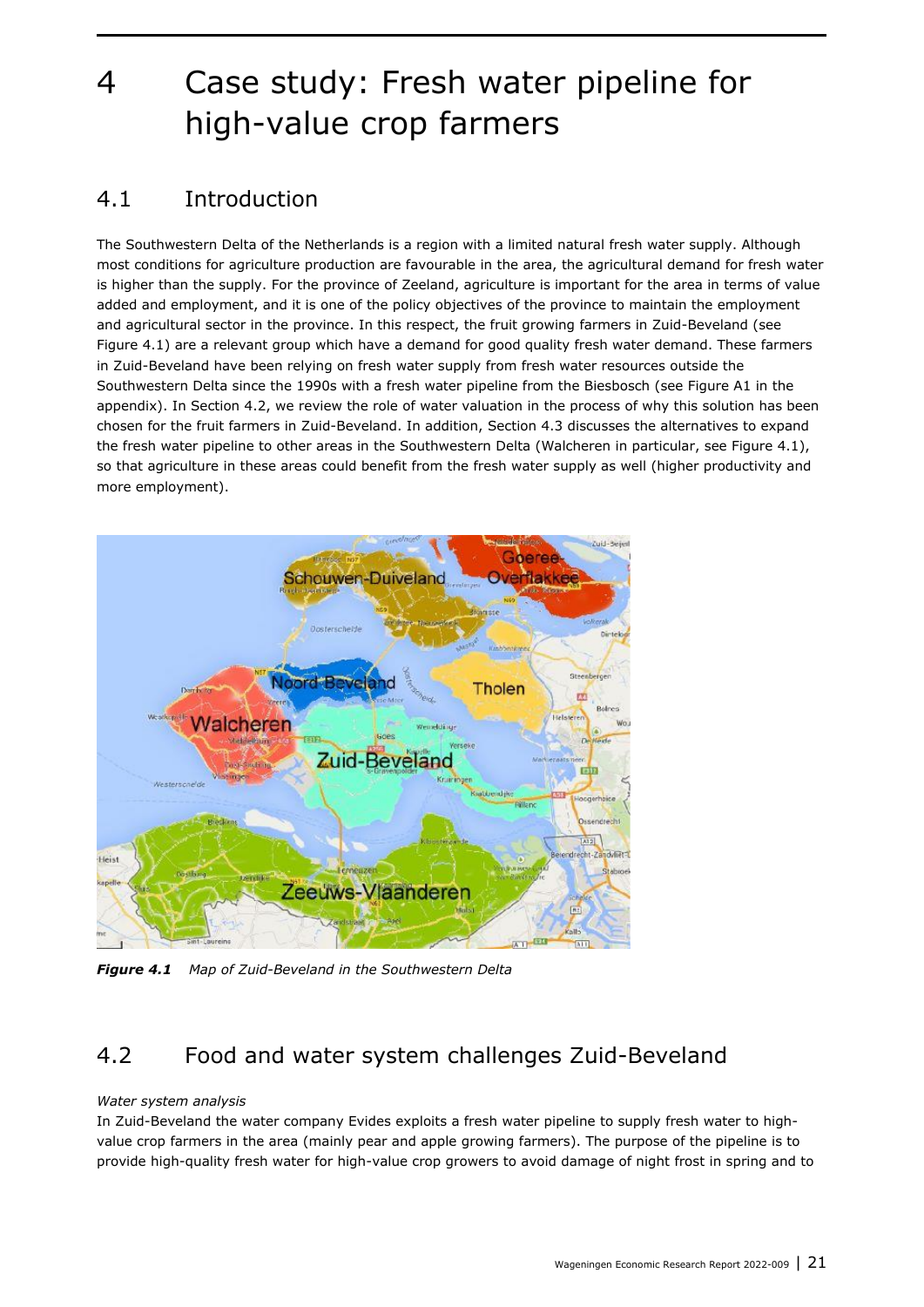// 4 Case study: Fresh water pipeline for high-value crop farmers

## 4.1 Introduction

The Southwestern Delta of the Netherlands is a region with a limited natural fresh water supply. Although most conditions for agriculture production are favourable in the area, the agricultural demand for fresh water is higher than the supply. For the province of Zeeland, agriculture is important for the area in terms of value added and employment, and it is one of the policy objectives of the province to maintain the employment and agricultural sector in the province. In this respect, the fruit growing farmers in Zuid-Beveland (see Figure 4.1) are a relevant group which have a demand for good quality fresh water demand. These farmers in Zuid-Beveland have been relying on fresh water supply from fresh water resources outside the Southwestern Delta since the 1990s with a fresh water pipeline from the Biesbosch (see Figure A1 in the appendix). In Section 4.2, we review the role of water valuation in the process of why this solution has been chosen for the fruit farmers in Zuid-Beveland. In addition, Section 4.3 discusses the alternatives to expand the fresh water pipeline to other areas in the Southwestern Delta (Walcheren in particular, see Figure 4.1), so that agriculture in these areas could benefit from the fresh water supply as well (higher productivity and more employment).

Schouwen-Duiveland
Goeree-Overflakkee
Noord Beveland
Tholen
Walcheren
Zuid-Beveland
Zeeuws-Vlaanderen

***Figure 4.1*** *Map of Zuid-Beveland in the Southwestern Delta*

## 4.2 Food and water system challenges Zuid-Beveland

*Water system analysis*
In Zuid-Beveland the water company Evides exploits a fresh water pipeline to supply fresh water to high-value crop farmers in the area (mainly pear and apple growing farmers). The purpose of the pipeline is to provide high-quality fresh water for high-value crop growers to avoid damage of night frost in spring and to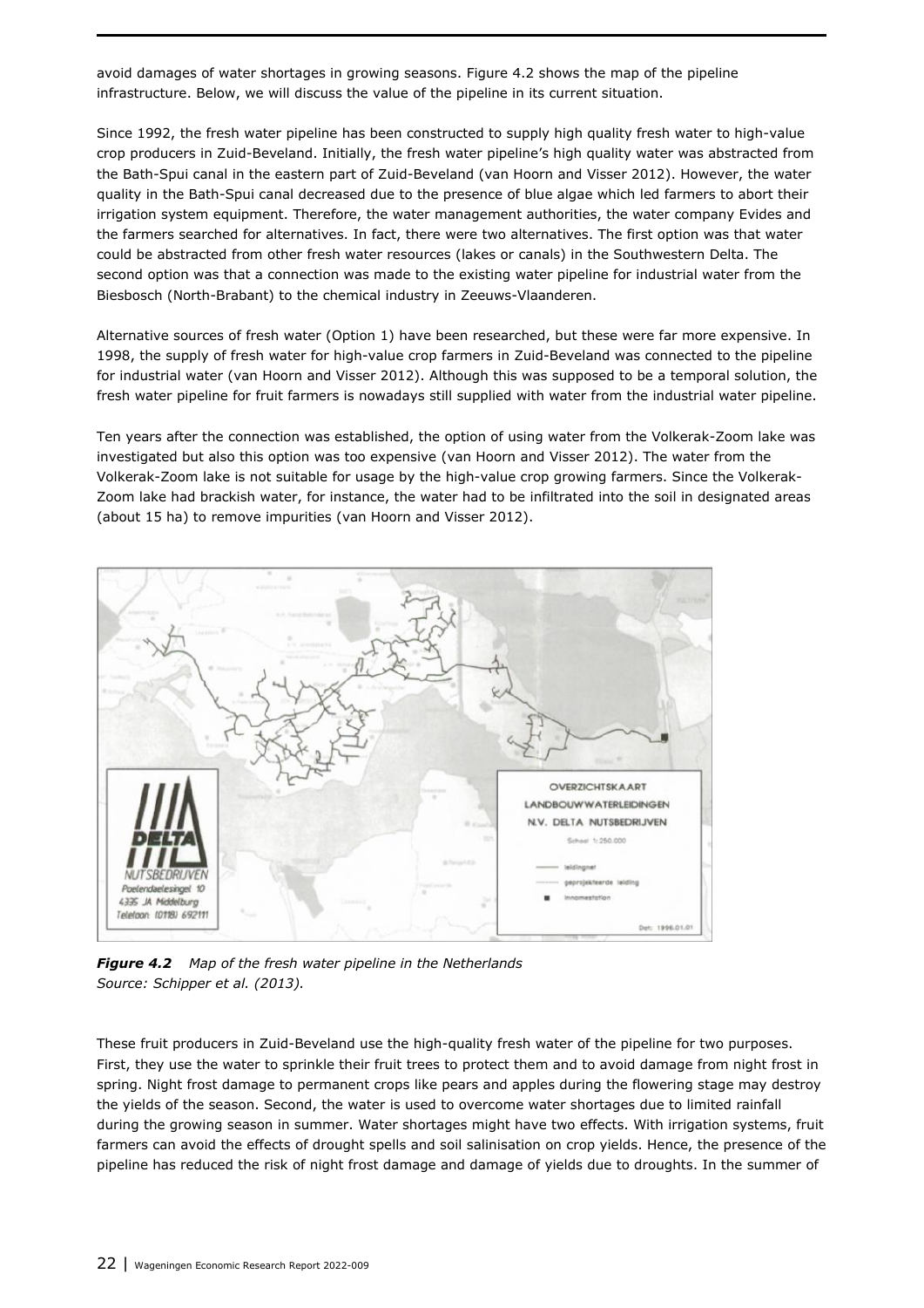avoid damages of water shortages in growing seasons. Figure 4.2 shows the map of the pipeline infrastructure. Below, we will discuss the value of the pipeline in its current situation.

Since 1992, the fresh water pipeline has been constructed to supply high quality fresh water to high-value crop producers in Zuid-Beveland. Initially, the fresh water pipeline's high quality water was abstracted from the Bath-Spui canal in the eastern part of Zuid-Beveland (van Hoorn and Visser 2012). However, the water quality in the Bath-Spui canal decreased due to the presence of blue algae which led farmers to abort their irrigation system equipment. Therefore, the water management authorities, the water company Evides and the farmers searched for alternatives. In fact, there were two alternatives. The first option was that water could be abstracted from other fresh water resources (lakes or canals) in the Southwestern Delta. The second option was that a connection was made to the existing water pipeline for industrial water from the Biesbosch (North-Brabant) to the chemical industry in Zeeuws-Vlaanderen.

Alternative sources of fresh water (Option 1) have been researched, but these were far more expensive. In 1998, the supply of fresh water for high-value crop farmers in Zuid-Beveland was connected to the pipeline for industrial water (van Hoorn and Visser 2012). Although this was supposed to be a temporal solution, the fresh water pipeline for fruit farmers is nowadays still supplied with water from the industrial water pipeline.

Ten years after the connection was established, the option of using water from the Volkerak-Zoom lake was investigated but also this option was too expensive (van Hoorn and Visser 2012). The water from the Volkerak-Zoom lake is not suitable for usage by the high-value crop growing farmers. Since the Volkerak-Zoom lake had brackish water, for instance, the water had to be infiltrated into the soil in designated areas (about 15 ha) to remove impurities (van Hoorn and Visser 2012).

OVERZICHTSKAART
LANDBOUWWATERLEIDINGEN
N.V. DELTA NUTSBEDRIJVEN
Schaal 1:250.000
leidingnet
geprojekteerde leiding
innamestation
Dat: 1996.01.01

DELTA
NUTSBEDRIJVEN
Poelendaelesingel 10
4335 JA Middelburg
Telefoon (0118) 692111

***Figure 4.2*** *Map of the fresh water pipeline in the Netherlands*
*Source: Schipper et al. (2013).*

These fruit producers in Zuid-Beveland use the high-quality fresh water of the pipeline for two purposes. First, they use the water to sprinkle their fruit trees to protect them and to avoid damage from night frost in spring. Night frost damage to permanent crops like pears and apples during the flowering stage may destroy the yields of the season. Second, the water is used to overcome water shortages due to limited rainfall during the growing season in summer. Water shortages might have two effects. With irrigation systems, fruit farmers can avoid the effects of drought spells and soil salinisation on crop yields. Hence, the presence of the pipeline has reduced the risk of night frost damage and damage of yields due to droughts. In the summer of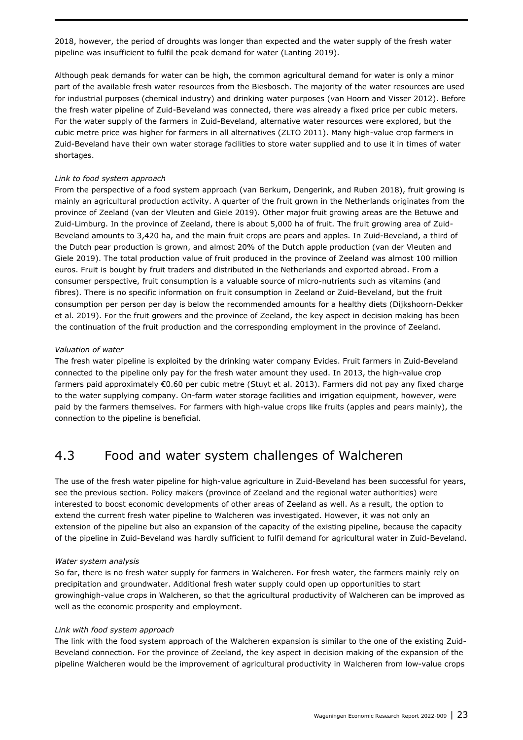2018, however, the period of droughts was longer than expected and the water supply of the fresh water pipeline was insufficient to fulfil the peak demand for water (Lanting 2019).

Although peak demands for water can be high, the common agricultural demand for water is only a minor part of the available fresh water resources from the Biesbosch. The majority of the water resources are used for industrial purposes (chemical industry) and drinking water purposes (van Hoorn and Visser 2012). Before the fresh water pipeline of Zuid-Beveland was connected, there was already a fixed price per cubic meters. For the water supply of the farmers in Zuid-Beveland, alternative water resources were explored, but the cubic metre price was higher for farmers in all alternatives (ZLTO 2011). Many high-value crop farmers in Zuid-Beveland have their own water storage facilities to store water supplied and to use it in times of water shortages.

*Link to food system approach*

From the perspective of a food system approach (van Berkum, Dengerink, and Ruben 2018), fruit growing is mainly an agricultural production activity. A quarter of the fruit grown in the Netherlands originates from the province of Zeeland (van der Vleuten and Giele 2019). Other major fruit growing areas are the Betuwe and Zuid-Limburg. In the province of Zeeland, there is about 5,000 ha of fruit. The fruit growing area of Zuid-Beveland amounts to 3,420 ha, and the main fruit crops are pears and apples. In Zuid-Beveland, a third of the Dutch pear production is grown, and almost 20% of the Dutch apple production (van der Vleuten and Giele 2019). The total production value of fruit produced in the province of Zeeland was almost 100 million euros. Fruit is bought by fruit traders and distributed in the Netherlands and exported abroad. From a consumer perspective, fruit consumption is a valuable source of micro-nutrients such as vitamins (and fibres). There is no specific information on fruit consumption in Zeeland or Zuid-Beveland, but the fruit consumption per person per day is below the recommended amounts for a healthy diets (Dijkshoorn-Dekker et al. 2019). For the fruit growers and the province of Zeeland, the key aspect in decision making has been the continuation of the fruit production and the corresponding employment in the province of Zeeland.

*Valuation of water*

The fresh water pipeline is exploited by the drinking water company Evides. Fruit farmers in Zuid-Beveland connected to the pipeline only pay for the fresh water amount they used. In 2013, the high-value crop farmers paid approximately €0.60 per cubic metre (Stuyt et al. 2013). Farmers did not pay any fixed charge to the water supplying company. On-farm water storage facilities and irrigation equipment, however, were paid by the farmers themselves. For farmers with high-value crops like fruits (apples and pears mainly), the connection to the pipeline is beneficial.

## 4.3 Food and water system challenges of Walcheren

The use of the fresh water pipeline for high-value agriculture in Zuid-Beveland has been successful for years, see the previous section. Policy makers (province of Zeeland and the regional water authorities) were interested to boost economic developments of other areas of Zeeland as well. As a result, the option to extend the current fresh water pipeline to Walcheren was investigated. However, it was not only an extension of the pipeline but also an expansion of the capacity of the existing pipeline, because the capacity of the pipeline in Zuid-Beveland was hardly sufficient to fulfil demand for agricultural water in Zuid-Beveland.

*Water system analysis*

So far, there is no fresh water supply for farmers in Walcheren. For fresh water, the farmers mainly rely on precipitation and groundwater. Additional fresh water supply could open up opportunities to start growinghigh-value crops in Walcheren, so that the agricultural productivity of Walcheren can be improved as well as the economic prosperity and employment.

*Link with food system approach*

The link with the food system approach of the Walcheren expansion is similar to the one of the existing Zuid-Beveland connection. For the province of Zeeland, the key aspect in decision making of the expansion of the pipeline Walcheren would be the improvement of agricultural productivity in Walcheren from low-value crops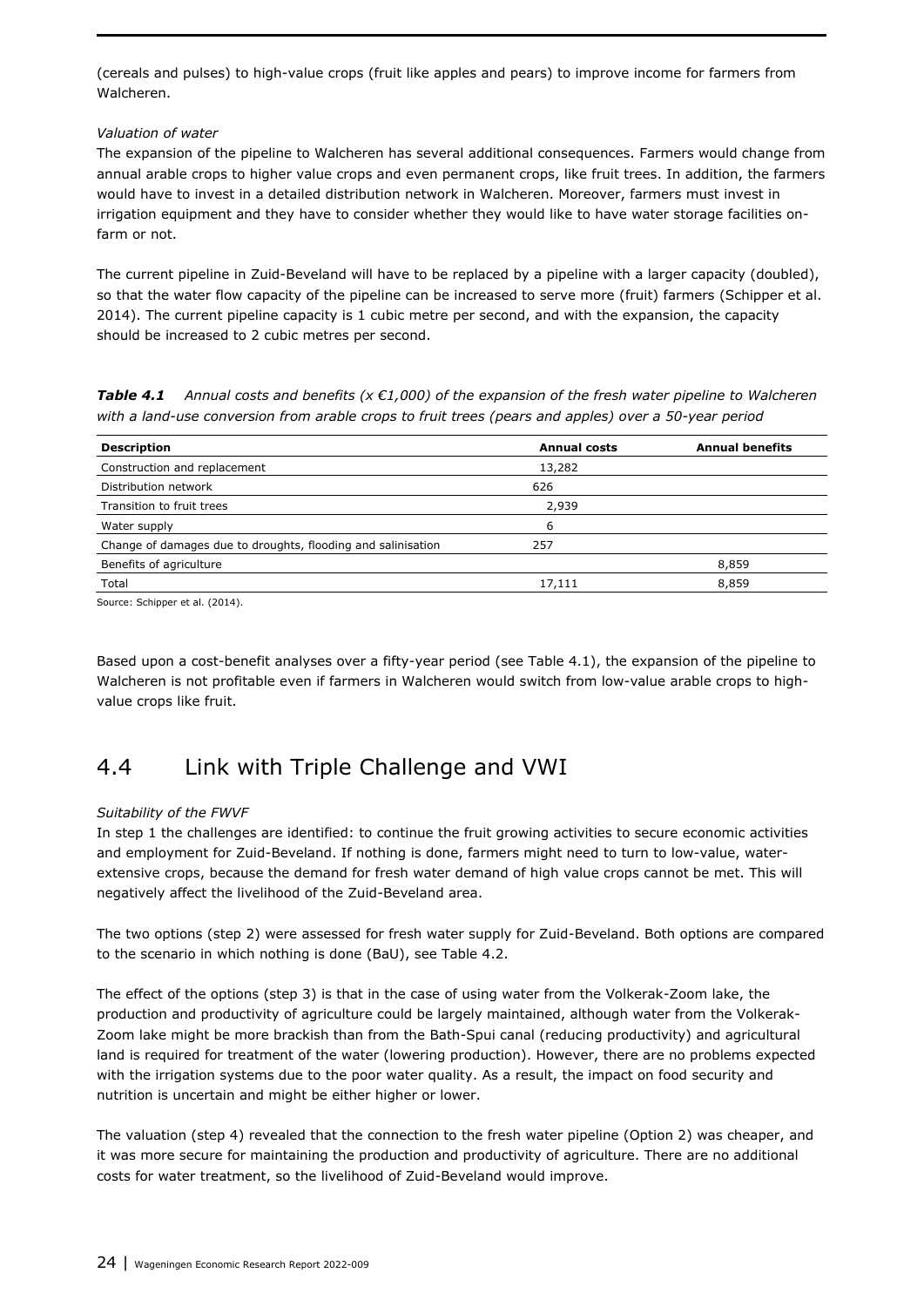(cereals and pulses) to high-value crops (fruit like apples and pears) to improve income for farmers from Walcheren.

*Valuation of water*

The expansion of the pipeline to Walcheren has several additional consequences. Farmers would change from annual arable crops to higher value crops and even permanent crops, like fruit trees. In addition, the farmers would have to invest in a detailed distribution network in Walcheren. Moreover, farmers must invest in irrigation equipment and they have to consider whether they would like to have water storage facilities on-farm or not.

The current pipeline in Zuid-Beveland will have to be replaced by a pipeline with a larger capacity (doubled), so that the water flow capacity of the pipeline can be increased to serve more (fruit) farmers (Schipper et al. 2014). The current pipeline capacity is 1 cubic metre per second, and with the expansion, the capacity should be increased to 2 cubic metres per second.

***Table 4.1*** *Annual costs and benefits (x €1,000) of the expansion of the fresh water pipeline to Walcheren with a land-use conversion from arable crops to fruit trees (pears and apples) over a 50-year period*

| Description | Annual costs | Annual benefits |
|---|---|---|
| Construction and replacement | 13,282 | |
| Distribution network | 626 | |
| Transition to fruit trees | 2,939 | |
| Water supply | 6 | |
| Change of damages due to droughts, flooding and salinisation | 257 | |
| Benefits of agriculture | | 8,859 |
| Total | 17,111 | 8,859 |

Source: Schipper et al. (2014).

Based upon a cost-benefit analyses over a fifty-year period (see Table 4.1), the expansion of the pipeline to Walcheren is not profitable even if farmers in Walcheren would switch from low-value arable crops to high-value crops like fruit.

## 4.4 Link with Triple Challenge and VWI

*Suitability of the FWVF*

In step 1 the challenges are identified: to continue the fruit growing activities to secure economic activities and employment for Zuid-Beveland. If nothing is done, farmers might need to turn to low-value, water-extensive crops, because the demand for fresh water demand of high value crops cannot be met. This will negatively affect the livelihood of the Zuid-Beveland area.

The two options (step 2) were assessed for fresh water supply for Zuid-Beveland. Both options are compared to the scenario in which nothing is done (BaU), see Table 4.2.

The effect of the options (step 3) is that in the case of using water from the Volkerak-Zoom lake, the production and productivity of agriculture could be largely maintained, although water from the Volkerak-Zoom lake might be more brackish than from the Bath-Spui canal (reducing productivity) and agricultural land is required for treatment of the water (lowering production). However, there are no problems expected with the irrigation systems due to the poor water quality. As a result, the impact on food security and nutrition is uncertain and might be either higher or lower.

The valuation (step 4) revealed that the connection to the fresh water pipeline (Option 2) was cheaper, and it was more secure for maintaining the production and productivity of agriculture. There are no additional costs for water treatment, so the livelihood of Zuid-Beveland would improve.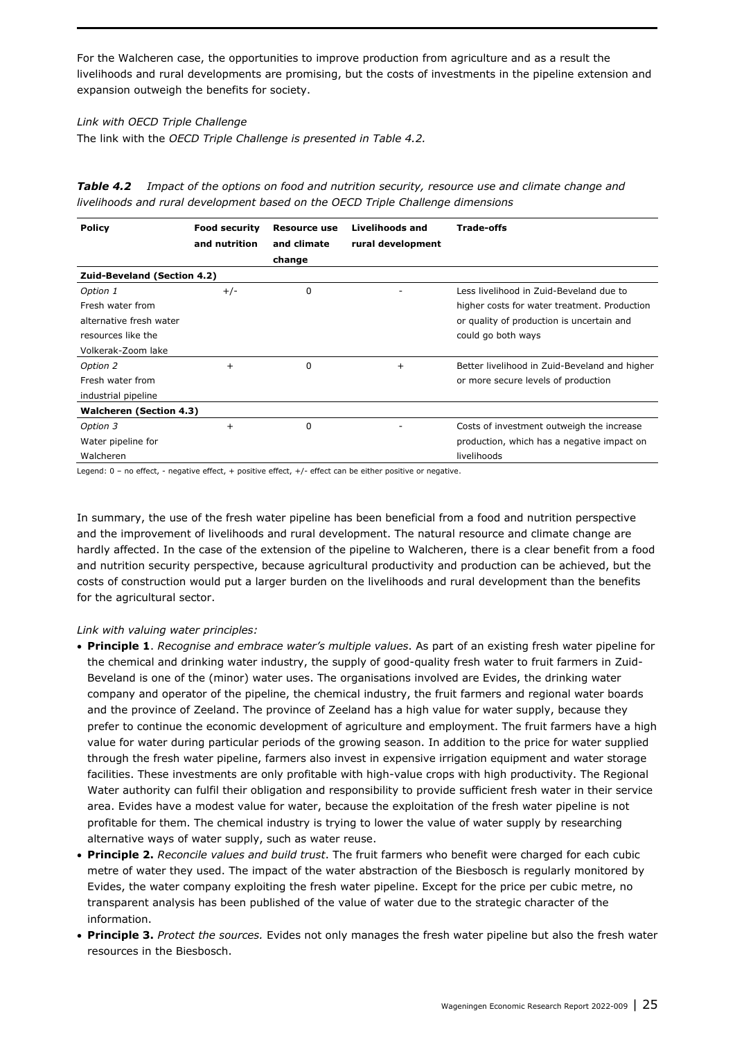For the Walcheren case, the opportunities to improve production from agriculture and as a result the livelihoods and rural developments are promising, but the costs of investments in the pipeline extension and expansion outweigh the benefits for society.

*Link with OECD Triple Challenge*

The link with the *OECD Triple Challenge is presented in Table 4.2.*

***Table 4.2*** *Impact of the options on food and nutrition security, resource use and climate change and livelihoods and rural development based on the OECD Triple Challenge dimensions*

| Policy | Food security and nutrition | Resource use and climate change | Livelihoods and rural development | Trade-offs |
|---|---|---|---|---|
| **Zuid-Beveland (Section 4.2)** | | | | |
| *Option 1* Fresh water from alternative fresh water resources like the Volkerak-Zoom lake | +/- | 0 | - | Less livelihood in Zuid-Beveland due to higher costs for water treatment. Production or quality of production is uncertain and could go both ways |
| *Option 2* Fresh water from industrial pipeline | + | 0 | + | Better livelihood in Zuid-Beveland and higher or more secure levels of production |
| **Walcheren (Section 4.3)** | | | | |
| *Option 3* Water pipeline for Walcheren | + | 0 | - | Costs of investment outweigh the increase production, which has a negative impact on livelihoods |

Legend: 0 – no effect, - negative effect, + positive effect, +/- effect can be either positive or negative.

In summary, the use of the fresh water pipeline has been beneficial from a food and nutrition perspective and the improvement of livelihoods and rural development. The natural resource and climate change are hardly affected. In the case of the extension of the pipeline to Walcheren, there is a clear benefit from a food and nutrition security perspective, because agricultural productivity and production can be achieved, but the costs of construction would put a larger burden on the livelihoods and rural development than the benefits for the agricultural sector.

*Link with valuing water principles:*

- **Principle 1**. *Recognise and embrace water's multiple values*. As part of an existing fresh water pipeline for the chemical and drinking water industry, the supply of good-quality fresh water to fruit farmers in Zuid-Beveland is one of the (minor) water uses. The organisations involved are Evides, the drinking water company and operator of the pipeline, the chemical industry, the fruit farmers and regional water boards and the province of Zeeland. The province of Zeeland has a high value for water supply, because they prefer to continue the economic development of agriculture and employment. The fruit farmers have a high value for water during particular periods of the growing season. In addition to the price for water supplied through the fresh water pipeline, farmers also invest in expensive irrigation equipment and water storage facilities. These investments are only profitable with high-value crops with high productivity. The Regional Water authority can fulfil their obligation and responsibility to provide sufficient fresh water in their service area. Evides have a modest value for water, because the exploitation of the fresh water pipeline is not profitable for them. The chemical industry is trying to lower the value of water supply by researching alternative ways of water supply, such as water reuse.
- **Principle 2.** *Reconcile values and build trust*. The fruit farmers who benefit were charged for each cubic metre of water they used. The impact of the water abstraction of the Biesbosch is regularly monitored by Evides, the water company exploiting the fresh water pipeline. Except for the price per cubic metre, no transparent analysis has been published of the value of water due to the strategic character of the information.
- **Principle 3.** *Protect the sources.* Evides not only manages the fresh water pipeline but also the fresh water resources in the Biesbosch.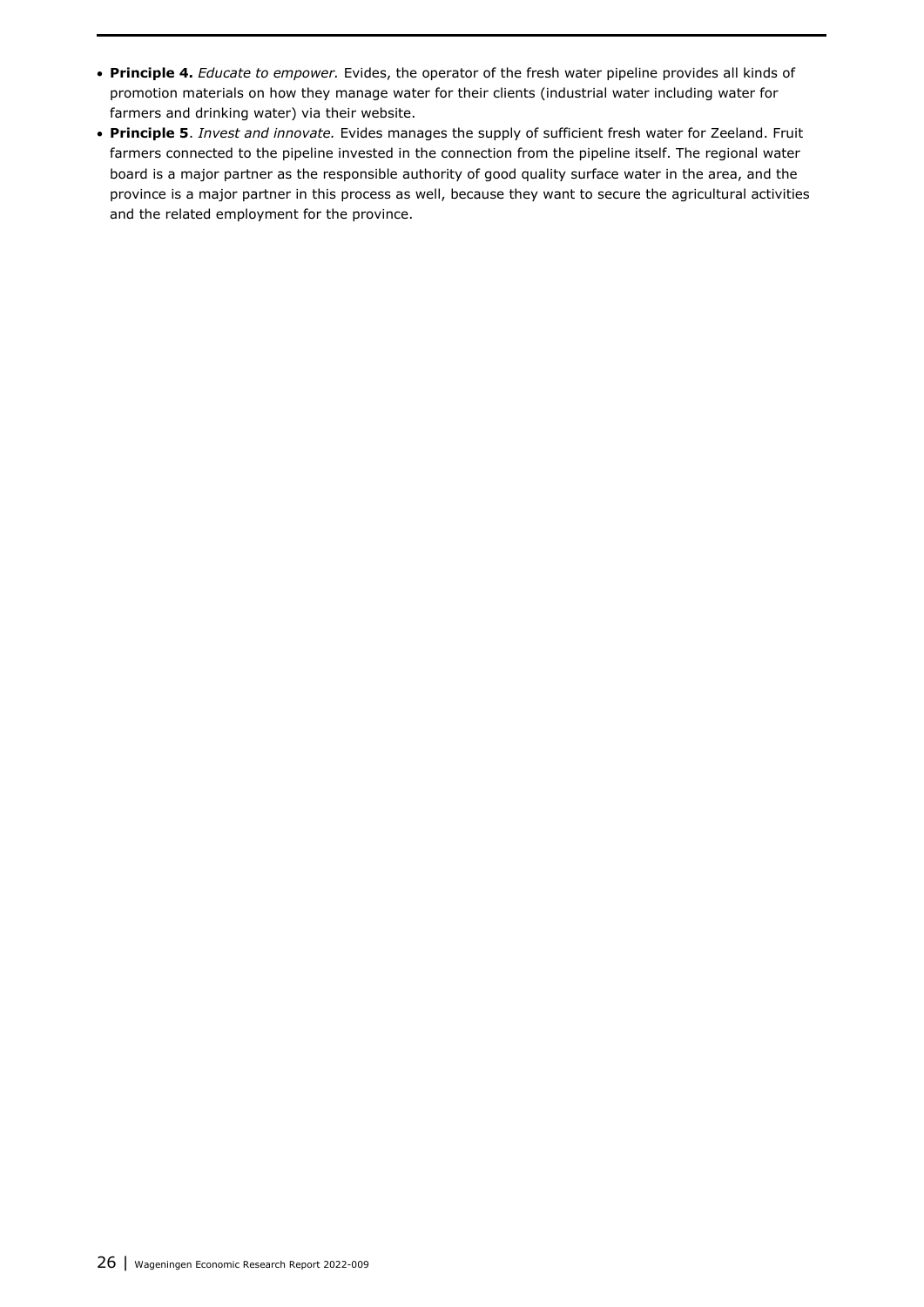- **Principle 4.** *Educate to empower.* Evides, the operator of the fresh water pipeline provides all kinds of promotion materials on how they manage water for their clients (industrial water including water for farmers and drinking water) via their website.
- **Principle 5**. *Invest and innovate.* Evides manages the supply of sufficient fresh water for Zeeland. Fruit farmers connected to the pipeline invested in the connection from the pipeline itself. The regional water board is a major partner as the responsible authority of good quality surface water in the area, and the province is a major partner in this process as well, because they want to secure the agricultural activities and the related employment for the province.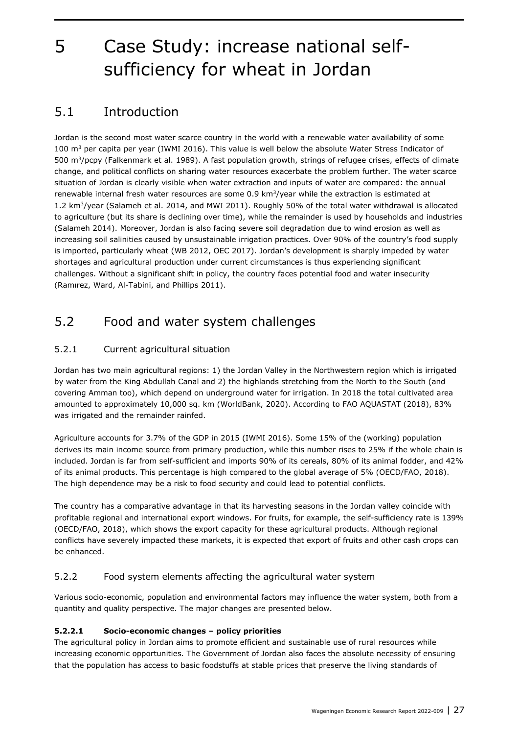# 5 Case Study: increase national self-sufficiency for wheat in Jordan

## 5.1 Introduction

Jordan is the second most water scarce country in the world with a renewable water availability of some 100 $m^3$ per capita per year (IWMI 2016). This value is well below the absolute Water Stress Indicator of 500 $m^3$/pcpy (Falkenmark et al. 1989). A fast population growth, strings of refugee crises, effects of climate change, and political conflicts on sharing water resources exacerbate the problem further. The water scarce situation of Jordan is clearly visible when water extraction and inputs of water are compared: the annual renewable internal fresh water resources are some 0.9 $km^3$/year while the extraction is estimated at 1.2 $km^3$/year (Salameh et al. 2014, and MWI 2011). Roughly 50% of the total water withdrawal is allocated to agriculture (but its share is declining over time), while the remainder is used by households and industries (Salameh 2014). Moreover, Jordan is also facing severe soil degradation due to wind erosion as well as increasing soil salinities caused by unsustainable irrigation practices. Over 90% of the country's food supply is imported, particularly wheat (WB 2012, OEC 2017). Jordan's development is sharply impeded by water shortages and agricultural production under current circumstances is thus experiencing significant challenges. Without a significant shift in policy, the country faces potential food and water insecurity (Ramırez, Ward, Al-Tabini, and Phillips 2011).

## 5.2 Food and water system challenges

### 5.2.1 Current agricultural situation

Jordan has two main agricultural regions: 1) the Jordan Valley in the Northwestern region which is irrigated by water from the King Abdullah Canal and 2) the highlands stretching from the North to the South (and covering Amman too), which depend on underground water for irrigation. In 2018 the total cultivated area amounted to approximately 10,000 sq. km (WorldBank, 2020). According to FAO AQUASTAT (2018), 83% was irrigated and the remainder rainfed.

Agriculture accounts for 3.7% of the GDP in 2015 (IWMI 2016). Some 15% of the (working) population derives its main income source from primary production, while this number rises to 25% if the whole chain is included. Jordan is far from self-sufficient and imports 90% of its cereals, 80% of its animal fodder, and 42% of its animal products. This percentage is high compared to the global average of 5% (OECD/FAO, 2018). The high dependence may be a risk to food security and could lead to potential conflicts.

The country has a comparative advantage in that its harvesting seasons in the Jordan valley coincide with profitable regional and international export windows. For fruits, for example, the self-sufficiency rate is 139% (OECD/FAO, 2018), which shows the export capacity for these agricultural products. Although regional conflicts have severely impacted these markets, it is expected that export of fruits and other cash crops can be enhanced.

### 5.2.2 Food system elements affecting the agricultural water system

Various socio-economic, population and environmental factors may influence the water system, both from a quantity and quality perspective. The major changes are presented below.

#### 5.2.2.1 Socio-economic changes – policy priorities

The agricultural policy in Jordan aims to promote efficient and sustainable use of rural resources while increasing economic opportunities. The Government of Jordan also faces the absolute necessity of ensuring that the population has access to basic foodstuffs at stable prices that preserve the living standards of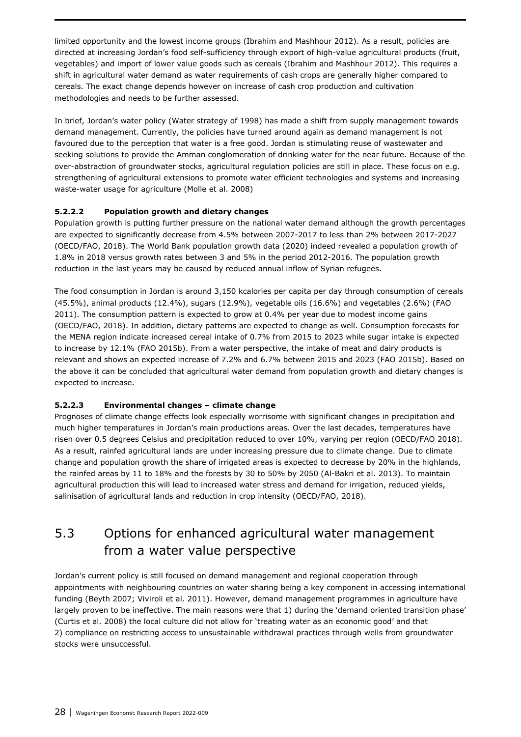limited opportunity and the lowest income groups (Ibrahim and Mashhour 2012). As a result, policies are directed at increasing Jordan's food self-sufficiency through export of high-value agricultural products (fruit, vegetables) and import of lower value goods such as cereals (Ibrahim and Mashhour 2012). This requires a shift in agricultural water demand as water requirements of cash crops are generally higher compared to cereals. The exact change depends however on increase of cash crop production and cultivation methodologies and needs to be further assessed.

In brief, Jordan's water policy (Water strategy of 1998) has made a shift from supply management towards demand management. Currently, the policies have turned around again as demand management is not favoured due to the perception that water is a free good. Jordan is stimulating reuse of wastewater and seeking solutions to provide the Amman conglomeration of drinking water for the near future. Because of the over-abstraction of groundwater stocks, agricultural regulation policies are still in place. These focus on e.g. strengthening of agricultural extensions to promote water efficient technologies and systems and increasing waste-water usage for agriculture (Molle et al. 2008)

#### 5.2.2.2 Population growth and dietary changes

Population growth is putting further pressure on the national water demand although the growth percentages are expected to significantly decrease from 4.5% between 2007-2017 to less than 2% between 2017-2027 (OECD/FAO, 2018). The World Bank population growth data (2020) indeed revealed a population growth of 1.8% in 2018 versus growth rates between 3 and 5% in the period 2012-2016. The population growth reduction in the last years may be caused by reduced annual inflow of Syrian refugees.

The food consumption in Jordan is around 3,150 kcalories per capita per day through consumption of cereals (45.5%), animal products (12.4%), sugars (12.9%), vegetable oils (16.6%) and vegetables (2.6%) (FAO 2011). The consumption pattern is expected to grow at 0.4% per year due to modest income gains (OECD/FAO, 2018). In addition, dietary patterns are expected to change as well. Consumption forecasts for the MENA region indicate increased cereal intake of 0.7% from 2015 to 2023 while sugar intake is expected to increase by 12.1% (FAO 2015b). From a water perspective, the intake of meat and dairy products is relevant and shows an expected increase of 7.2% and 6.7% between 2015 and 2023 (FAO 2015b). Based on the above it can be concluded that agricultural water demand from population growth and dietary changes is expected to increase.

#### 5.2.2.3 Environmental changes – climate change

Prognoses of climate change effects look especially worrisome with significant changes in precipitation and much higher temperatures in Jordan's main productions areas. Over the last decades, temperatures have risen over 0.5 degrees Celsius and precipitation reduced to over 10%, varying per region (OECD/FAO 2018). As a result, rainfed agricultural lands are under increasing pressure due to climate change. Due to climate change and population growth the share of irrigated areas is expected to decrease by 20% in the highlands, the rainfed areas by 11 to 18% and the forests by 30 to 50% by 2050 (Al-Bakri et al. 2013). To maintain agricultural production this will lead to increased water stress and demand for irrigation, reduced yields, salinisation of agricultural lands and reduction in crop intensity (OECD/FAO, 2018).

## 5.3 Options for enhanced agricultural water management from a water value perspective

Jordan's current policy is still focused on demand management and regional cooperation through appointments with neighbouring countries on water sharing being a key component in accessing international funding (Beyth 2007; Viviroli et al. 2011). However, demand management programmes in agriculture have largely proven to be ineffective. The main reasons were that 1) during the 'demand oriented transition phase' (Curtis et al. 2008) the local culture did not allow for 'treating water as an economic good' and that 2) compliance on restricting access to unsustainable withdrawal practices through wells from groundwater stocks were unsuccessful.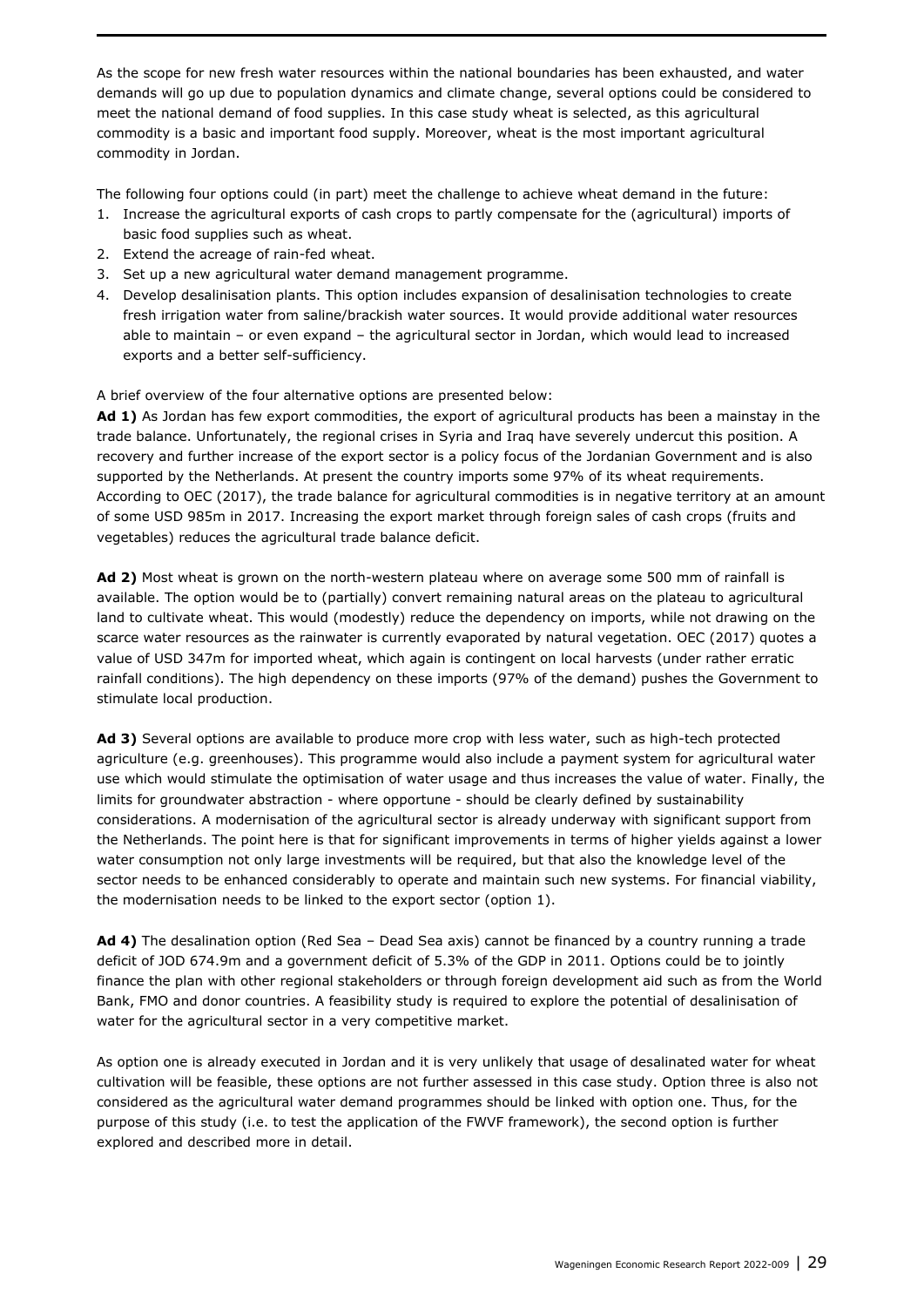As the scope for new fresh water resources within the national boundaries has been exhausted, and water demands will go up due to population dynamics and climate change, several options could be considered to meet the national demand of food supplies. In this case study wheat is selected, as this agricultural commodity is a basic and important food supply. Moreover, wheat is the most important agricultural commodity in Jordan.

The following four options could (in part) meet the challenge to achieve wheat demand in the future:

1. Increase the agricultural exports of cash crops to partly compensate for the (agricultural) imports of basic food supplies such as wheat.
2. Extend the acreage of rain-fed wheat.
3. Set up a new agricultural water demand management programme.
4. Develop desalinisation plants. This option includes expansion of desalinisation technologies to create fresh irrigation water from saline/brackish water sources. It would provide additional water resources able to maintain – or even expand – the agricultural sector in Jordan, which would lead to increased exports and a better self-sufficiency.

A brief overview of the four alternative options are presented below:

**Ad 1)** As Jordan has few export commodities, the export of agricultural products has been a mainstay in the trade balance. Unfortunately, the regional crises in Syria and Iraq have severely undercut this position. A recovery and further increase of the export sector is a policy focus of the Jordanian Government and is also supported by the Netherlands. At present the country imports some 97% of its wheat requirements. According to OEC (2017), the trade balance for agricultural commodities is in negative territory at an amount of some USD 985m in 2017. Increasing the export market through foreign sales of cash crops (fruits and vegetables) reduces the agricultural trade balance deficit.

**Ad 2)** Most wheat is grown on the north-western plateau where on average some 500 mm of rainfall is available. The option would be to (partially) convert remaining natural areas on the plateau to agricultural land to cultivate wheat. This would (modestly) reduce the dependency on imports, while not drawing on the scarce water resources as the rainwater is currently evaporated by natural vegetation. OEC (2017) quotes a value of USD 347m for imported wheat, which again is contingent on local harvests (under rather erratic rainfall conditions). The high dependency on these imports (97% of the demand) pushes the Government to stimulate local production.

**Ad 3)** Several options are available to produce more crop with less water, such as high-tech protected agriculture (e.g. greenhouses). This programme would also include a payment system for agricultural water use which would stimulate the optimisation of water usage and thus increases the value of water. Finally, the limits for groundwater abstraction - where opportune - should be clearly defined by sustainability considerations. A modernisation of the agricultural sector is already underway with significant support from the Netherlands. The point here is that for significant improvements in terms of higher yields against a lower water consumption not only large investments will be required, but that also the knowledge level of the sector needs to be enhanced considerably to operate and maintain such new systems. For financial viability, the modernisation needs to be linked to the export sector (option 1).

**Ad 4)** The desalination option (Red Sea – Dead Sea axis) cannot be financed by a country running a trade deficit of JOD 674.9m and a government deficit of 5.3% of the GDP in 2011. Options could be to jointly finance the plan with other regional stakeholders or through foreign development aid such as from the World Bank, FMO and donor countries. A feasibility study is required to explore the potential of desalinisation of water for the agricultural sector in a very competitive market.

As option one is already executed in Jordan and it is very unlikely that usage of desalinated water for wheat cultivation will be feasible, these options are not further assessed in this case study. Option three is also not considered as the agricultural water demand programmes should be linked with option one. Thus, for the purpose of this study (i.e. to test the application of the FWVF framework), the second option is further explored and described more in detail.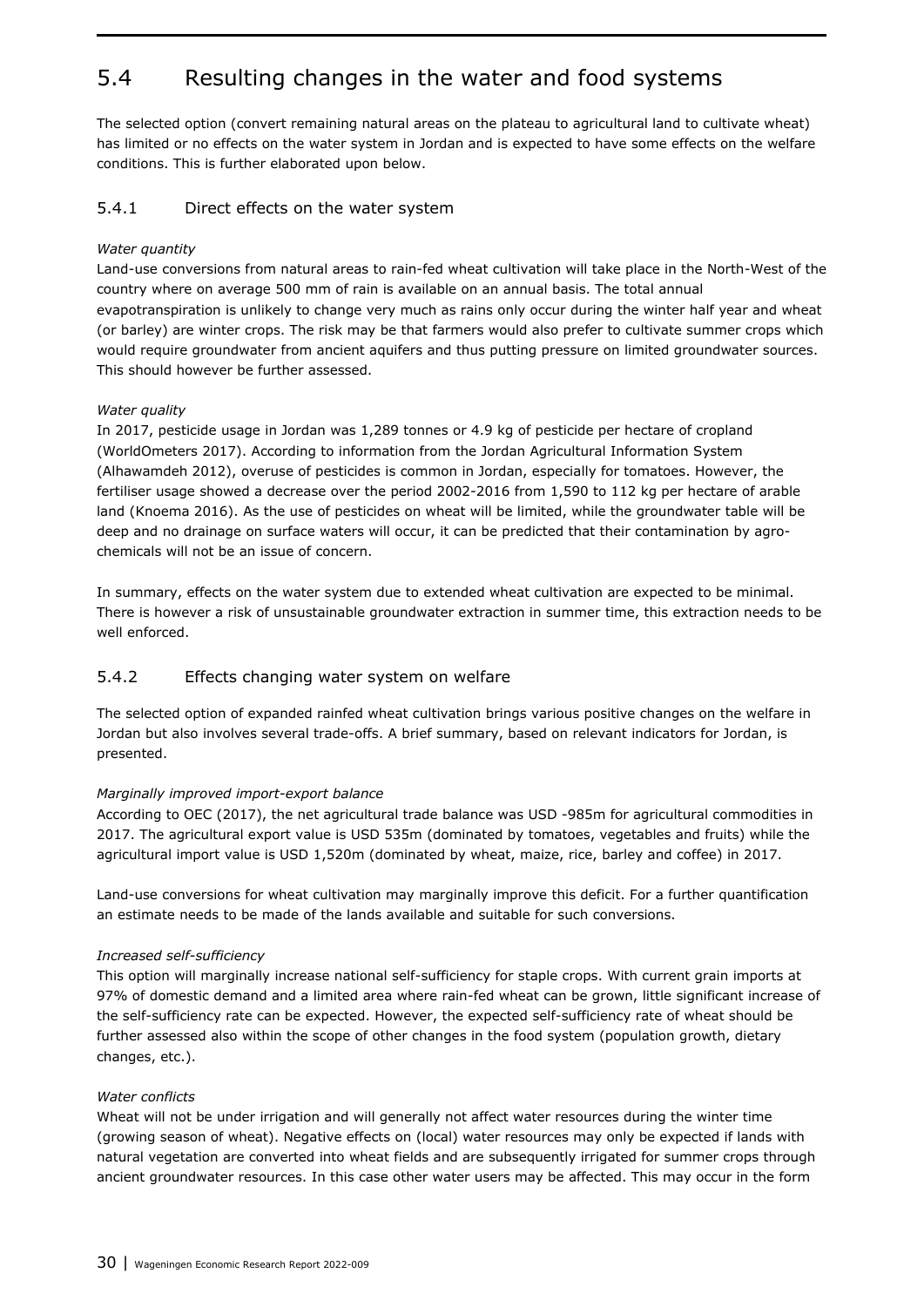## 5.4 Resulting changes in the water and food systems

The selected option (convert remaining natural areas on the plateau to agricultural land to cultivate wheat) has limited or no effects on the water system in Jordan and is expected to have some effects on the welfare conditions. This is further elaborated upon below.

### 5.4.1 Direct effects on the water system

*Water quantity*

Land-use conversions from natural areas to rain-fed wheat cultivation will take place in the North-West of the country where on average 500 mm of rain is available on an annual basis. The total annual evapotranspiration is unlikely to change very much as rains only occur during the winter half year and wheat (or barley) are winter crops. The risk may be that farmers would also prefer to cultivate summer crops which would require groundwater from ancient aquifers and thus putting pressure on limited groundwater sources. This should however be further assessed.

*Water quality*

In 2017, pesticide usage in Jordan was 1,289 tonnes or 4.9 kg of pesticide per hectare of cropland (WorldOmeters 2017). According to information from the Jordan Agricultural Information System (Alhawamdeh 2012), overuse of pesticides is common in Jordan, especially for tomatoes. However, the fertiliser usage showed a decrease over the period 2002-2016 from 1,590 to 112 kg per hectare of arable land (Knoema 2016). As the use of pesticides on wheat will be limited, while the groundwater table will be deep and no drainage on surface waters will occur, it can be predicted that their contamination by agro-chemicals will not be an issue of concern.

In summary, effects on the water system due to extended wheat cultivation are expected to be minimal. There is however a risk of unsustainable groundwater extraction in summer time, this extraction needs to be well enforced.

### 5.4.2 Effects changing water system on welfare

The selected option of expanded rainfed wheat cultivation brings various positive changes on the welfare in Jordan but also involves several trade-offs. A brief summary, based on relevant indicators for Jordan, is presented.

*Marginally improved import-export balance*

According to OEC (2017), the net agricultural trade balance was USD -985m for agricultural commodities in 2017. The agricultural export value is USD 535m (dominated by tomatoes, vegetables and fruits) while the agricultural import value is USD 1,520m (dominated by wheat, maize, rice, barley and coffee) in 2017.

Land-use conversions for wheat cultivation may marginally improve this deficit. For a further quantification an estimate needs to be made of the lands available and suitable for such conversions.

*Increased self-sufficiency*

This option will marginally increase national self-sufficiency for staple crops. With current grain imports at 97% of domestic demand and a limited area where rain-fed wheat can be grown, little significant increase of the self-sufficiency rate can be expected. However, the expected self-sufficiency rate of wheat should be further assessed also within the scope of other changes in the food system (population growth, dietary changes, etc.).

*Water conflicts*

Wheat will not be under irrigation and will generally not affect water resources during the winter time (growing season of wheat). Negative effects on (local) water resources may only be expected if lands with natural vegetation are converted into wheat fields and are subsequently irrigated for summer crops through ancient groundwater resources. In this case other water users may be affected. This may occur in the form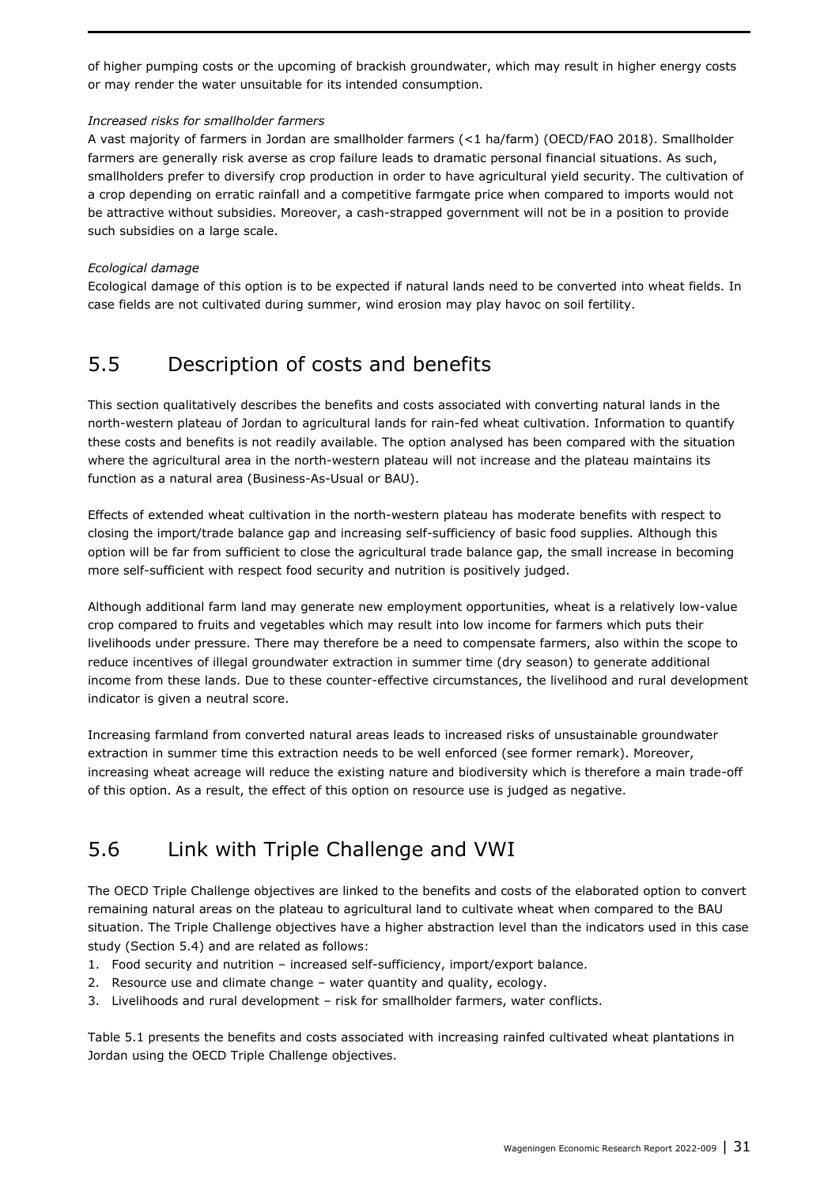of higher pumping costs or the upcoming of brackish groundwater, which may result in higher energy costs or may render the water unsuitable for its intended consumption.

*Increased risks for smallholder farmers*

A vast majority of farmers in Jordan are smallholder farmers (<1 ha/farm) (OECD/FAO 2018). Smallholder farmers are generally risk averse as crop failure leads to dramatic personal financial situations. As such, smallholders prefer to diversify crop production in order to have agricultural yield security. The cultivation of a crop depending on erratic rainfall and a competitive farmgate price when compared to imports would not be attractive without subsidies. Moreover, a cash-strapped government will not be in a position to provide such subsidies on a large scale.

*Ecological damage*

Ecological damage of this option is to be expected if natural lands need to be converted into wheat fields. In case fields are not cultivated during summer, wind erosion may play havoc on soil fertility.

## 5.5 Description of costs and benefits

This section qualitatively describes the benefits and costs associated with converting natural lands in the north-western plateau of Jordan to agricultural lands for rain-fed wheat cultivation. Information to quantify these costs and benefits is not readily available. The option analysed has been compared with the situation where the agricultural area in the north-western plateau will not increase and the plateau maintains its function as a natural area (Business-As-Usual or BAU).

Effects of extended wheat cultivation in the north-western plateau has moderate benefits with respect to closing the import/trade balance gap and increasing self-sufficiency of basic food supplies. Although this option will be far from sufficient to close the agricultural trade balance gap, the small increase in becoming more self-sufficient with respect food security and nutrition is positively judged.

Although additional farm land may generate new employment opportunities, wheat is a relatively low-value crop compared to fruits and vegetables which may result into low income for farmers which puts their livelihoods under pressure. There may therefore be a need to compensate farmers, also within the scope to reduce incentives of illegal groundwater extraction in summer time (dry season) to generate additional income from these lands. Due to these counter-effective circumstances, the livelihood and rural development indicator is given a neutral score.

Increasing farmland from converted natural areas leads to increased risks of unsustainable groundwater extraction in summer time this extraction needs to be well enforced (see former remark). Moreover, increasing wheat acreage will reduce the existing nature and biodiversity which is therefore a main trade-off of this option. As a result, the effect of this option on resource use is judged as negative.

## 5.6 Link with Triple Challenge and VWI

The OECD Triple Challenge objectives are linked to the benefits and costs of the elaborated option to convert remaining natural areas on the plateau to agricultural land to cultivate wheat when compared to the BAU situation. The Triple Challenge objectives have a higher abstraction level than the indicators used in this case study (Section 5.4) and are related as follows:

1. Food security and nutrition – increased self-sufficiency, import/export balance.
2. Resource use and climate change – water quantity and quality, ecology.
3. Livelihoods and rural development – risk for smallholder farmers, water conflicts.

Table 5.1 presents the benefits and costs associated with increasing rainfed cultivated wheat plantations in Jordan using the OECD Triple Challenge objectives.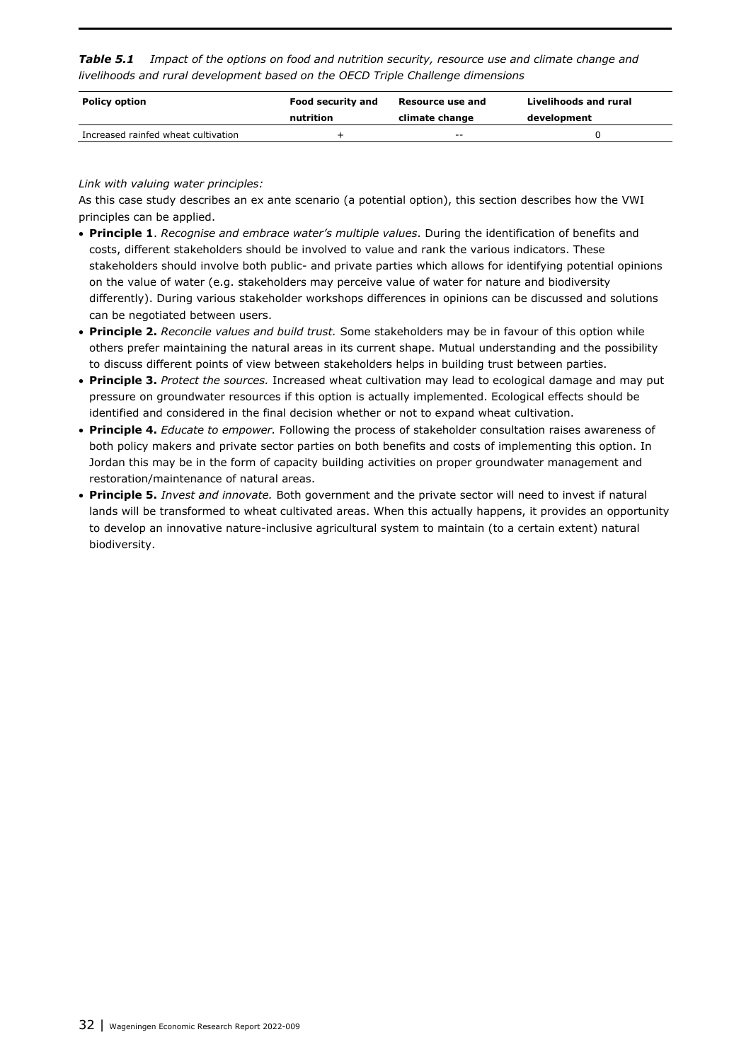***Table 5.1*** *Impact of the options on food and nutrition security, resource use and climate change and livelihoods and rural development based on the OECD Triple Challenge dimensions*

| Policy option | Food security and nutrition | Resource use and climate change | Livelihoods and rural development |
|---|---|---|---|
| Increased rainfed wheat cultivation | + | -- | 0 |

*Link with valuing water principles:*

As this case study describes an ex ante scenario (a potential option), this section describes how the VWI principles can be applied.

- **Principle 1**. *Recognise and embrace water's multiple values*. During the identification of benefits and costs, different stakeholders should be involved to value and rank the various indicators. These stakeholders should involve both public- and private parties which allows for identifying potential opinions on the value of water (e.g. stakeholders may perceive value of water for nature and biodiversity differently). During various stakeholder workshops differences in opinions can be discussed and solutions can be negotiated between users.
- **Principle 2.** *Reconcile values and build trust.* Some stakeholders may be in favour of this option while others prefer maintaining the natural areas in its current shape. Mutual understanding and the possibility to discuss different points of view between stakeholders helps in building trust between parties.
- **Principle 3.** *Protect the sources.* Increased wheat cultivation may lead to ecological damage and may put pressure on groundwater resources if this option is actually implemented. Ecological effects should be identified and considered in the final decision whether or not to expand wheat cultivation.
- **Principle 4.** *Educate to empower.* Following the process of stakeholder consultation raises awareness of both policy makers and private sector parties on both benefits and costs of implementing this option. In Jordan this may be in the form of capacity building activities on proper groundwater management and restoration/maintenance of natural areas.
- **Principle 5.** *Invest and innovate.* Both government and the private sector will need to invest if natural lands will be transformed to wheat cultivated areas. When this actually happens, it provides an opportunity to develop an innovative nature-inclusive agricultural system to maintain (to a certain extent) natural biodiversity.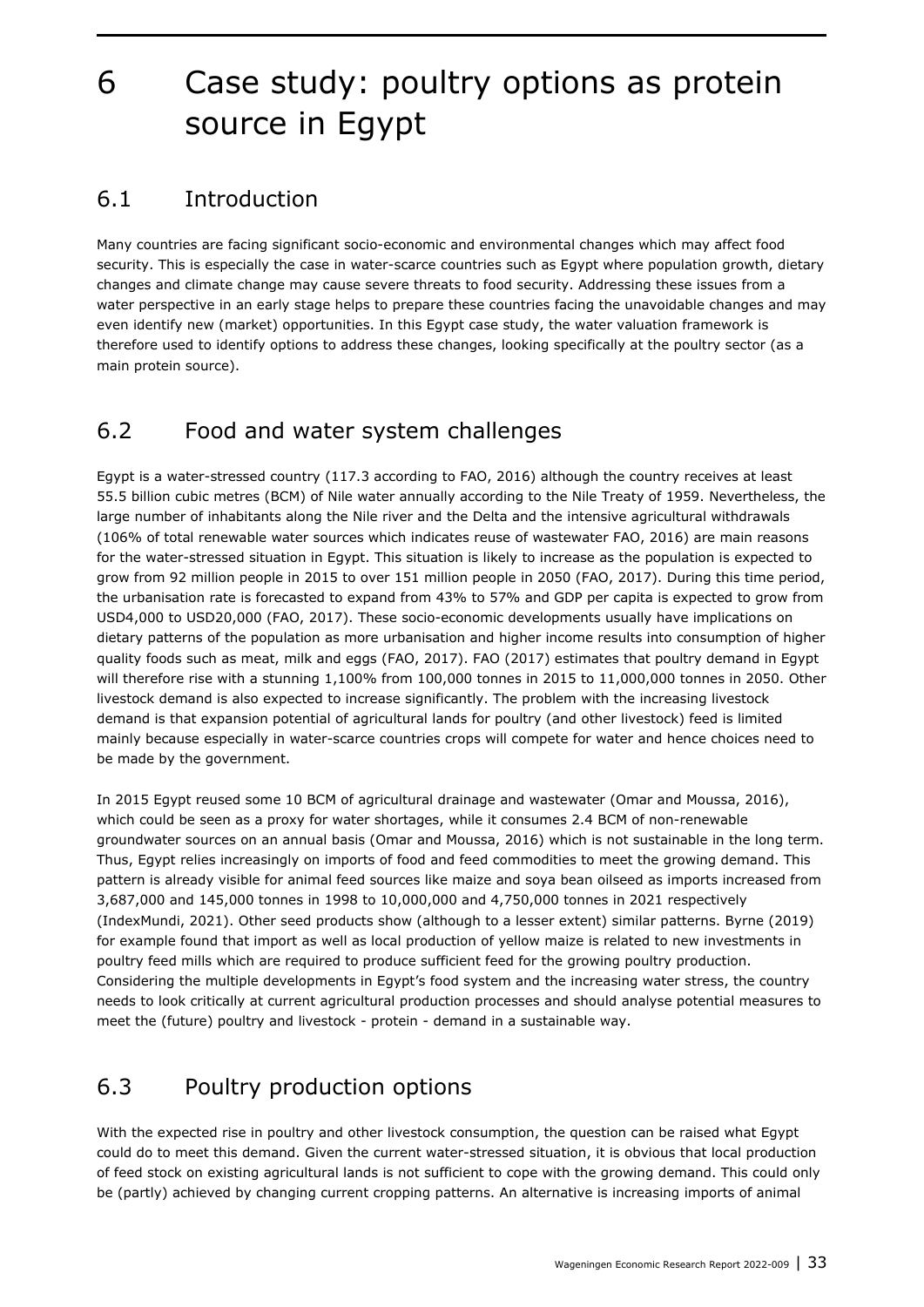# 6 Case study: poultry options as protein source in Egypt

## 6.1 Introduction

Many countries are facing significant socio-economic and environmental changes which may affect food security. This is especially the case in water-scarce countries such as Egypt where population growth, dietary changes and climate change may cause severe threats to food security. Addressing these issues from a water perspective in an early stage helps to prepare these countries facing the unavoidable changes and may even identify new (market) opportunities. In this Egypt case study, the water valuation framework is therefore used to identify options to address these changes, looking specifically at the poultry sector (as a main protein source).

## 6.2 Food and water system challenges

Egypt is a water-stressed country (117.3 according to FAO, 2016) although the country receives at least 55.5 billion cubic metres (BCM) of Nile water annually according to the Nile Treaty of 1959. Nevertheless, the large number of inhabitants along the Nile river and the Delta and the intensive agricultural withdrawals (106% of total renewable water sources which indicates reuse of wastewater FAO, 2016) are main reasons for the water-stressed situation in Egypt. This situation is likely to increase as the population is expected to grow from 92 million people in 2015 to over 151 million people in 2050 (FAO, 2017). During this time period, the urbanisation rate is forecasted to expand from 43% to 57% and GDP per capita is expected to grow from USD4,000 to USD20,000 (FAO, 2017). These socio-economic developments usually have implications on dietary patterns of the population as more urbanisation and higher income results into consumption of higher quality foods such as meat, milk and eggs (FAO, 2017). FAO (2017) estimates that poultry demand in Egypt will therefore rise with a stunning 1,100% from 100,000 tonnes in 2015 to 11,000,000 tonnes in 2050. Other livestock demand is also expected to increase significantly. The problem with the increasing livestock demand is that expansion potential of agricultural lands for poultry (and other livestock) feed is limited mainly because especially in water-scarce countries crops will compete for water and hence choices need to be made by the government.

In 2015 Egypt reused some 10 BCM of agricultural drainage and wastewater (Omar and Moussa, 2016), which could be seen as a proxy for water shortages, while it consumes 2.4 BCM of non-renewable groundwater sources on an annual basis (Omar and Moussa, 2016) which is not sustainable in the long term. Thus, Egypt relies increasingly on imports of food and feed commodities to meet the growing demand. This pattern is already visible for animal feed sources like maize and soya bean oilseed as imports increased from 3,687,000 and 145,000 tonnes in 1998 to 10,000,000 and 4,750,000 tonnes in 2021 respectively (IndexMundi, 2021). Other seed products show (although to a lesser extent) similar patterns. Byrne (2019) for example found that import as well as local production of yellow maize is related to new investments in poultry feed mills which are required to produce sufficient feed for the growing poultry production. Considering the multiple developments in Egypt's food system and the increasing water stress, the country needs to look critically at current agricultural production processes and should analyse potential measures to meet the (future) poultry and livestock - protein - demand in a sustainable way.

## 6.3 Poultry production options

With the expected rise in poultry and other livestock consumption, the question can be raised what Egypt could do to meet this demand. Given the current water-stressed situation, it is obvious that local production of feed stock on existing agricultural lands is not sufficient to cope with the growing demand. This could only be (partly) achieved by changing current cropping patterns. An alternative is increasing imports of animal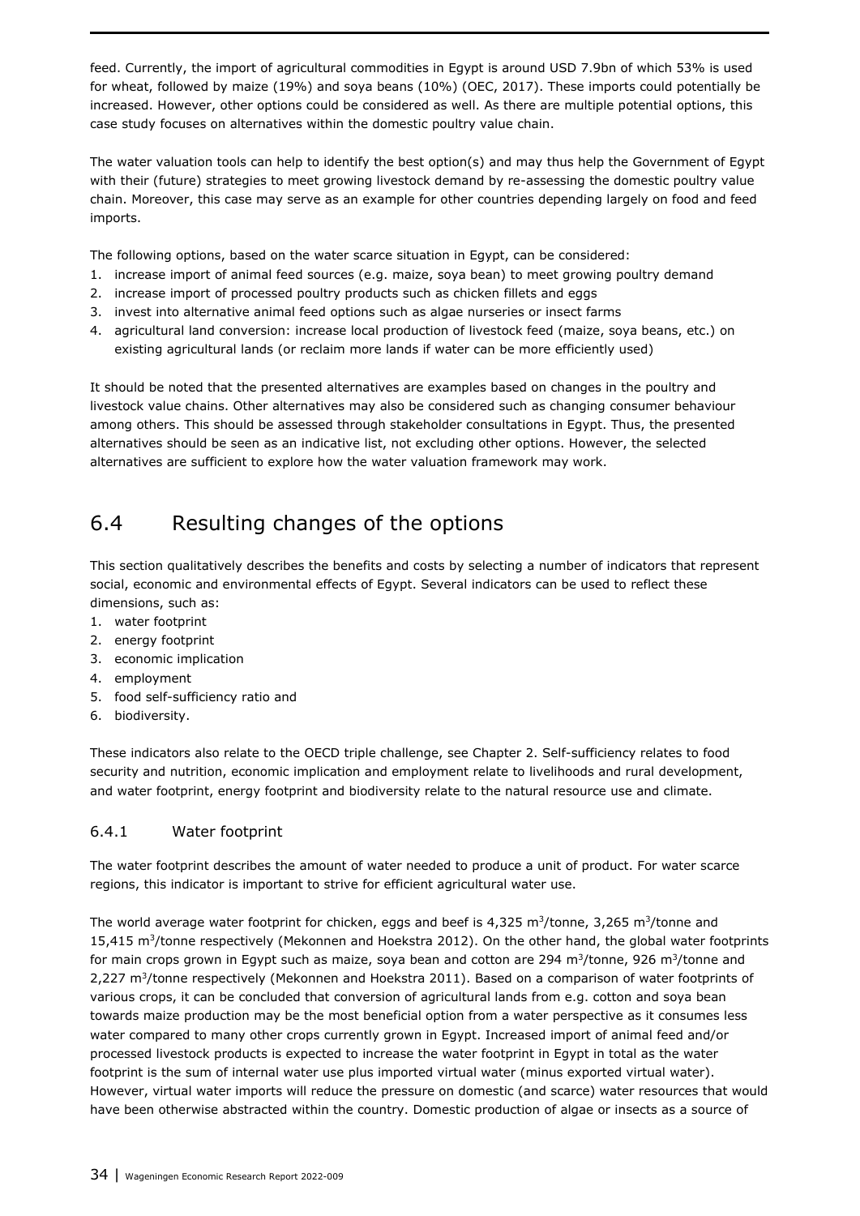feed. Currently, the import of agricultural commodities in Egypt is around USD 7.9bn of which 53% is used for wheat, followed by maize (19%) and soya beans (10%) (OEC, 2017). These imports could potentially be increased. However, other options could be considered as well. As there are multiple potential options, this case study focuses on alternatives within the domestic poultry value chain.

The water valuation tools can help to identify the best option(s) and may thus help the Government of Egypt with their (future) strategies to meet growing livestock demand by re-assessing the domestic poultry value chain. Moreover, this case may serve as an example for other countries depending largely on food and feed imports.

The following options, based on the water scarce situation in Egypt, can be considered:

1. increase import of animal feed sources (e.g. maize, soya bean) to meet growing poultry demand
2. increase import of processed poultry products such as chicken fillets and eggs
3. invest into alternative animal feed options such as algae nurseries or insect farms
4. agricultural land conversion: increase local production of livestock feed (maize, soya beans, etc.) on existing agricultural lands (or reclaim more lands if water can be more efficiently used)

It should be noted that the presented alternatives are examples based on changes in the poultry and livestock value chains. Other alternatives may also be considered such as changing consumer behaviour among others. This should be assessed through stakeholder consultations in Egypt. Thus, the presented alternatives should be seen as an indicative list, not excluding other options. However, the selected alternatives are sufficient to explore how the water valuation framework may work.

## 6.4 Resulting changes of the options

This section qualitatively describes the benefits and costs by selecting a number of indicators that represent social, economic and environmental effects of Egypt. Several indicators can be used to reflect these dimensions, such as:

1. water footprint
2. energy footprint
3. economic implication
4. employment
5. food self-sufficiency ratio and
6. biodiversity.

These indicators also relate to the OECD triple challenge, see Chapter 2. Self-sufficiency relates to food security and nutrition, economic implication and employment relate to livelihoods and rural development, and water footprint, energy footprint and biodiversity relate to the natural resource use and climate.

### 6.4.1 Water footprint

The water footprint describes the amount of water needed to produce a unit of product. For water scarce regions, this indicator is important to strive for efficient agricultural water use.

The world average water footprint for chicken, eggs and beef is 4,325 $m^3$/tonne, 3,265 $m^3$/tonne and 15,415 $m^3$/tonne respectively (Mekonnen and Hoekstra 2012). On the other hand, the global water footprints for main crops grown in Egypt such as maize, soya bean and cotton are 294 $m^3$/tonne, 926 $m^3$/tonne and 2,227 $m^3$/tonne respectively (Mekonnen and Hoekstra 2011). Based on a comparison of water footprints of various crops, it can be concluded that conversion of agricultural lands from e.g. cotton and soya bean towards maize production may be the most beneficial option from a water perspective as it consumes less water compared to many other crops currently grown in Egypt. Increased import of animal feed and/or processed livestock products is expected to increase the water footprint in Egypt in total as the water footprint is the sum of internal water use plus imported virtual water (minus exported virtual water). However, virtual water imports will reduce the pressure on domestic (and scarce) water resources that would have been otherwise abstracted within the country. Domestic production of algae or insects as a source of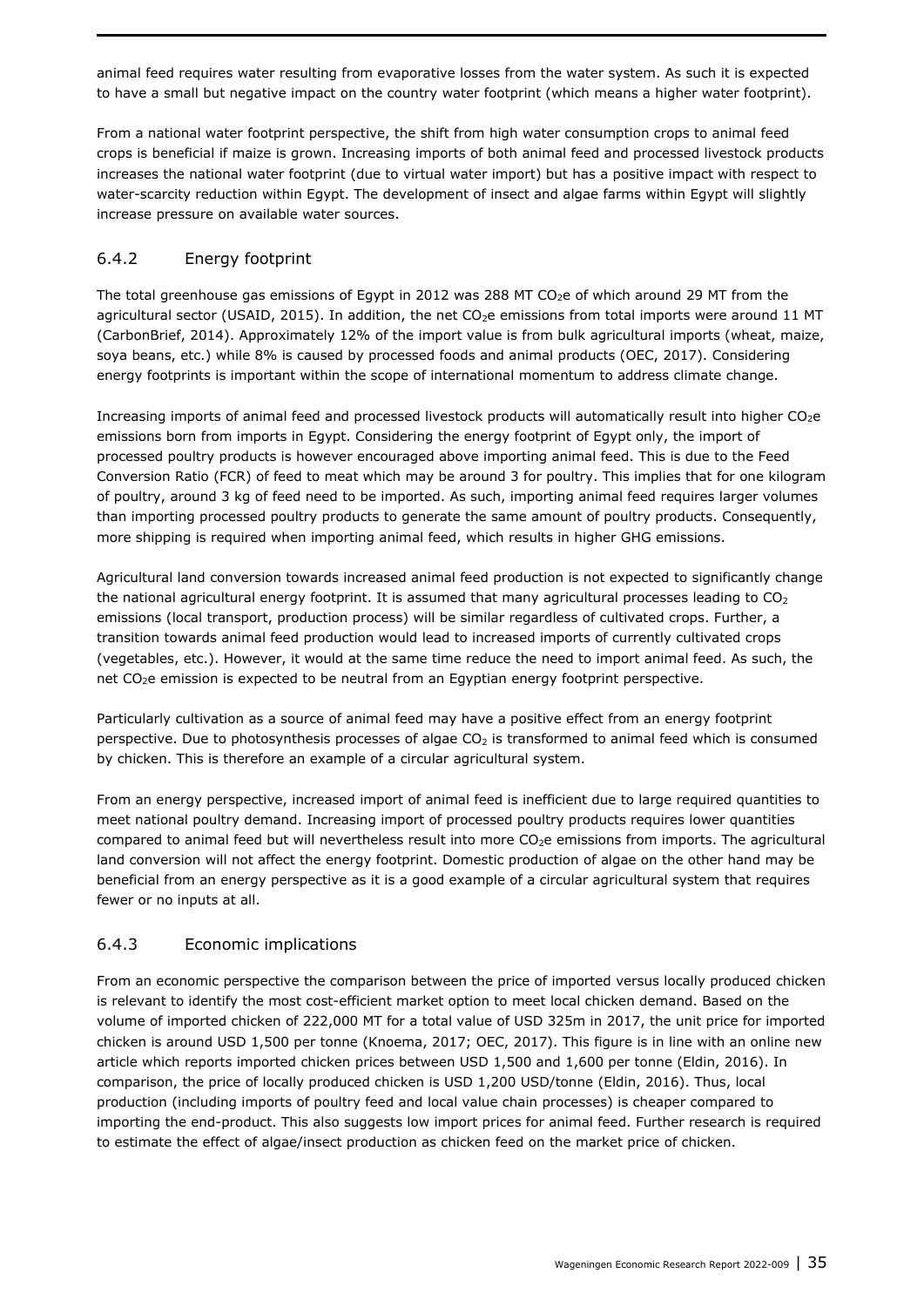animal feed requires water resulting from evaporative losses from the water system. As such it is expected to have a small but negative impact on the country water footprint (which means a higher water footprint).

From a national water footprint perspective, the shift from high water consumption crops to animal feed crops is beneficial if maize is grown. Increasing imports of both animal feed and processed livestock products increases the national water footprint (due to virtual water import) but has a positive impact with respect to water-scarcity reduction within Egypt. The development of insect and algae farms within Egypt will slightly increase pressure on available water sources.

### 6.4.2 Energy footprint

The total greenhouse gas emissions of Egypt in 2012 was 288 MT $CO_2e$ of which around 29 MT from the agricultural sector (USAID, 2015). In addition, the net $CO_2e$ emissions from total imports were around 11 MT (CarbonBrief, 2014). Approximately 12% of the import value is from bulk agricultural imports (wheat, maize, soya beans, etc.) while 8% is caused by processed foods and animal products (OEC, 2017). Considering energy footprints is important within the scope of international momentum to address climate change.

Increasing imports of animal feed and processed livestock products will automatically result into higher $CO_2e$ emissions born from imports in Egypt. Considering the energy footprint of Egypt only, the import of processed poultry products is however encouraged above importing animal feed. This is due to the Feed Conversion Ratio (FCR) of feed to meat which may be around 3 for poultry. This implies that for one kilogram of poultry, around 3 kg of feed need to be imported. As such, importing animal feed requires larger volumes than importing processed poultry products to generate the same amount of poultry products. Consequently, more shipping is required when importing animal feed, which results in higher GHG emissions.

Agricultural land conversion towards increased animal feed production is not expected to significantly change the national agricultural energy footprint. It is assumed that many agricultural processes leading to $CO_2$ emissions (local transport, production process) will be similar regardless of cultivated crops. Further, a transition towards animal feed production would lead to increased imports of currently cultivated crops (vegetables, etc.). However, it would at the same time reduce the need to import animal feed. As such, the net $CO_2e$ emission is expected to be neutral from an Egyptian energy footprint perspective.

Particularly cultivation as a source of animal feed may have a positive effect from an energy footprint perspective. Due to photosynthesis processes of algae $CO_2$ is transformed to animal feed which is consumed by chicken. This is therefore an example of a circular agricultural system.

From an energy perspective, increased import of animal feed is inefficient due to large required quantities to meet national poultry demand. Increasing import of processed poultry products requires lower quantities compared to animal feed but will nevertheless result into more $CO_2e$ emissions from imports. The agricultural land conversion will not affect the energy footprint. Domestic production of algae on the other hand may be beneficial from an energy perspective as it is a good example of a circular agricultural system that requires fewer or no inputs at all.

### 6.4.3 Economic implications

From an economic perspective the comparison between the price of imported versus locally produced chicken is relevant to identify the most cost-efficient market option to meet local chicken demand. Based on the volume of imported chicken of 222,000 MT for a total value of USD 325m in 2017, the unit price for imported chicken is around USD 1,500 per tonne (Knoema, 2017; OEC, 2017). This figure is in line with an online new article which reports imported chicken prices between USD 1,500 and 1,600 per tonne (Eldin, 2016). In comparison, the price of locally produced chicken is USD 1,200 USD/tonne (Eldin, 2016). Thus, local production (including imports of poultry feed and local value chain processes) is cheaper compared to importing the end-product. This also suggests low import prices for animal feed. Further research is required to estimate the effect of algae/insect production as chicken feed on the market price of chicken.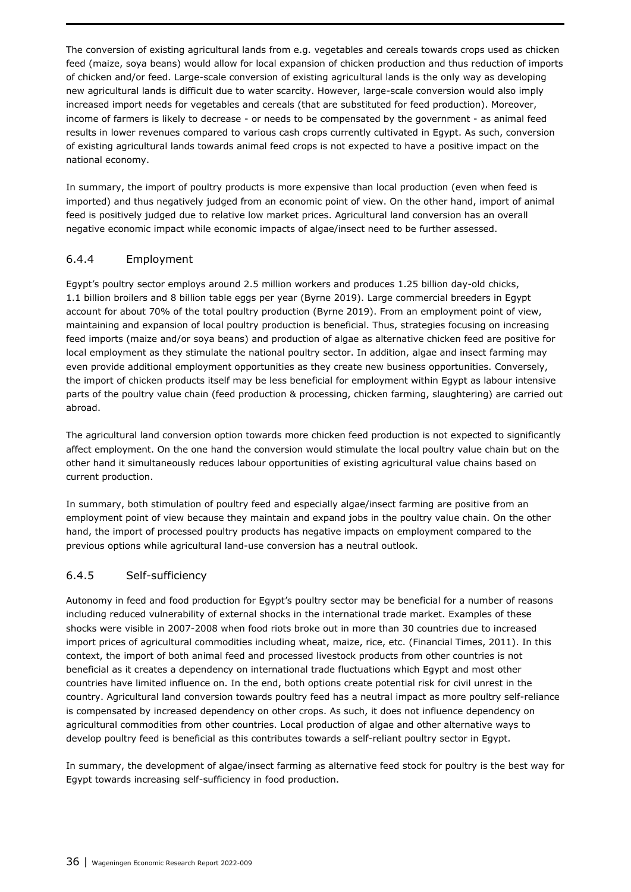The conversion of existing agricultural lands from e.g. vegetables and cereals towards crops used as chicken feed (maize, soya beans) would allow for local expansion of chicken production and thus reduction of imports of chicken and/or feed. Large-scale conversion of existing agricultural lands is the only way as developing new agricultural lands is difficult due to water scarcity. However, large-scale conversion would also imply increased import needs for vegetables and cereals (that are substituted for feed production). Moreover, income of farmers is likely to decrease - or needs to be compensated by the government - as animal feed results in lower revenues compared to various cash crops currently cultivated in Egypt. As such, conversion of existing agricultural lands towards animal feed crops is not expected to have a positive impact on the national economy.

In summary, the import of poultry products is more expensive than local production (even when feed is imported) and thus negatively judged from an economic point of view. On the other hand, import of animal feed is positively judged due to relative low market prices. Agricultural land conversion has an overall negative economic impact while economic impacts of algae/insect need to be further assessed.

### 6.4.4 Employment

Egypt's poultry sector employs around 2.5 million workers and produces 1.25 billion day-old chicks, 1.1 billion broilers and 8 billion table eggs per year (Byrne 2019). Large commercial breeders in Egypt account for about 70% of the total poultry production (Byrne 2019). From an employment point of view, maintaining and expansion of local poultry production is beneficial. Thus, strategies focusing on increasing feed imports (maize and/or soya beans) and production of algae as alternative chicken feed are positive for local employment as they stimulate the national poultry sector. In addition, algae and insect farming may even provide additional employment opportunities as they create new business opportunities. Conversely, the import of chicken products itself may be less beneficial for employment within Egypt as labour intensive parts of the poultry value chain (feed production & processing, chicken farming, slaughtering) are carried out abroad.

The agricultural land conversion option towards more chicken feed production is not expected to significantly affect employment. On the one hand the conversion would stimulate the local poultry value chain but on the other hand it simultaneously reduces labour opportunities of existing agricultural value chains based on current production.

In summary, both stimulation of poultry feed and especially algae/insect farming are positive from an employment point of view because they maintain and expand jobs in the poultry value chain. On the other hand, the import of processed poultry products has negative impacts on employment compared to the previous options while agricultural land-use conversion has a neutral outlook.

### 6.4.5 Self-sufficiency

Autonomy in feed and food production for Egypt's poultry sector may be beneficial for a number of reasons including reduced vulnerability of external shocks in the international trade market. Examples of these shocks were visible in 2007-2008 when food riots broke out in more than 30 countries due to increased import prices of agricultural commodities including wheat, maize, rice, etc. (Financial Times, 2011). In this context, the import of both animal feed and processed livestock products from other countries is not beneficial as it creates a dependency on international trade fluctuations which Egypt and most other countries have limited influence on. In the end, both options create potential risk for civil unrest in the country. Agricultural land conversion towards poultry feed has a neutral impact as more poultry self-reliance is compensated by increased dependency on other crops. As such, it does not influence dependency on agricultural commodities from other countries. Local production of algae and other alternative ways to develop poultry feed is beneficial as this contributes towards a self-reliant poultry sector in Egypt.

In summary, the development of algae/insect farming as alternative feed stock for poultry is the best way for Egypt towards increasing self-sufficiency in food production.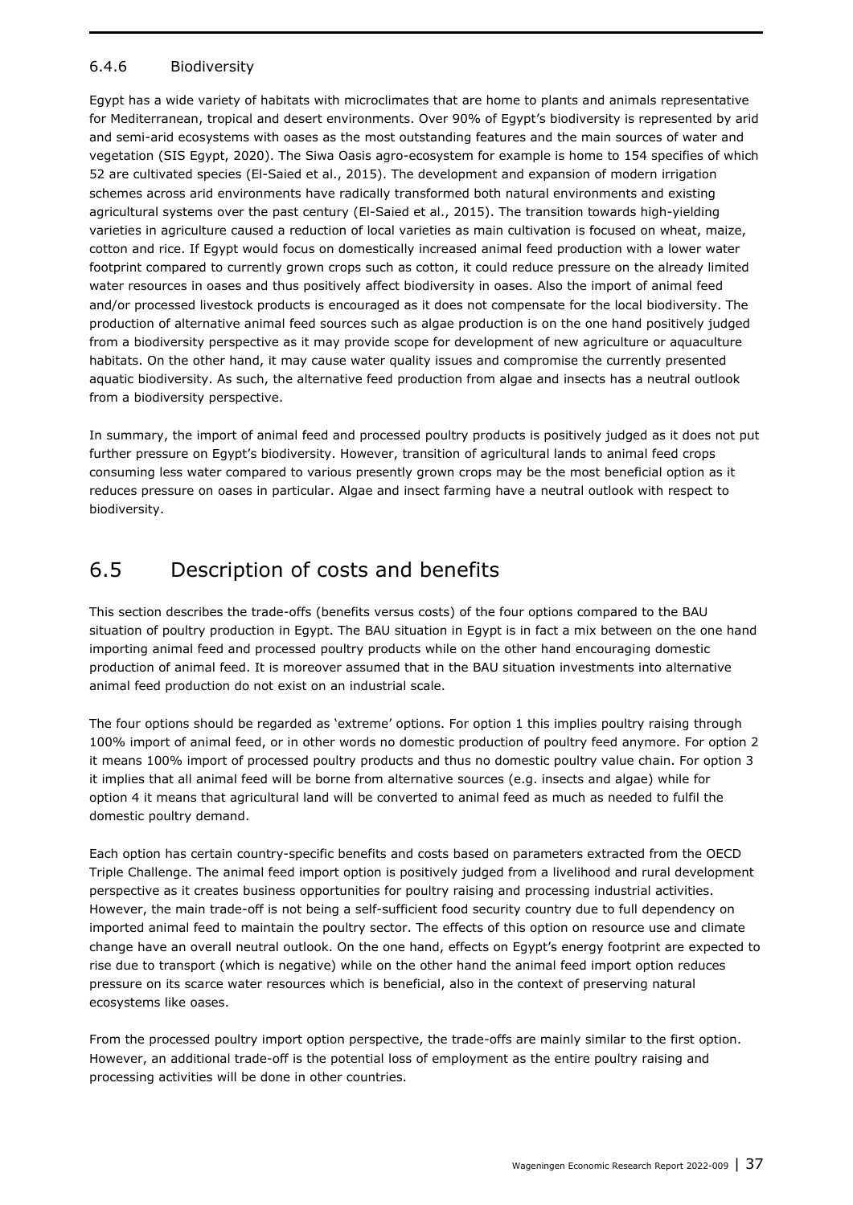### 6.4.6 Biodiversity

Egypt has a wide variety of habitats with microclimates that are home to plants and animals representative for Mediterranean, tropical and desert environments. Over 90% of Egypt's biodiversity is represented by arid and semi-arid ecosystems with oases as the most outstanding features and the main sources of water and vegetation (SIS Egypt, 2020). The Siwa Oasis agro-ecosystem for example is home to 154 specifies of which 52 are cultivated species (El-Saied et al., 2015). The development and expansion of modern irrigation schemes across arid environments have radically transformed both natural environments and existing agricultural systems over the past century (El-Saied et al., 2015). The transition towards high-yielding varieties in agriculture caused a reduction of local varieties as main cultivation is focused on wheat, maize, cotton and rice. If Egypt would focus on domestically increased animal feed production with a lower water footprint compared to currently grown crops such as cotton, it could reduce pressure on the already limited water resources in oases and thus positively affect biodiversity in oases. Also the import of animal feed and/or processed livestock products is encouraged as it does not compensate for the local biodiversity. The production of alternative animal feed sources such as algae production is on the one hand positively judged from a biodiversity perspective as it may provide scope for development of new agriculture or aquaculture habitats. On the other hand, it may cause water quality issues and compromise the currently presented aquatic biodiversity. As such, the alternative feed production from algae and insects has a neutral outlook from a biodiversity perspective.

In summary, the import of animal feed and processed poultry products is positively judged as it does not put further pressure on Egypt's biodiversity. However, transition of agricultural lands to animal feed crops consuming less water compared to various presently grown crops may be the most beneficial option as it reduces pressure on oases in particular. Algae and insect farming have a neutral outlook with respect to biodiversity.

## 6.5 Description of costs and benefits

This section describes the trade-offs (benefits versus costs) of the four options compared to the BAU situation of poultry production in Egypt. The BAU situation in Egypt is in fact a mix between on the one hand importing animal feed and processed poultry products while on the other hand encouraging domestic production of animal feed. It is moreover assumed that in the BAU situation investments into alternative animal feed production do not exist on an industrial scale.

The four options should be regarded as 'extreme' options. For option 1 this implies poultry raising through 100% import of animal feed, or in other words no domestic production of poultry feed anymore. For option 2 it means 100% import of processed poultry products and thus no domestic poultry value chain. For option 3 it implies that all animal feed will be borne from alternative sources (e.g. insects and algae) while for option 4 it means that agricultural land will be converted to animal feed as much as needed to fulfil the domestic poultry demand.

Each option has certain country-specific benefits and costs based on parameters extracted from the OECD Triple Challenge. The animal feed import option is positively judged from a livelihood and rural development perspective as it creates business opportunities for poultry raising and processing industrial activities. However, the main trade-off is not being a self-sufficient food security country due to full dependency on imported animal feed to maintain the poultry sector. The effects of this option on resource use and climate change have an overall neutral outlook. On the one hand, effects on Egypt's energy footprint are expected to rise due to transport (which is negative) while on the other hand the animal feed import option reduces pressure on its scarce water resources which is beneficial, also in the context of preserving natural ecosystems like oases.

From the processed poultry import option perspective, the trade-offs are mainly similar to the first option. However, an additional trade-off is the potential loss of employment as the entire poultry raising and processing activities will be done in other countries.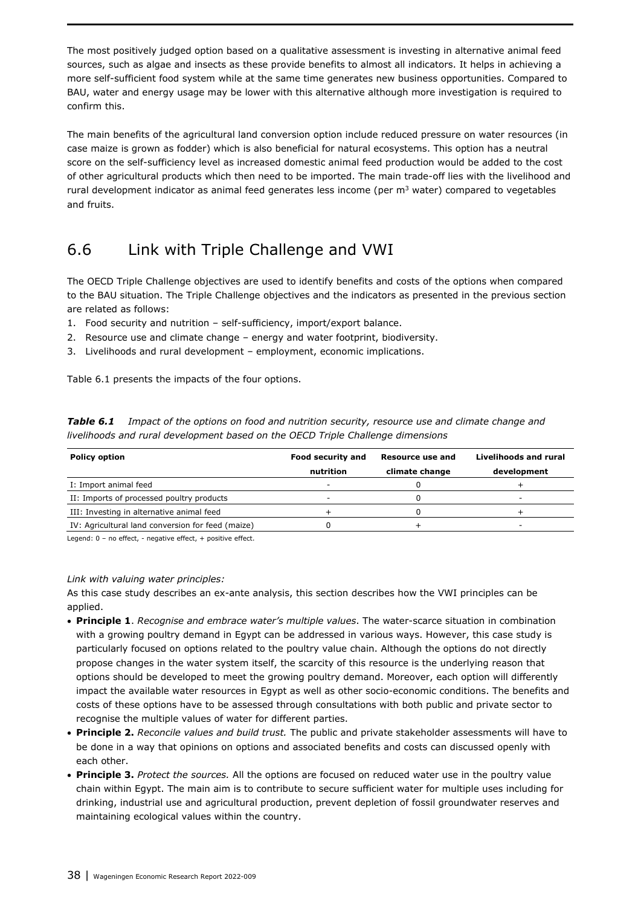The most positively judged option based on a qualitative assessment is investing in alternative animal feed sources, such as algae and insects as these provide benefits to almost all indicators. It helps in achieving a more self-sufficient food system while at the same time generates new business opportunities. Compared to BAU, water and energy usage may be lower with this alternative although more investigation is required to confirm this.

The main benefits of the agricultural land conversion option include reduced pressure on water resources (in case maize is grown as fodder) which is also beneficial for natural ecosystems. This option has a neutral score on the self-sufficiency level as increased domestic animal feed production would be added to the cost of other agricultural products which then need to be imported. The main trade-off lies with the livelihood and rural development indicator as animal feed generates less income (per $m^3$ water) compared to vegetables and fruits.

## 6.6 Link with Triple Challenge and VWI

The OECD Triple Challenge objectives are used to identify benefits and costs of the options when compared to the BAU situation. The Triple Challenge objectives and the indicators as presented in the previous section are related as follows:

1. Food security and nutrition – self-sufficiency, import/export balance.
2. Resource use and climate change – energy and water footprint, biodiversity.
3. Livelihoods and rural development – employment, economic implications.

Table 6.1 presents the impacts of the four options.

***Table 6.1*** *Impact of the options on food and nutrition security, resource use and climate change and livelihoods and rural development based on the OECD Triple Challenge dimensions*

| Policy option | Food security and nutrition | Resource use and climate change | Livelihoods and rural development |
|---|---|---|---|
| I: Import animal feed | - | 0 | + |
| II: Imports of processed poultry products | - | 0 | - |
| III: Investing in alternative animal feed | + | 0 | + |
| IV: Agricultural land conversion for feed (maize) | 0 | + | - |

Legend: 0 – no effect, - negative effect, + positive effect.

*Link with valuing water principles:*
As this case study describes an ex-ante analysis, this section describes how the VWI principles can be applied.

- **Principle 1**. *Recognise and embrace water's multiple values*. The water-scarce situation in combination with a growing poultry demand in Egypt can be addressed in various ways. However, this case study is particularly focused on options related to the poultry value chain. Although the options do not directly propose changes in the water system itself, the scarcity of this resource is the underlying reason that options should be developed to meet the growing poultry demand. Moreover, each option will differently impact the available water resources in Egypt as well as other socio-economic conditions. The benefits and costs of these options have to be assessed through consultations with both public and private sector to recognise the multiple values of water for different parties.
- **Principle 2.** *Reconcile values and build trust.* The public and private stakeholder assessments will have to be done in a way that opinions on options and associated benefits and costs can discussed openly with each other.
- **Principle 3.** *Protect the sources.* All the options are focused on reduced water use in the poultry value chain within Egypt. The main aim is to contribute to secure sufficient water for multiple uses including for drinking, industrial use and agricultural production, prevent depletion of fossil groundwater reserves and maintaining ecological values within the country.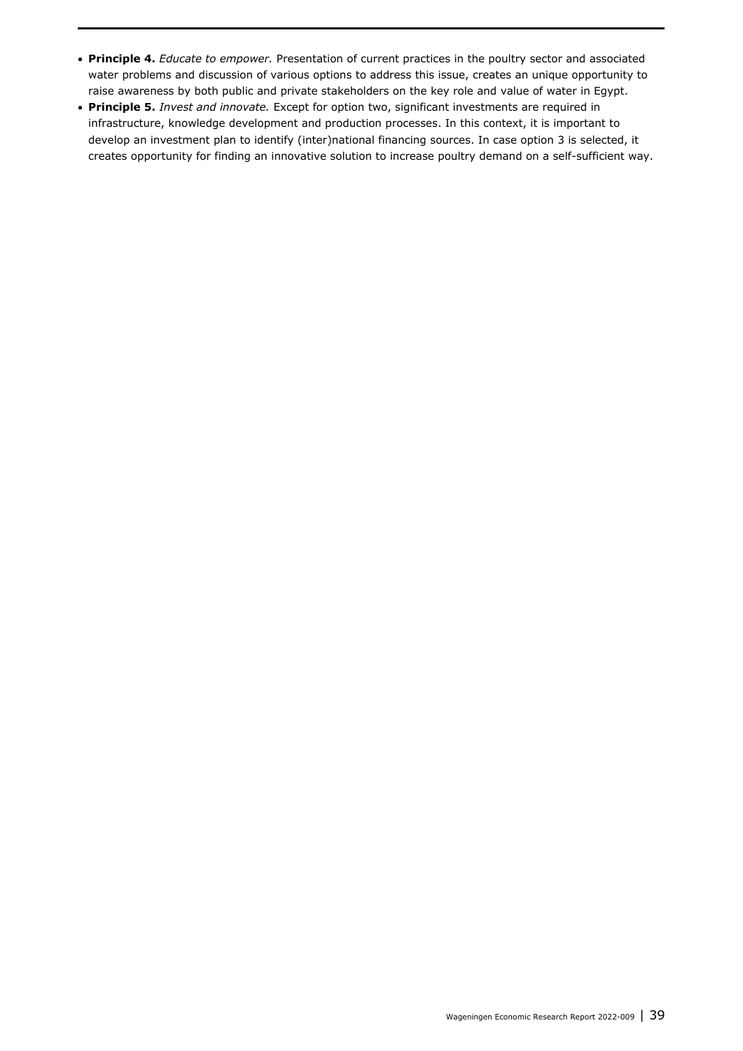- **Principle 4.** *Educate to empower.* Presentation of current practices in the poultry sector and associated water problems and discussion of various options to address this issue, creates an unique opportunity to raise awareness by both public and private stakeholders on the key role and value of water in Egypt.
- **Principle 5.** *Invest and innovate.* Except for option two, significant investments are required in infrastructure, knowledge development and production processes. In this context, it is important to develop an investment plan to identify (inter)national financing sources. In case option 3 is selected, it creates opportunity for finding an innovative solution to increase poultry demand on a self-sufficient way.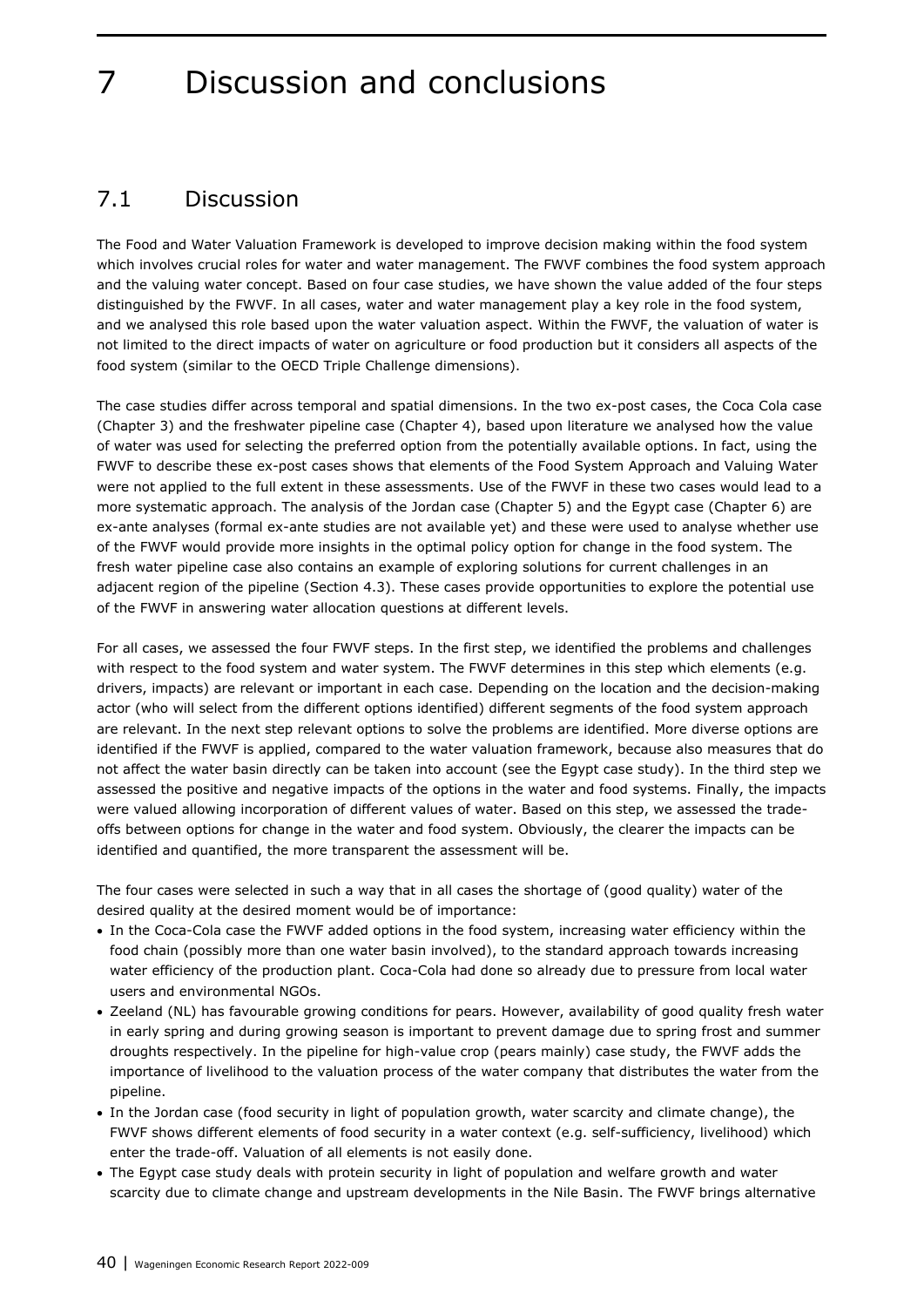# 7 Discussion and conclusions

## 7.1 Discussion

The Food and Water Valuation Framework is developed to improve decision making within the food system which involves crucial roles for water and water management. The FWVF combines the food system approach and the valuing water concept. Based on four case studies, we have shown the value added of the four steps distinguished by the FWVF. In all cases, water and water management play a key role in the food system, and we analysed this role based upon the water valuation aspect. Within the FWVF, the valuation of water is not limited to the direct impacts of water on agriculture or food production but it considers all aspects of the food system (similar to the OECD Triple Challenge dimensions).

The case studies differ across temporal and spatial dimensions. In the two ex-post cases, the Coca Cola case (Chapter 3) and the freshwater pipeline case (Chapter 4), based upon literature we analysed how the value of water was used for selecting the preferred option from the potentially available options. In fact, using the FWVF to describe these ex-post cases shows that elements of the Food System Approach and Valuing Water were not applied to the full extent in these assessments. Use of the FWVF in these two cases would lead to a more systematic approach. The analysis of the Jordan case (Chapter 5) and the Egypt case (Chapter 6) are ex-ante analyses (formal ex-ante studies are not available yet) and these were used to analyse whether use of the FWVF would provide more insights in the optimal policy option for change in the food system. The fresh water pipeline case also contains an example of exploring solutions for current challenges in an adjacent region of the pipeline (Section 4.3). These cases provide opportunities to explore the potential use of the FWVF in answering water allocation questions at different levels.

For all cases, we assessed the four FWVF steps. In the first step, we identified the problems and challenges with respect to the food system and water system. The FWVF determines in this step which elements (e.g. drivers, impacts) are relevant or important in each case. Depending on the location and the decision-making actor (who will select from the different options identified) different segments of the food system approach are relevant. In the next step relevant options to solve the problems are identified. More diverse options are identified if the FWVF is applied, compared to the water valuation framework, because also measures that do not affect the water basin directly can be taken into account (see the Egypt case study). In the third step we assessed the positive and negative impacts of the options in the water and food systems. Finally, the impacts were valued allowing incorporation of different values of water. Based on this step, we assessed the trade-offs between options for change in the water and food system. Obviously, the clearer the impacts can be identified and quantified, the more transparent the assessment will be.

The four cases were selected in such a way that in all cases the shortage of (good quality) water of the desired quality at the desired moment would be of importance:

- In the Coca-Cola case the FWVF added options in the food system, increasing water efficiency within the food chain (possibly more than one water basin involved), to the standard approach towards increasing water efficiency of the production plant. Coca-Cola had done so already due to pressure from local water users and environmental NGOs.
- Zeeland (NL) has favourable growing conditions for pears. However, availability of good quality fresh water in early spring and during growing season is important to prevent damage due to spring frost and summer droughts respectively. In the pipeline for high-value crop (pears mainly) case study, the FWVF adds the importance of livelihood to the valuation process of the water company that distributes the water from the pipeline.
- In the Jordan case (food security in light of population growth, water scarcity and climate change), the FWVF shows different elements of food security in a water context (e.g. self-sufficiency, livelihood) which enter the trade-off. Valuation of all elements is not easily done.
- The Egypt case study deals with protein security in light of population and welfare growth and water scarcity due to climate change and upstream developments in the Nile Basin. The FWVF brings alternative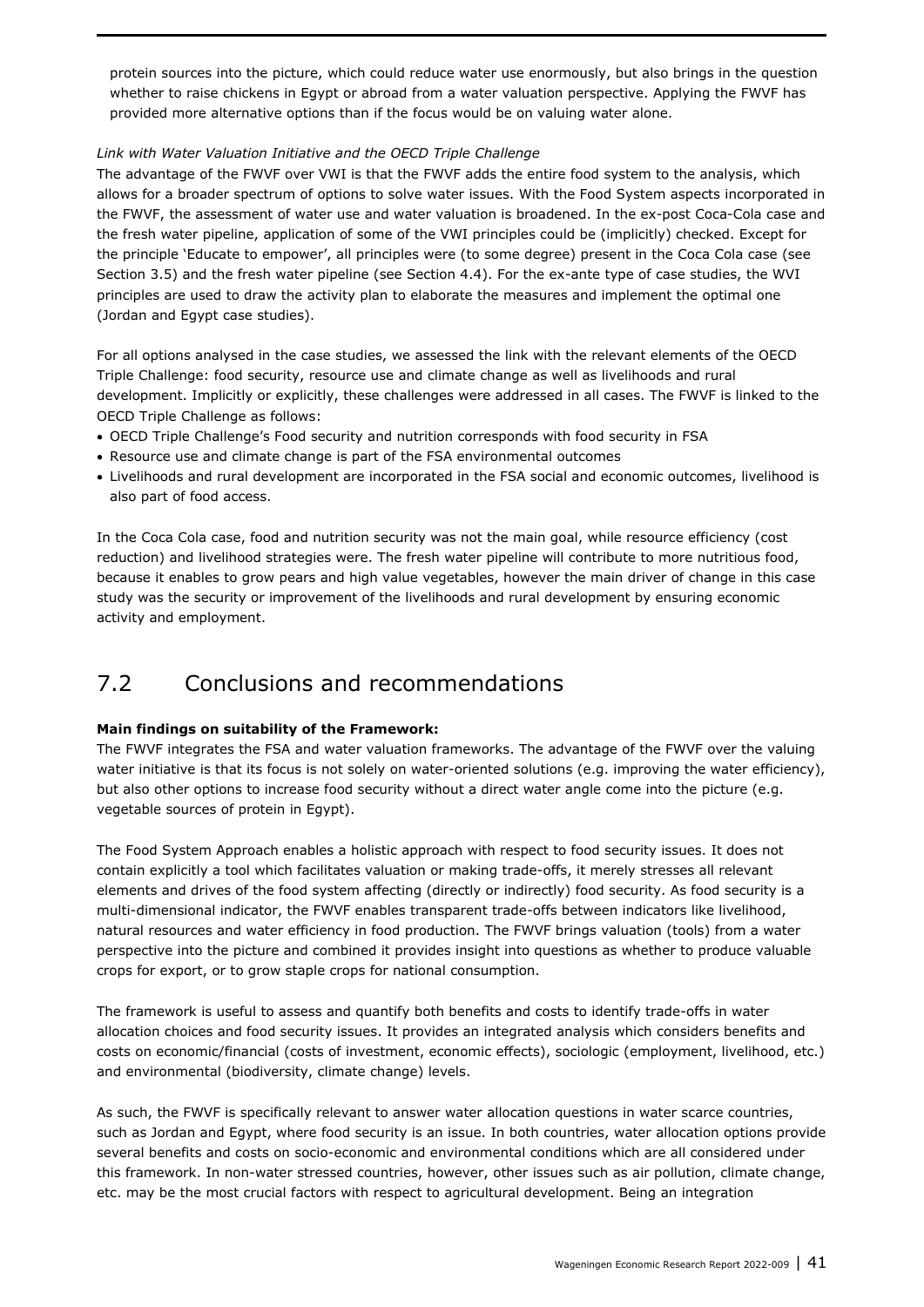protein sources into the picture, which could reduce water use enormously, but also brings in the question whether to raise chickens in Egypt or abroad from a water valuation perspective. Applying the FWVF has provided more alternative options than if the focus would be on valuing water alone.

*Link with Water Valuation Initiative and the OECD Triple Challenge*

The advantage of the FWVF over VWI is that the FWVF adds the entire food system to the analysis, which allows for a broader spectrum of options to solve water issues. With the Food System aspects incorporated in the FWVF, the assessment of water use and water valuation is broadened. In the ex-post Coca-Cola case and the fresh water pipeline, application of some of the VWI principles could be (implicitly) checked. Except for the principle 'Educate to empower', all principles were (to some degree) present in the Coca Cola case (see Section 3.5) and the fresh water pipeline (see Section 4.4). For the ex-ante type of case studies, the WVI principles are used to draw the activity plan to elaborate the measures and implement the optimal one (Jordan and Egypt case studies).

For all options analysed in the case studies, we assessed the link with the relevant elements of the OECD Triple Challenge: food security, resource use and climate change as well as livelihoods and rural development. Implicitly or explicitly, these challenges were addressed in all cases. The FWVF is linked to the OECD Triple Challenge as follows:

- OECD Triple Challenge's Food security and nutrition corresponds with food security in FSA
- Resource use and climate change is part of the FSA environmental outcomes
- Livelihoods and rural development are incorporated in the FSA social and economic outcomes, livelihood is also part of food access.

In the Coca Cola case, food and nutrition security was not the main goal, while resource efficiency (cost reduction) and livelihood strategies were. The fresh water pipeline will contribute to more nutritious food, because it enables to grow pears and high value vegetables, however the main driver of change in this case study was the security or improvement of the livelihoods and rural development by ensuring economic activity and employment.

## 7.2 Conclusions and recommendations

**Main findings on suitability of the Framework:**

The FWVF integrates the FSA and water valuation frameworks. The advantage of the FWVF over the valuing water initiative is that its focus is not solely on water-oriented solutions (e.g. improving the water efficiency), but also other options to increase food security without a direct water angle come into the picture (e.g. vegetable sources of protein in Egypt).

The Food System Approach enables a holistic approach with respect to food security issues. It does not contain explicitly a tool which facilitates valuation or making trade-offs, it merely stresses all relevant elements and drives of the food system affecting (directly or indirectly) food security. As food security is a multi-dimensional indicator, the FWVF enables transparent trade-offs between indicators like livelihood, natural resources and water efficiency in food production. The FWVF brings valuation (tools) from a water perspective into the picture and combined it provides insight into questions as whether to produce valuable crops for export, or to grow staple crops for national consumption.

The framework is useful to assess and quantify both benefits and costs to identify trade-offs in water allocation choices and food security issues. It provides an integrated analysis which considers benefits and costs on economic/financial (costs of investment, economic effects), sociologic (employment, livelihood, etc.) and environmental (biodiversity, climate change) levels.

As such, the FWVF is specifically relevant to answer water allocation questions in water scarce countries, such as Jordan and Egypt, where food security is an issue. In both countries, water allocation options provide several benefits and costs on socio-economic and environmental conditions which are all considered under this framework. In non-water stressed countries, however, other issues such as air pollution, climate change, etc. may be the most crucial factors with respect to agricultural development. Being an integration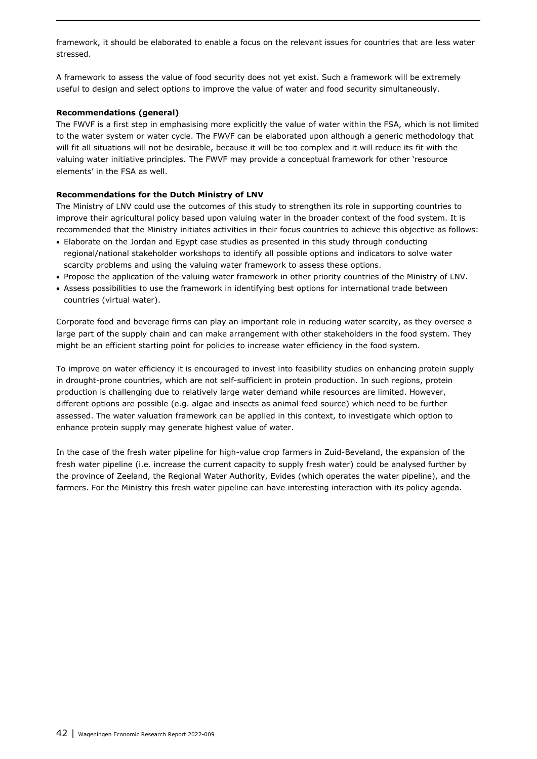framework, it should be elaborated to enable a focus on the relevant issues for countries that are less water stressed.

A framework to assess the value of food security does not yet exist. Such a framework will be extremely useful to design and select options to improve the value of water and food security simultaneously.

**Recommendations (general)**

The FWVF is a first step in emphasising more explicitly the value of water within the FSA, which is not limited to the water system or water cycle. The FWVF can be elaborated upon although a generic methodology that will fit all situations will not be desirable, because it will be too complex and it will reduce its fit with the valuing water initiative principles. The FWVF may provide a conceptual framework for other 'resource elements' in the FSA as well.

**Recommendations for the Dutch Ministry of LNV**

The Ministry of LNV could use the outcomes of this study to strengthen its role in supporting countries to improve their agricultural policy based upon valuing water in the broader context of the food system. It is recommended that the Ministry initiates activities in their focus countries to achieve this objective as follows:

- Elaborate on the Jordan and Egypt case studies as presented in this study through conducting regional/national stakeholder workshops to identify all possible options and indicators to solve water scarcity problems and using the valuing water framework to assess these options.
- Propose the application of the valuing water framework in other priority countries of the Ministry of LNV.
- Assess possibilities to use the framework in identifying best options for international trade between countries (virtual water).

Corporate food and beverage firms can play an important role in reducing water scarcity, as they oversee a large part of the supply chain and can make arrangement with other stakeholders in the food system. They might be an efficient starting point for policies to increase water efficiency in the food system.

To improve on water efficiency it is encouraged to invest into feasibility studies on enhancing protein supply in drought-prone countries, which are not self-sufficient in protein production. In such regions, protein production is challenging due to relatively large water demand while resources are limited. However, different options are possible (e.g. algae and insects as animal feed source) which need to be further assessed. The water valuation framework can be applied in this context, to investigate which option to enhance protein supply may generate highest value of water.

In the case of the fresh water pipeline for high-value crop farmers in Zuid-Beveland, the expansion of the fresh water pipeline (i.e. increase the current capacity to supply fresh water) could be analysed further by the province of Zeeland, the Regional Water Authority, Evides (which operates the water pipeline), and the farmers. For the Ministry this fresh water pipeline can have interesting interaction with its policy agenda.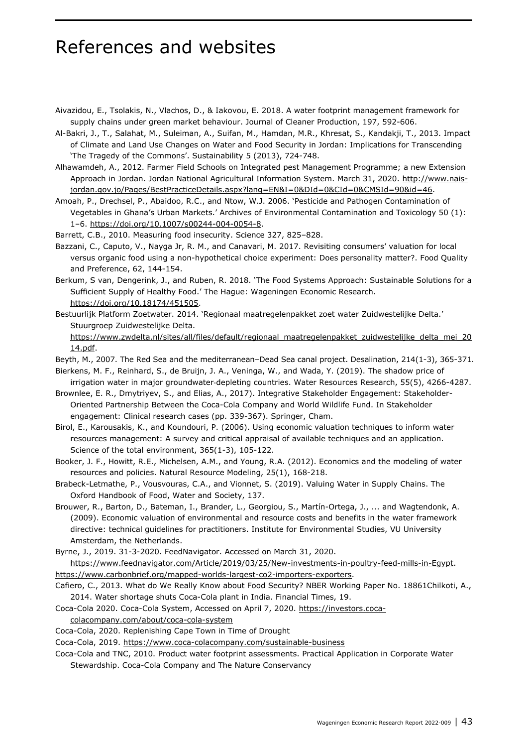# References and websites

Aivazidou, E., Tsolakis, N., Vlachos, D., & Iakovou, E. 2018. A water footprint management framework for supply chains under green market behaviour. Journal of Cleaner Production, 197, 592-606.

Al-Bakri, J., T., Salahat, M., Suleiman, A., Suifan, M., Hamdan, M.R., Khresat, S., Kandakji, T., 2013. Impact of Climate and Land Use Changes on Water and Food Security in Jordan: Implications for Transcending 'The Tragedy of the Commons'. Sustainability 5 (2013), 724-748.

Alhawamdeh, A., 2012. Farmer Field Schools on Integrated pest Management Programme; a new Extension Approach in Jordan. Jordan National Agricultural Information System. March 31, 2020. http://www.nais-jordan.gov.jo/Pages/BestPracticeDetails.aspx?lang=EN&I=0&DId=0&CId=0&CMSId=90&id=46.

Amoah, P., Drechsel, P., Abaidoo, R.C., and Ntow, W.J. 2006. 'Pesticide and Pathogen Contamination of Vegetables in Ghana's Urban Markets.' Archives of Environmental Contamination and Toxicology 50 (1): 1–6. https://doi.org/10.1007/s00244-004-0054-8.

Barrett, C.B., 2010. Measuring food insecurity. Science 327, 825–828.

Bazzani, C., Caputo, V., Nayga Jr, R. M., and Canavari, M. 2017. Revisiting consumers' valuation for local versus organic food using a non-hypothetical choice experiment: Does personality matter?. Food Quality and Preference, 62, 144-154.

Berkum, S van, Dengerink, J., and Ruben, R. 2018. 'The Food Systems Approach: Sustainable Solutions for a Sufficient Supply of Healthy Food.' The Hague: Wageningen Economic Research. https://doi.org/10.18174/451505.

Bestuurlijk Platform Zoetwater. 2014. 'Regionaal maatregelenpakket zoet water Zuidwestelijke Delta.' Stuurgroep Zuidwestelijke Delta. https://www.zwdelta.nl/sites/all/files/regionaal_maatregelenpakket_zuidwestelijke_delta_mei_2014.pdf.

Beyth, M., 2007. The Red Sea and the mediterranean–Dead Sea canal project. Desalination, 214(1-3), 365-371.

Bierkens, M. F., Reinhard, S., de Bruijn, J. A., Veninga, W., and Wada, Y. (2019). The shadow price of irrigation water in major groundwater-depleting countries. Water Resources Research, 55(5), 4266-4287.

Brownlee, E. R., Dmytriyev, S., and Elias, A., 2017). Integrative Stakeholder Engagement: Stakeholder-Oriented Partnership Between the Coca-Cola Company and World Wildlife Fund. In Stakeholder engagement: Clinical research cases (pp. 339-367). Springer, Cham.

Birol, E., Karousakis, K., and Koundouri, P. (2006). Using economic valuation techniques to inform water resources management: A survey and critical appraisal of available techniques and an application. Science of the total environment, 365(1-3), 105-122.

Booker, J. F., Howitt, R.E., Michelsen, A.M., and Young, R.A. (2012). Economics and the modeling of water resources and policies. Natural Resource Modeling, 25(1), 168-218.

Brabeck-Letmathe, P., Vousvouras, C.A., and Vionnet, S. (2019). Valuing Water in Supply Chains. The Oxford Handbook of Food, Water and Society, 137.

Brouwer, R., Barton, D., Bateman, I., Brander, L., Georgiou, S., Martín-Ortega, J., ... and Wagtendonk, A. (2009). Economic valuation of environmental and resource costs and benefits in the water framework directive: technical guidelines for practitioners. Institute for Environmental Studies, VU University Amsterdam, the Netherlands.

Byrne, J., 2019. 31-3-2020. FeedNavigator. Accessed on March 31, 2020. https://www.feednavigator.com/Article/2019/03/25/New-investments-in-poultry-feed-mills-in-Egypt.

https://www.carbonbrief.org/mapped-worlds-largest-co2-importers-exporters.

Cafiero, C., 2013. What do We Really Know about Food Security? NBER Working Paper No. 18861Chilkoti, A., 2014. Water shortage shuts Coca-Cola plant in India. Financial Times, 19.

Coca-Cola 2020. Coca-Cola System, Accessed on April 7, 2020. https://investors.coca-colacompany.com/about/coca-cola-system

Coca-Cola, 2020. Replenishing Cape Town in Time of Drought

Coca-Cola, 2019. https://www.coca-colacompany.com/sustainable-business

Coca-Cola and TNC, 2010. Product water footprint assessments. Practical Application in Corporate Water Stewardship. Coca-Cola Company and The Nature Conservancy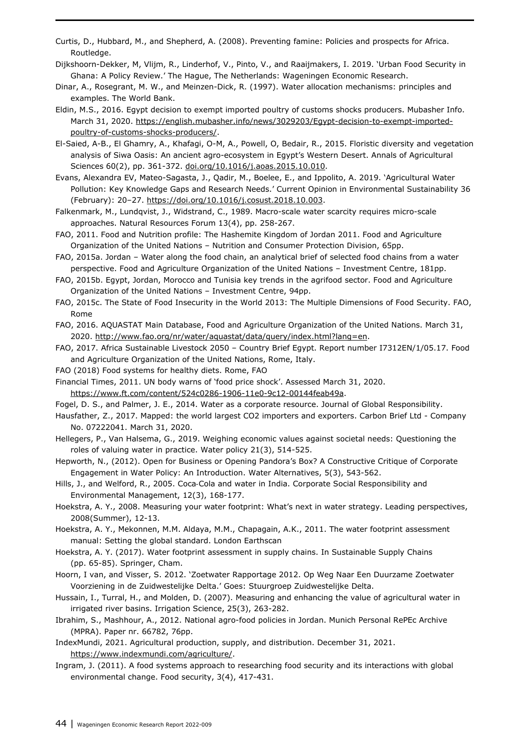Curtis, D., Hubbard, M., and Shepherd, A. (2008). Preventing famine: Policies and prospects for Africa. Routledge.

Dijkshoorn-Dekker, M, Vlijm, R., Linderhof, V., Pinto, V., and Raaijmakers, I. 2019. 'Urban Food Security in Ghana: A Policy Review.' The Hague, The Netherlands: Wageningen Economic Research.

Dinar, A., Rosegrant, M. W., and Meinzen-Dick, R. (1997). Water allocation mechanisms: principles and examples. The World Bank.

Eldin, M.S., 2016. Egypt decision to exempt imported poultry of customs shocks producers. Mubasher Info. March 31, 2020. https://english.mubasher.info/news/3029203/Egypt-decision-to-exempt-imported-poultry-of-customs-shocks-producers/.

El-Saied, A-B., El Ghamry, A., Khafagi, O-M, A., Powell, O, Bedair, R., 2015. Floristic diversity and vegetation analysis of Siwa Oasis: An ancient agro-ecosystem in Egypt's Western Desert. Annals of Agricultural Sciences 60(2), pp. 361-372. doi.org/10.1016/j.aoas.2015.10.010.

Evans, Alexandra EV, Mateo-Sagasta, J., Qadir, M., Boelee, E., and Ippolito, A. 2019. 'Agricultural Water Pollution: Key Knowledge Gaps and Research Needs.' Current Opinion in Environmental Sustainability 36 (February): 20–27. https://doi.org/10.1016/j.cosust.2018.10.003.

Falkenmark, M., Lundqvist, J., Widstrand, C., 1989. Macro-scale water scarcity requires micro-scale approaches. Natural Resources Forum 13(4), pp. 258-267.

FAO, 2011. Food and Nutrition profile: The Hashemite Kingdom of Jordan 2011. Food and Agriculture Organization of the United Nations – Nutrition and Consumer Protection Division, 65pp.

FAO, 2015a. Jordan – Water along the food chain, an analytical brief of selected food chains from a water perspective. Food and Agriculture Organization of the United Nations – Investment Centre, 181pp.

FAO, 2015b. Egypt, Jordan, Morocco and Tunisia key trends in the agrifood sector. Food and Agriculture Organization of the United Nations – Investment Centre, 94pp.

FAO, 2015c. The State of Food Insecurity in the World 2013: The Multiple Dimensions of Food Security. FAO, Rome

FAO, 2016. AQUASTAT Main Database, Food and Agriculture Organization of the United Nations. March 31, 2020. http://www.fao.org/nr/water/aquastat/data/query/index.html?lang=en.

FAO, 2017. Africa Sustainable Livestock 2050 – Country Brief Egypt. Report number I7312EN/1/05.17. Food and Agriculture Organization of the United Nations, Rome, Italy.

FAO (2018) Food systems for healthy diets. Rome, FAO

Financial Times, 2011. UN body warns of 'food price shock'. Assessed March 31, 2020. https://www.ft.com/content/524c0286-1906-11e0-9c12-00144feab49a.

Fogel, D. S., and Palmer, J. E., 2014. Water as a corporate resource. Journal of Global Responsibility.

Hausfather, Z., 2017. Mapped: the world largest CO2 importers and exporters. Carbon Brief Ltd - Company No. 07222041. March 31, 2020.

Hellegers, P., Van Halsema, G., 2019. Weighing economic values against societal needs: Questioning the roles of valuing water in practice. Water policy 21(3), 514-525.

Hepworth, N., (2012). Open for Business or Opening Pandora's Box? A Constructive Critique of Corporate Engagement in Water Policy: An Introduction. Water Alternatives, 5(3), 543-562.

Hills, J., and Welford, R., 2005. Coca-Cola and water in India. Corporate Social Responsibility and Environmental Management, 12(3), 168-177.

Hoekstra, A. Y., 2008. Measuring your water footprint: What's next in water strategy. Leading perspectives, 2008(Summer), 12-13.

Hoekstra, A. Y., Mekonnen, M.M. Aldaya, M.M., Chapagain, A.K., 2011. The water footprint assessment manual: Setting the global standard. London Earthscan

Hoekstra, A. Y. (2017). Water footprint assessment in supply chains. In Sustainable Supply Chains (pp. 65-85). Springer, Cham.

Hoorn, I van, and Visser, S. 2012. 'Zoetwater Rapportage 2012. Op Weg Naar Een Duurzame Zoetwater Voorziening in de Zuidwestelijke Delta.' Goes: Stuurgroep Zuidwestelijke Delta.

Hussain, I., Turral, H., and Molden, D. (2007). Measuring and enhancing the value of agricultural water in irrigated river basins. Irrigation Science, 25(3), 263-282.

Ibrahim, S., Mashhour, A., 2012. National agro-food policies in Jordan. Munich Personal RePEc Archive (MPRA). Paper nr. 66782, 76pp.

IndexMundi, 2021. Agricultural production, supply, and distribution. December 31, 2021. https://www.indexmundi.com/agriculture/.

Ingram, J. (2011). A food systems approach to researching food security and its interactions with global environmental change. Food security, 3(4), 417-431.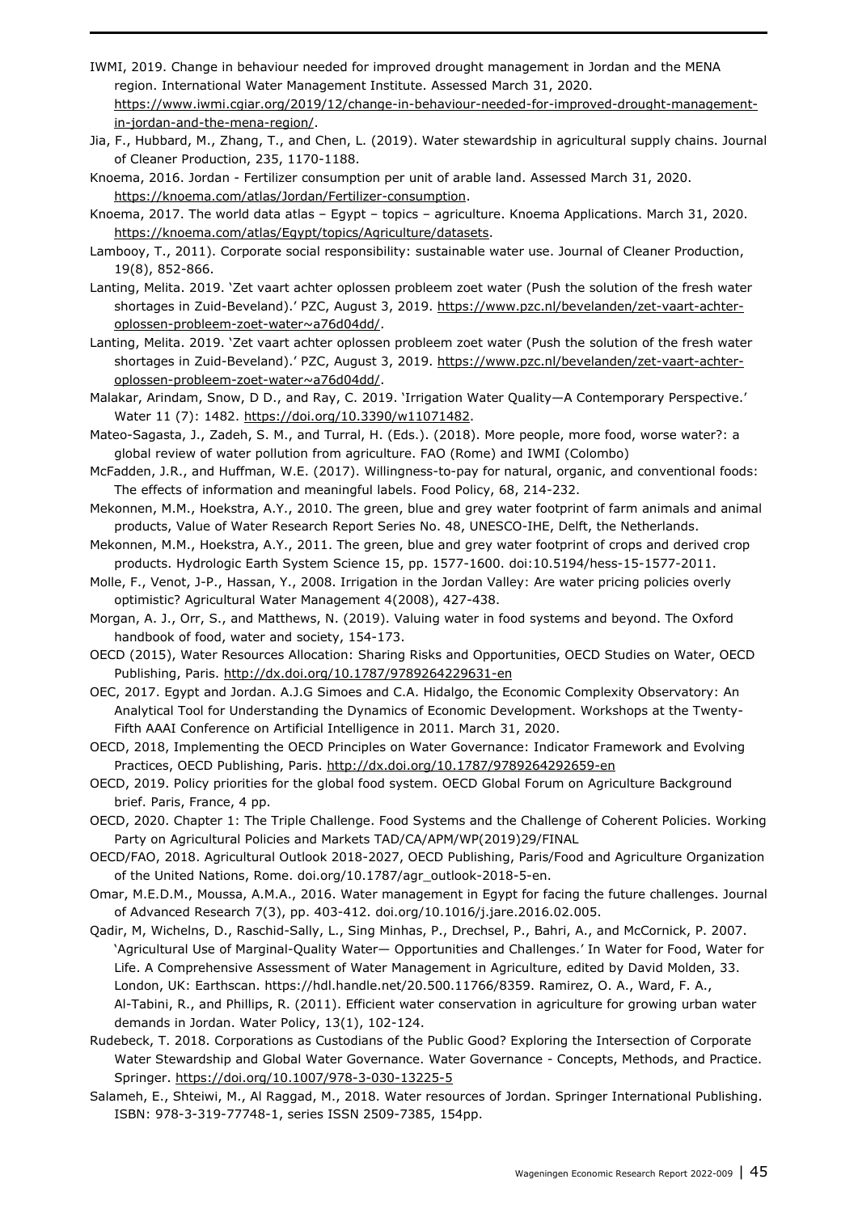IWMI, 2019. Change in behaviour needed for improved drought management in Jordan and the MENA region. International Water Management Institute. Assessed March 31, 2020. https://www.iwmi.cgiar.org/2019/12/change-in-behaviour-needed-for-improved-drought-management-in-jordan-and-the-mena-region/.

Jia, F., Hubbard, M., Zhang, T., and Chen, L. (2019). Water stewardship in agricultural supply chains. Journal of Cleaner Production, 235, 1170-1188.

Knoema, 2016. Jordan - Fertilizer consumption per unit of arable land. Assessed March 31, 2020. https://knoema.com/atlas/Jordan/Fertilizer-consumption.

Knoema, 2017. The world data atlas – Egypt – topics – agriculture. Knoema Applications. March 31, 2020. https://knoema.com/atlas/Egypt/topics/Agriculture/datasets.

Lambooy, T., 2011). Corporate social responsibility: sustainable water use. Journal of Cleaner Production, 19(8), 852-866.

Lanting, Melita. 2019. 'Zet vaart achter oplossen probleem zoet water (Push the solution of the fresh water shortages in Zuid-Beveland).' PZC, August 3, 2019. https://www.pzc.nl/bevelanden/zet-vaart-achter-oplossen-probleem-zoet-water~a76d04dd/.

Lanting, Melita. 2019. 'Zet vaart achter oplossen probleem zoet water (Push the solution of the fresh water shortages in Zuid-Beveland).' PZC, August 3, 2019. https://www.pzc.nl/bevelanden/zet-vaart-achter-oplossen-probleem-zoet-water~a76d04dd/.

Malakar, Arindam, Snow, D D., and Ray, C. 2019. 'Irrigation Water Quality—A Contemporary Perspective.' Water 11 (7): 1482. https://doi.org/10.3390/w11071482.

Mateo-Sagasta, J., Zadeh, S. M., and Turral, H. (Eds.). (2018). More people, more food, worse water?: a global review of water pollution from agriculture. FAO (Rome) and IWMI (Colombo)

McFadden, J.R., and Huffman, W.E. (2017). Willingness-to-pay for natural, organic, and conventional foods: The effects of information and meaningful labels. Food Policy, 68, 214-232.

Mekonnen, M.M., Hoekstra, A.Y., 2010. The green, blue and grey water footprint of farm animals and animal products, Value of Water Research Report Series No. 48, UNESCO-IHE, Delft, the Netherlands.

Mekonnen, M.M., Hoekstra, A.Y., 2011. The green, blue and grey water footprint of crops and derived crop products. Hydrologic Earth System Science 15, pp. 1577-1600. doi:10.5194/hess-15-1577-2011.

Molle, F., Venot, J-P., Hassan, Y., 2008. Irrigation in the Jordan Valley: Are water pricing policies overly optimistic? Agricultural Water Management 4(2008), 427-438.

Morgan, A. J., Orr, S., and Matthews, N. (2019). Valuing water in food systems and beyond. The Oxford handbook of food, water and society, 154-173.

OECD (2015), Water Resources Allocation: Sharing Risks and Opportunities, OECD Studies on Water, OECD Publishing, Paris. http://dx.doi.org/10.1787/9789264229631-en

OEC, 2017. Egypt and Jordan. A.J.G Simoes and C.A. Hidalgo, the Economic Complexity Observatory: An Analytical Tool for Understanding the Dynamics of Economic Development. Workshops at the Twenty-Fifth AAAI Conference on Artificial Intelligence in 2011. March 31, 2020.

OECD, 2018, Implementing the OECD Principles on Water Governance: Indicator Framework and Evolving Practices, OECD Publishing, Paris. http://dx.doi.org/10.1787/9789264292659-en

OECD, 2019. Policy priorities for the global food system. OECD Global Forum on Agriculture Background brief. Paris, France, 4 pp.

OECD, 2020. Chapter 1: The Triple Challenge. Food Systems and the Challenge of Coherent Policies. Working Party on Agricultural Policies and Markets TAD/CA/APM/WP(2019)29/FINAL

OECD/FAO, 2018. Agricultural Outlook 2018-2027, OECD Publishing, Paris/Food and Agriculture Organization of the United Nations, Rome. doi.org/10.1787/agr_outlook-2018-5-en.

Omar, M.E.D.M., Moussa, A.M.A., 2016. Water management in Egypt for facing the future challenges. Journal of Advanced Research 7(3), pp. 403-412. doi.org/10.1016/j.jare.2016.02.005.

Qadir, M, Wichelns, D., Raschid-Sally, L., Sing Minhas, P., Drechsel, P., Bahri, A., and McCornick, P. 2007. 'Agricultural Use of Marginal-Quality Water— Opportunities and Challenges.' In Water for Food, Water for Life. A Comprehensive Assessment of Water Management in Agriculture, edited by David Molden, 33. London, UK: Earthscan. https://hdl.handle.net/20.500.11766/8359. Ramirez, O. A., Ward, F. A., Al-Tabini, R., and Phillips, R. (2011). Efficient water conservation in agriculture for growing urban water demands in Jordan. Water Policy, 13(1), 102-124.

Rudebeck, T. 2018. Corporations as Custodians of the Public Good? Exploring the Intersection of Corporate Water Stewardship and Global Water Governance. Water Governance - Concepts, Methods, and Practice. Springer. https://doi.org/10.1007/978-3-030-13225-5

Salameh, E., Shteiwi, M., Al Raggad, M., 2018. Water resources of Jordan. Springer International Publishing. ISBN: 978-3-319-77748-1, series ISSN 2509-7385, 154pp.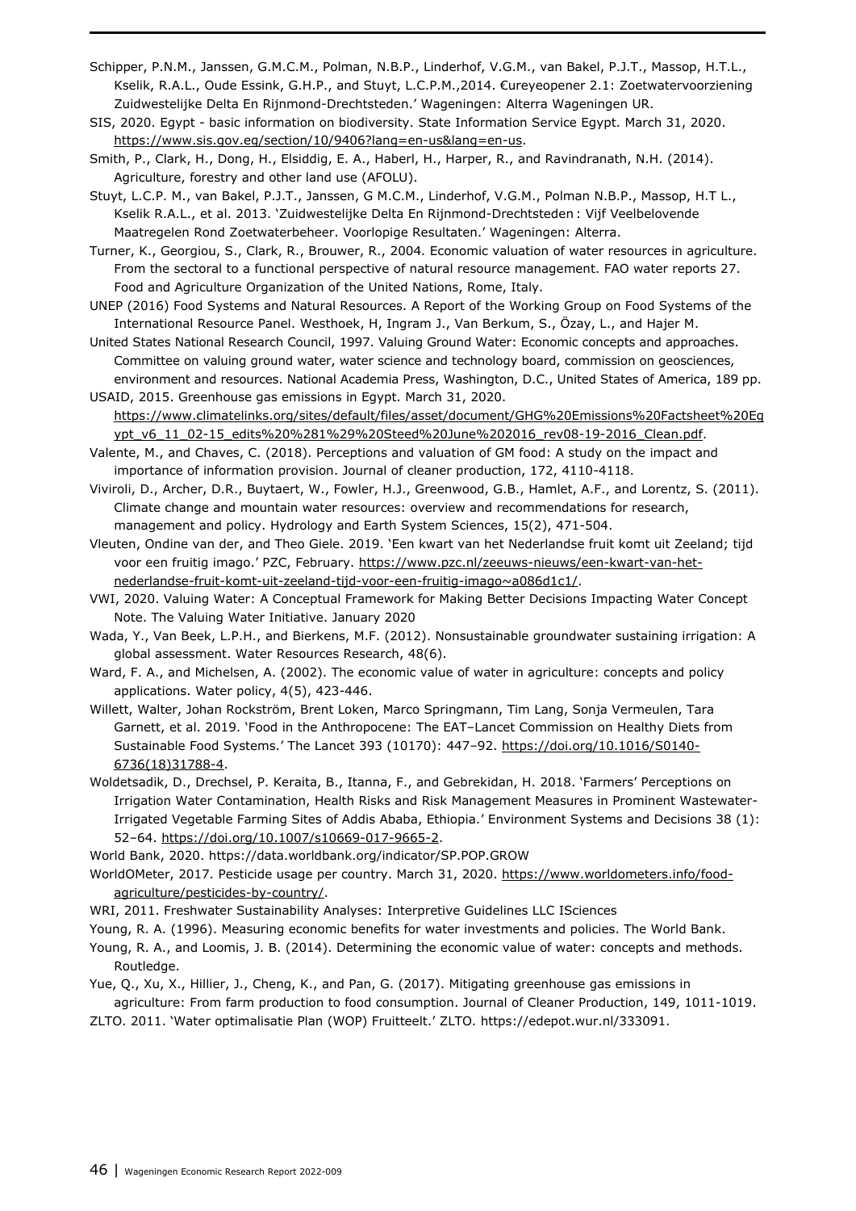Schipper, P.N.M., Janssen, G.M.C.M., Polman, N.B.P., Linderhof, V.G.M., van Bakel, P.J.T., Massop, H.T.L., Kselik, R.A.L., Oude Essink, G.H.P., and Stuyt, L.C.P.M.,2014. €ureyeopener 2.1: Zoetwatervoorziening Zuidwestelijke Delta En Rijnmond-Drechtsteden.' Wageningen: Alterra Wageningen UR.

SIS, 2020. Egypt - basic information on biodiversity. State Information Service Egypt. March 31, 2020. https://www.sis.gov.eg/section/10/9406?lang=en-us&lang=en-us.

Smith, P., Clark, H., Dong, H., Elsiddig, E. A., Haberl, H., Harper, R., and Ravindranath, N.H. (2014). Agriculture, forestry and other land use (AFOLU).

Stuyt, L.C.P. M., van Bakel, P.J.T., Janssen, G M.C.M., Linderhof, V.G.M., Polman N.B.P., Massop, H.T L., Kselik R.A.L., et al. 2013. 'Zuidwestelijke Delta En Rijnmond-Drechtsteden : Vijf Veelbelovende Maatregelen Rond Zoetwaterbeheer. Voorlopige Resultaten.' Wageningen: Alterra.

Turner, K., Georgiou, S., Clark, R., Brouwer, R., 2004. Economic valuation of water resources in agriculture. From the sectoral to a functional perspective of natural resource management. FAO water reports 27. Food and Agriculture Organization of the United Nations, Rome, Italy.

UNEP (2016) Food Systems and Natural Resources. A Report of the Working Group on Food Systems of the International Resource Panel. Westhoek, H, Ingram J., Van Berkum, S., Özay, L., and Hajer M.

United States National Research Council, 1997. Valuing Ground Water: Economic concepts and approaches. Committee on valuing ground water, water science and technology board, commission on geosciences, environment and resources. National Academia Press, Washington, D.C., United States of America, 189 pp.

USAID, 2015. Greenhouse gas emissions in Egypt. March 31, 2020. https://www.climatelinks.org/sites/default/files/asset/document/GHG%20Emissions%20Factsheet%20Egypt_v6_11_02-15_edits%20%281%29%20Steed%20June%202016_rev08-19-2016_Clean.pdf.

Valente, M., and Chaves, C. (2018). Perceptions and valuation of GM food: A study on the impact and importance of information provision. Journal of cleaner production, 172, 4110-4118.

Viviroli, D., Archer, D.R., Buytaert, W., Fowler, H.J., Greenwood, G.B., Hamlet, A.F., and Lorentz, S. (2011). Climate change and mountain water resources: overview and recommendations for research, management and policy. Hydrology and Earth System Sciences, 15(2), 471-504.

Vleuten, Ondine van der, and Theo Giele. 2019. 'Een kwart van het Nederlandse fruit komt uit Zeeland; tijd voor een fruitig imago.' PZC, February. https://www.pzc.nl/zeeuws-nieuws/een-kwart-van-het-nederlandse-fruit-komt-uit-zeeland-tijd-voor-een-fruitig-imago~a086d1c1/.

VWI, 2020. Valuing Water: A Conceptual Framework for Making Better Decisions Impacting Water Concept Note. The Valuing Water Initiative. January 2020

Wada, Y., Van Beek, L.P.H., and Bierkens, M.F. (2012). Nonsustainable groundwater sustaining irrigation: A global assessment. Water Resources Research, 48(6).

Ward, F. A., and Michelsen, A. (2002). The economic value of water in agriculture: concepts and policy applications. Water policy, 4(5), 423-446.

Willett, Walter, Johan Rockström, Brent Loken, Marco Springmann, Tim Lang, Sonja Vermeulen, Tara Garnett, et al. 2019. 'Food in the Anthropocene: The EAT–Lancet Commission on Healthy Diets from Sustainable Food Systems.' The Lancet 393 (10170): 447–92. https://doi.org/10.1016/S0140-6736(18)31788-4.

Woldetsadik, D., Drechsel, P. Keraita, B., Itanna, F., and Gebrekidan, H. 2018. 'Farmers' Perceptions on Irrigation Water Contamination, Health Risks and Risk Management Measures in Prominent Wastewater-Irrigated Vegetable Farming Sites of Addis Ababa, Ethiopia.' Environment Systems and Decisions 38 (1): 52–64. https://doi.org/10.1007/s10669-017-9665-2.

World Bank, 2020. https://data.worldbank.org/indicator/SP.POP.GROW

WorldOMeter, 2017. Pesticide usage per country. March 31, 2020. https://www.worldometers.info/food-agriculture/pesticides-by-country/.

WRI, 2011. Freshwater Sustainability Analyses: Interpretive Guidelines LLC ISciences

Young, R. A. (1996). Measuring economic benefits for water investments and policies. The World Bank.

Young, R. A., and Loomis, J. B. (2014). Determining the economic value of water: concepts and methods. Routledge.

Yue, Q., Xu, X., Hillier, J., Cheng, K., and Pan, G. (2017). Mitigating greenhouse gas emissions in agriculture: From farm production to food consumption. Journal of Cleaner Production, 149, 1011-1019.

ZLTO. 2011. 'Water optimalisatie Plan (WOP) Fruitteelt.' ZLTO. https://edepot.wur.nl/333091.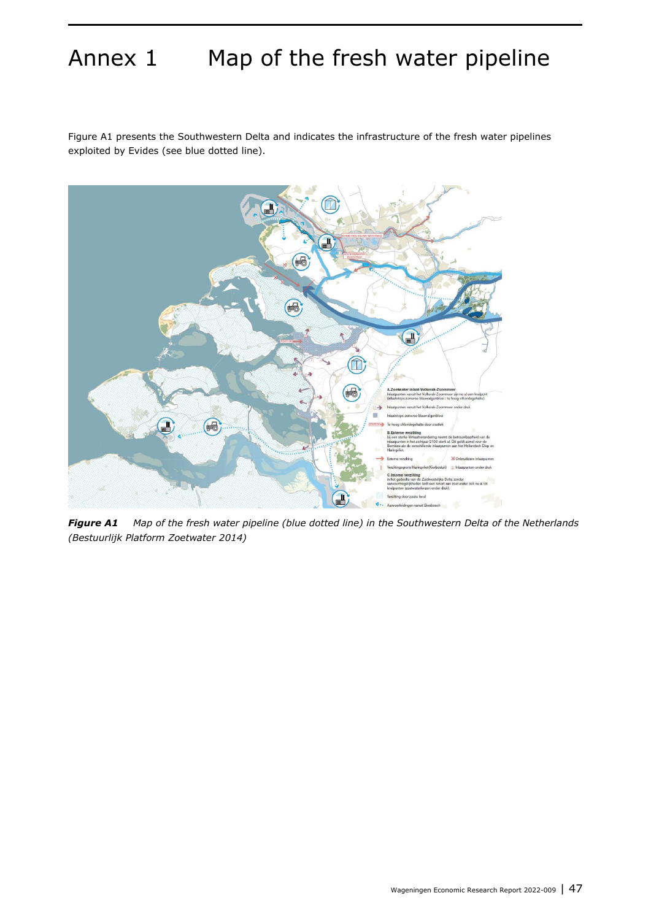# Annex 1 Map of the fresh water pipeline

Figure A1 presents the Southwestern Delta and indicates the infrastructure of the fresh water pipelines exploited by Evides (see blue dotted line).

***Figure A1*** *Map of the fresh water pipeline (blue dotted line) in the Southwestern Delta of the Netherlands (Bestuurlijk Platform Zoetwater 2014)*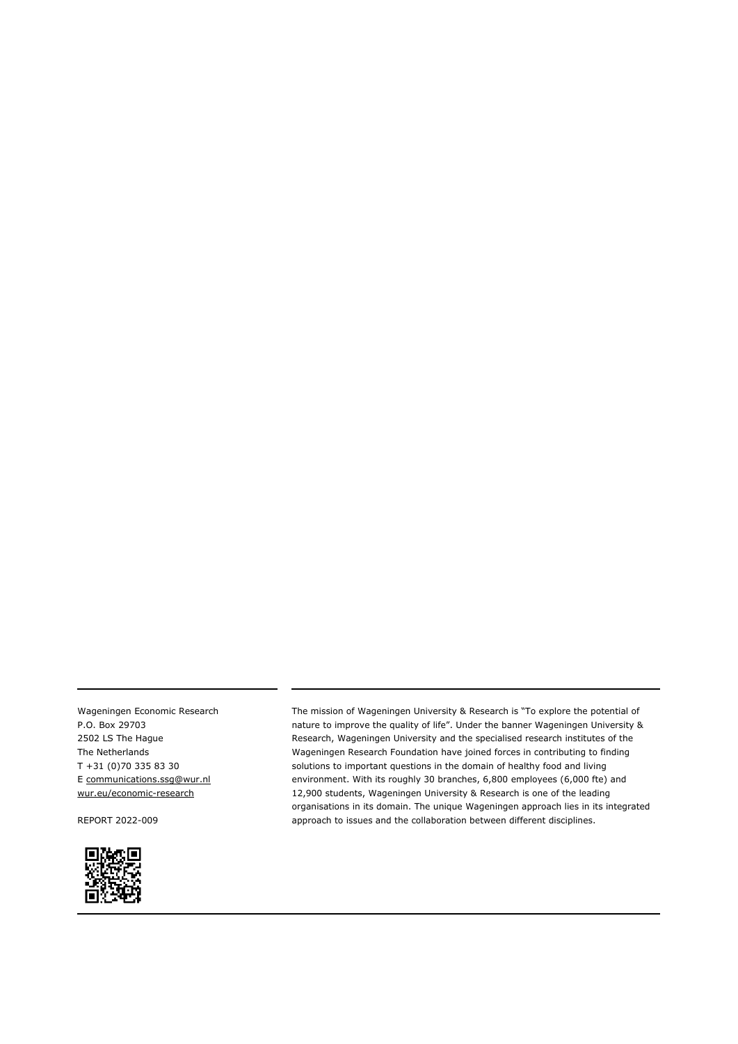Wageningen Economic Research
P.O. Box 29703
2502 LS The Hague
The Netherlands
T +31 (0)70 335 83 30
E communications.ssg@wur.nl
wur.eu/economic-research

REPORT 2022-009

The mission of Wageningen University & Research is "To explore the potential of nature to improve the quality of life". Under the banner Wageningen University & Research, Wageningen University and the specialised research institutes of the Wageningen Research Foundation have joined forces in contributing to finding solutions to important questions in the domain of healthy food and living environment. With its roughly 30 branches, 6,800 employees (6,000 fte) and 12,900 students, Wageningen University & Research is one of the leading organisations in its domain. The unique Wageningen approach lies in its integrated approach to issues and the collaboration between different disciplines.